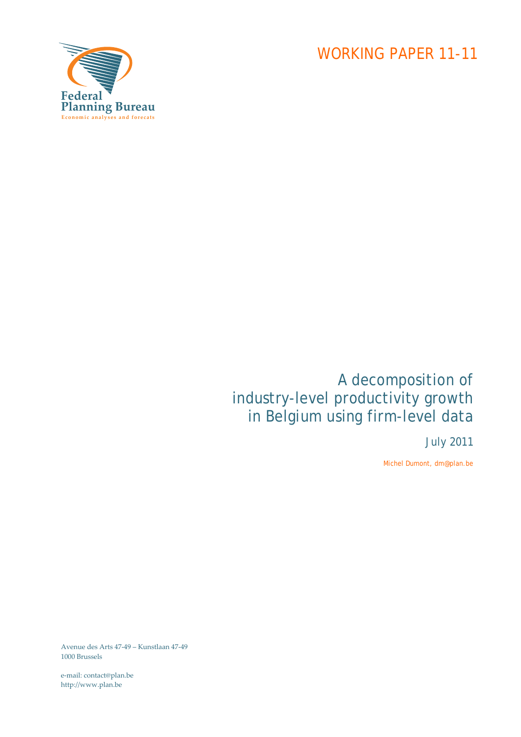Federal Planning Bureau
Economic analyses and forecasts

WORKING PAPER 11-11

# A decomposition of industry-level productivity growth in Belgium using firm-level data

July 2011

Michel Dumont, dm@plan.be

Avenue des Arts 47-49 – Kunstlaan 47-49
1000 Brussels

e-mail: contact@plan.be
http://www.plan.be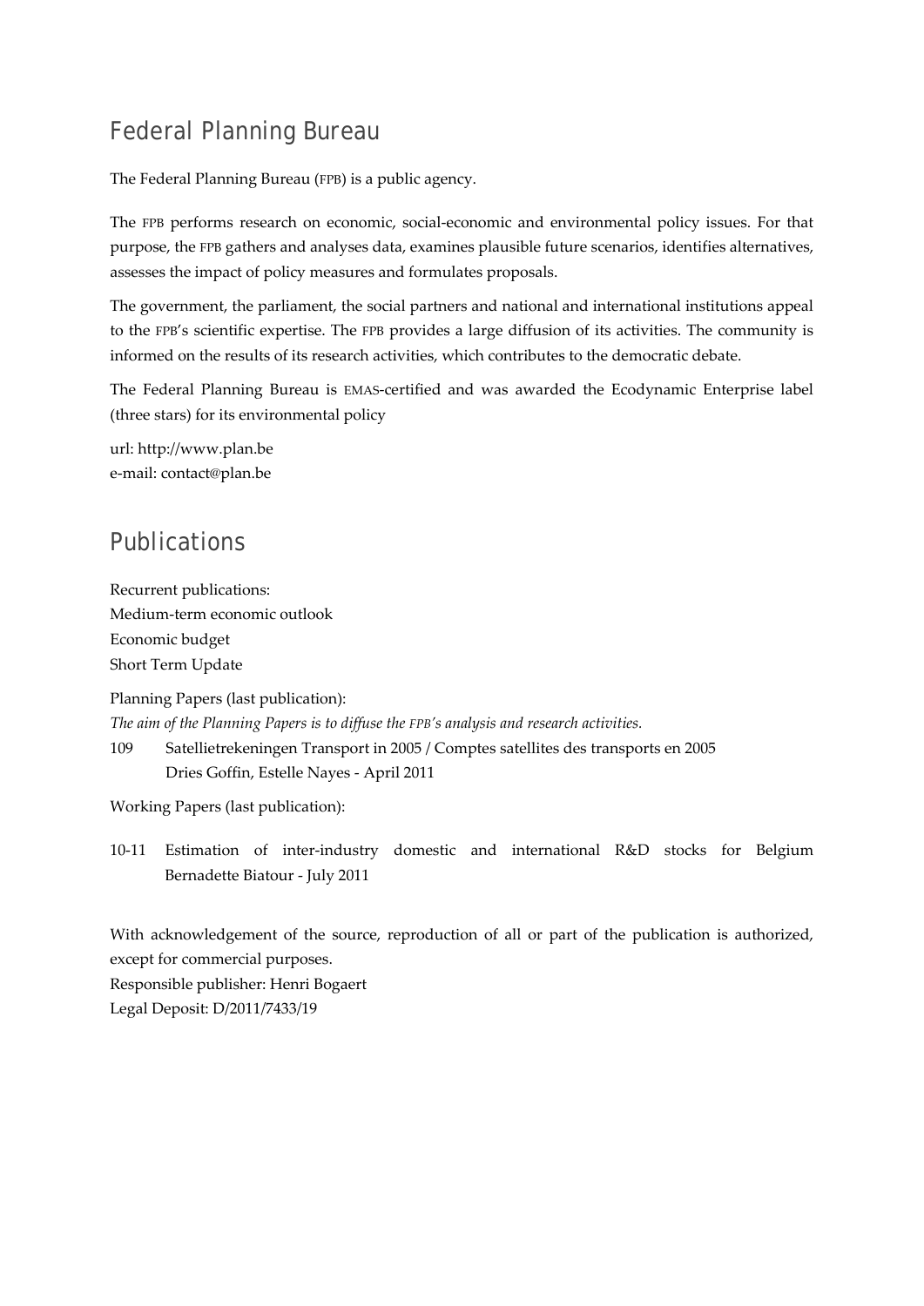## Federal Planning Bureau

The Federal Planning Bureau (FPB) is a public agency.

The FPB performs research on economic, social-economic and environmental policy issues. For that purpose, the FPB gathers and analyses data, examines plausible future scenarios, identifies alternatives, assesses the impact of policy measures and formulates proposals.

The government, the parliament, the social partners and national and international institutions appeal to the FPB's scientific expertise. The FPB provides a large diffusion of its activities. The community is informed on the results of its research activities, which contributes to the democratic debate.

The Federal Planning Bureau is EMAS-certified and was awarded the Ecodynamic Enterprise label (three stars) for its environmental policy

url: http://www.plan.be
e-mail: contact@plan.be

## Publications

Recurrent publications:
Medium-term economic outlook
Economic budget
Short Term Update

Planning Papers (last publication):
*The aim of the Planning Papers is to diffuse the FPB's analysis and research activities.*

109 Satellietrekeningen Transport in 2005 / Comptes satellites des transports en 2005
Dries Goffin, Estelle Nayes - April 2011

Working Papers (last publication):

10-11 Estimation of inter-industry domestic and international R&D stocks for Belgium
Bernadette Biatour - July 2011

With acknowledgement of the source, reproduction of all or part of the publication is authorized, except for commercial purposes.
Responsible publisher: Henri Bogaert
Legal Deposit: D/2011/7433/19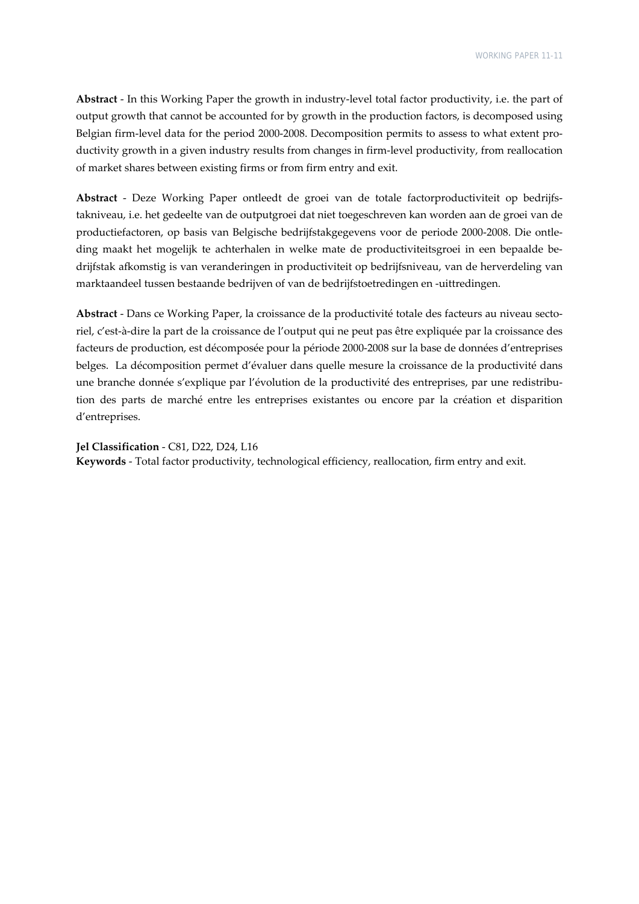**Abstract** - In this Working Paper the growth in industry-level total factor productivity, i.e. the part of output growth that cannot be accounted for by growth in the production factors, is decomposed using Belgian firm-level data for the period 2000-2008. Decomposition permits to assess to what extent productivity growth in a given industry results from changes in firm-level productivity, from reallocation of market shares between existing firms or from firm entry and exit.

**Abstract** - Deze Working Paper ontleedt de groei van de totale factorproductiviteit op bedrijfstakniveau, i.e. het gedeelte van de outputgroei dat niet toegeschreven kan worden aan de groei van de productiefactoren, op basis van Belgische bedrijfstakgegevens voor de periode 2000-2008. Die ontleding maakt het mogelijk te achterhalen in welke mate de productiviteitsgroei in een bepaalde bedrijfstak afkomstig is van veranderingen in productiviteit op bedrijfsniveau, van de herverdeling van marktaandeel tussen bestaande bedrijven of van de bedrijfstoetredingen en -uittredingen.

**Abstract** - Dans ce Working Paper, la croissance de la productivité totale des facteurs au niveau sectoriel, c'est-à-dire la part de la croissance de l'output qui ne peut pas être expliquée par la croissance des facteurs de production, est décomposée pour la période 2000-2008 sur la base de données d'entreprises belges. La décomposition permet d'évaluer dans quelle mesure la croissance de la productivité dans une branche donnée s'explique par l'évolution de la productivité des entreprises, par une redistribution des parts de marché entre les entreprises existantes ou encore par la création et disparition d'entreprises.

**Jel Classification** - C81, D22, D24, L16
**Keywords** - Total factor productivity, technological efficiency, reallocation, firm entry and exit.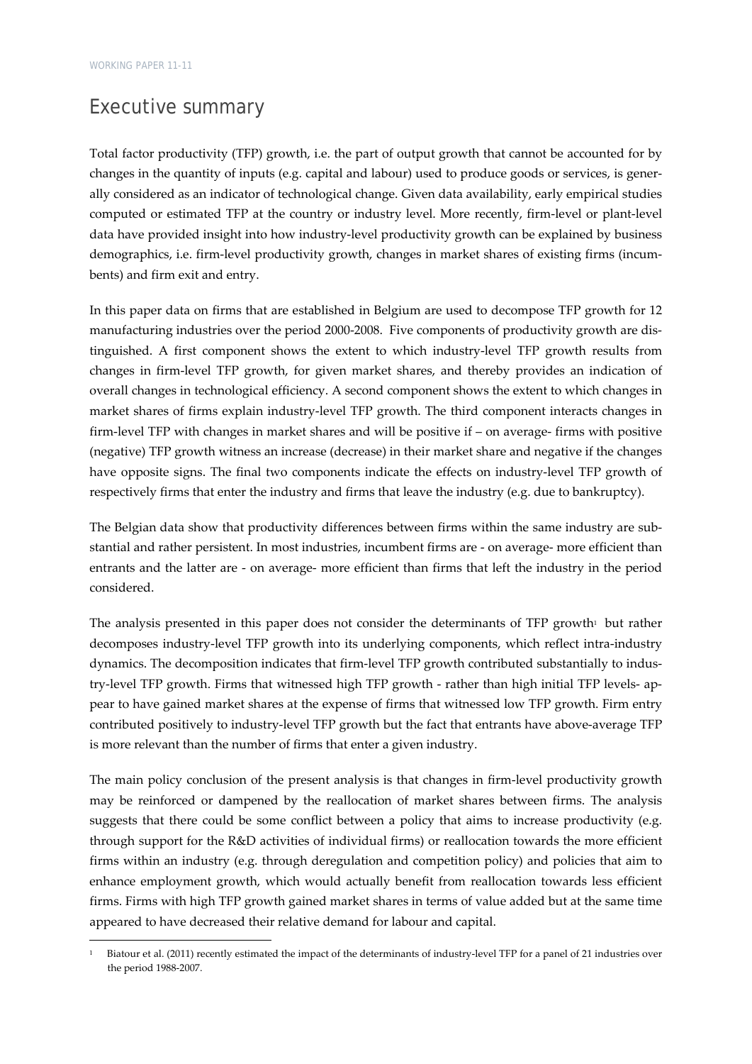# Executive summary

Total factor productivity (TFP) growth, i.e. the part of output growth that cannot be accounted for by changes in the quantity of inputs (e.g. capital and labour) used to produce goods or services, is generally considered as an indicator of technological change. Given data availability, early empirical studies computed or estimated TFP at the country or industry level. More recently, firm-level or plant-level data have provided insight into how industry-level productivity growth can be explained by business demographics, i.e. firm-level productivity growth, changes in market shares of existing firms (incumbents) and firm exit and entry.

In this paper data on firms that are established in Belgium are used to decompose TFP growth for 12 manufacturing industries over the period 2000-2008. Five components of productivity growth are distinguished. A first component shows the extent to which industry-level TFP growth results from changes in firm-level TFP growth, for given market shares, and thereby provides an indication of overall changes in technological efficiency. A second component shows the extent to which changes in market shares of firms explain industry-level TFP growth. The third component interacts changes in firm-level TFP with changes in market shares and will be positive if – on average- firms with positive (negative) TFP growth witness an increase (decrease) in their market share and negative if the changes have opposite signs. The final two components indicate the effects on industry-level TFP growth of respectively firms that enter the industry and firms that leave the industry (e.g. due to bankruptcy).

The Belgian data show that productivity differences between firms within the same industry are substantial and rather persistent. In most industries, incumbent firms are - on average- more efficient than entrants and the latter are - on average- more efficient than firms that left the industry in the period considered.

The analysis presented in this paper does not consider the determinants of TFP growth[1] but rather decomposes industry-level TFP growth into its underlying components, which reflect intra-industry dynamics. The decomposition indicates that firm-level TFP growth contributed substantially to industry-level TFP growth. Firms that witnessed high TFP growth - rather than high initial TFP levels- appear to have gained market shares at the expense of firms that witnessed low TFP growth. Firm entry contributed positively to industry-level TFP growth but the fact that entrants have above-average TFP is more relevant than the number of firms that enter a given industry.

The main policy conclusion of the present analysis is that changes in firm-level productivity growth may be reinforced or dampened by the reallocation of market shares between firms. The analysis suggests that there could be some conflict between a policy that aims to increase productivity (e.g. through support for the R&D activities of individual firms) or reallocation towards the more efficient firms within an industry (e.g. through deregulation and competition policy) and policies that aim to enhance employment growth, which would actually benefit from reallocation towards less efficient firms. Firms with high TFP growth gained market shares in terms of value added but at the same time appeared to have decreased their relative demand for labour and capital.

[1] Biatour et al. (2011) recently estimated the impact of the determinants of industry-level TFP for a panel of 21 industries over the period 1988-2007.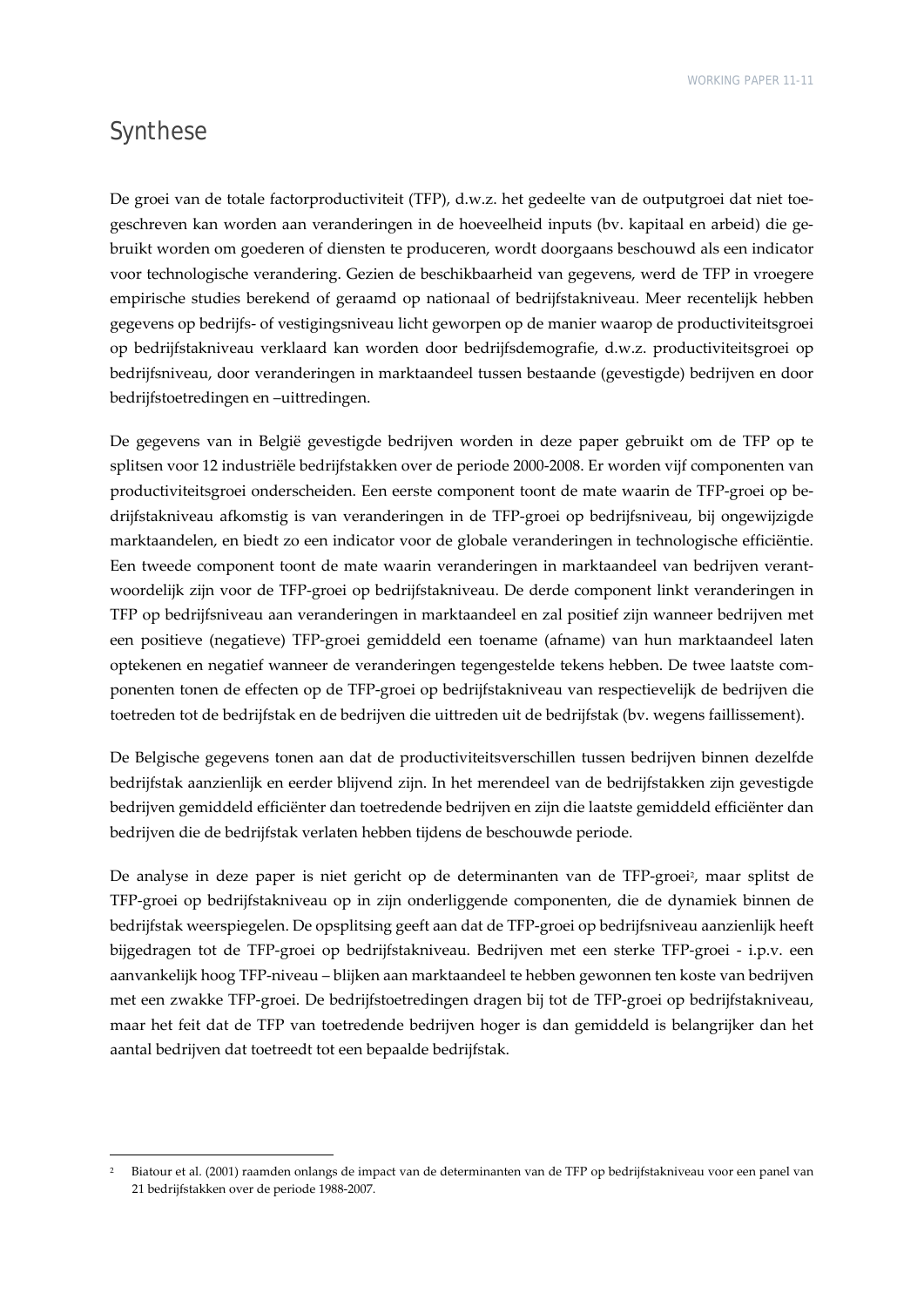# Synthese

De groei van de totale factorproductiviteit (TFP), d.w.z. het gedeelte van de outputgroei dat niet toegeschreven kan worden aan veranderingen in de hoeveelheid inputs (bv. kapitaal en arbeid) die gebruikt worden om goederen of diensten te produceren, wordt doorgaans beschouwd als een indicator voor technologische verandering. Gezien de beschikbaarheid van gegevens, werd de TFP in vroegere empirische studies berekend of geraamd op nationaal of bedrijfstakniveau. Meer recentelijk hebben gegevens op bedrijfs- of vestigingsniveau licht geworpen op de manier waarop de productiviteitsgroei op bedrijfstakniveau verklaard kan worden door bedrijfsdemografie, d.w.z. productiviteitsgroei op bedrijfsniveau, door veranderingen in marktaandeel tussen bestaande (gevestigde) bedrijven en door bedrijfstoetredingen en –uittredingen.

De gegevens van in België gevestigde bedrijven worden in deze paper gebruikt om de TFP op te splitsen voor 12 industriële bedrijfstakken over de periode 2000-2008. Er worden vijf componenten van productiviteitsgroei onderscheiden. Een eerste component toont de mate waarin de TFP-groei op bedrijfstakniveau afkomstig is van veranderingen in de TFP-groei op bedrijfsniveau, bij ongewijzigde marktaandelen, en biedt zo een indicator voor de globale veranderingen in technologische efficiëntie. Een tweede component toont de mate waarin veranderingen in marktaandeel van bedrijven verantwoordelijk zijn voor de TFP-groei op bedrijfstakniveau. De derde component linkt veranderingen in TFP op bedrijfsniveau aan veranderingen in marktaandeel en zal positief zijn wanneer bedrijven met een positieve (negatieve) TFP-groei gemiddeld een toename (afname) van hun marktaandeel laten optekenen en negatief wanneer de veranderingen tegengestelde tekens hebben. De twee laatste componenten tonen de effecten op de TFP-groei op bedrijfstakniveau van respectievelijk de bedrijven die toetreden tot de bedrijfstak en de bedrijven die uittreden uit de bedrijfstak (bv. wegens faillissement).

De Belgische gegevens tonen aan dat de productiviteitsverschillen tussen bedrijven binnen dezelfde bedrijfstak aanzienlijk en eerder blijvend zijn. In het merendeel van de bedrijfstakken zijn gevestigde bedrijven gemiddeld efficiënter dan toetredende bedrijven en zijn die laatste gemiddeld efficiënter dan bedrijven die de bedrijfstak verlaten hebben tijdens de beschouwde periode.

De analyse in deze paper is niet gericht op de determinanten van de TFP-groei[2], maar splitst de TFP-groei op bedrijfstakniveau op in zijn onderliggende componenten, die de dynamiek binnen de bedrijfstak weerspiegelen. De opsplitsing geeft aan dat de TFP-groei op bedrijfsniveau aanzienlijk heeft bijgedragen tot de TFP-groei op bedrijfstakniveau. Bedrijven met een sterke TFP-groei - i.p.v. een aanvankelijk hoog TFP-niveau – blijken aan marktaandeel te hebben gewonnen ten koste van bedrijven met een zwakke TFP-groei. De bedrijfstoetredingen dragen bij tot de TFP-groei op bedrijfstakniveau, maar het feit dat de TFP van toetredende bedrijven hoger is dan gemiddeld is belangrijker dan het aantal bedrijven dat toetreedt tot een bepaalde bedrijfstak.

---

[2] Biatour et al. (2001) raamden onlangs de impact van de determinanten van de TFP op bedrijfstakniveau voor een panel van 21 bedrijfstakken over de periode 1988-2007.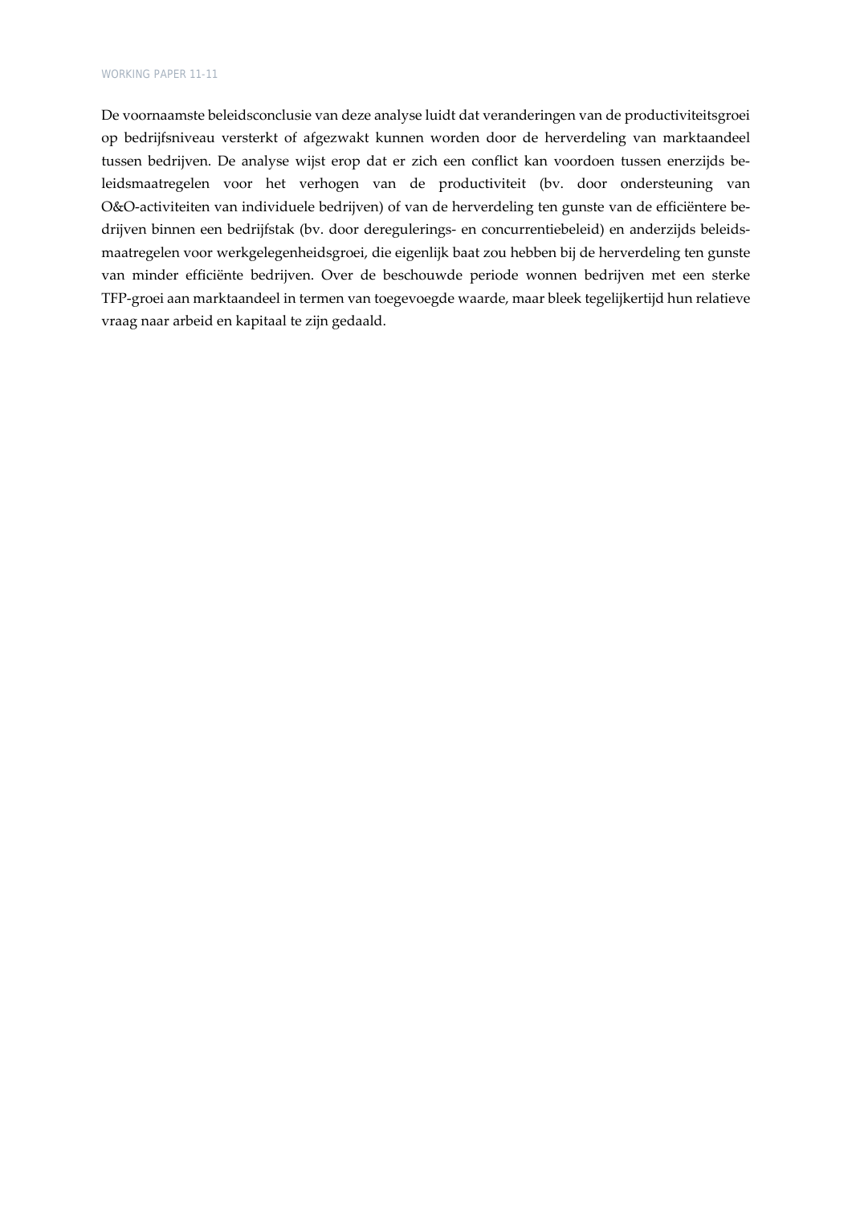De voornaamste beleidsconclusie van deze analyse luidt dat veranderingen van de productiviteitsgroei op bedrijfsniveau versterkt of afgezwakt kunnen worden door de herverdeling van marktaandeel tussen bedrijven. De analyse wijst erop dat er zich een conflict kan voordoen tussen enerzijds beleidsmaatregelen voor het verhogen van de productiviteit (bv. door ondersteuning van O&O-activiteiten van individuele bedrijven) of van de herverdeling ten gunste van de efficiëntere bedrijven binnen een bedrijfstak (bv. door deregulerings- en concurrentiebeleid) en anderzijds beleidsmaatregelen voor werkgelegenheidsgroei, die eigenlijk baat zou hebben bij de herverdeling ten gunste van minder efficiënte bedrijven. Over de beschouwde periode wonnen bedrijven met een sterke TFP-groei aan marktaandeel in termen van toegevoegde waarde, maar bleek tegelijkertijd hun relatieve vraag naar arbeid en kapitaal te zijn gedaald.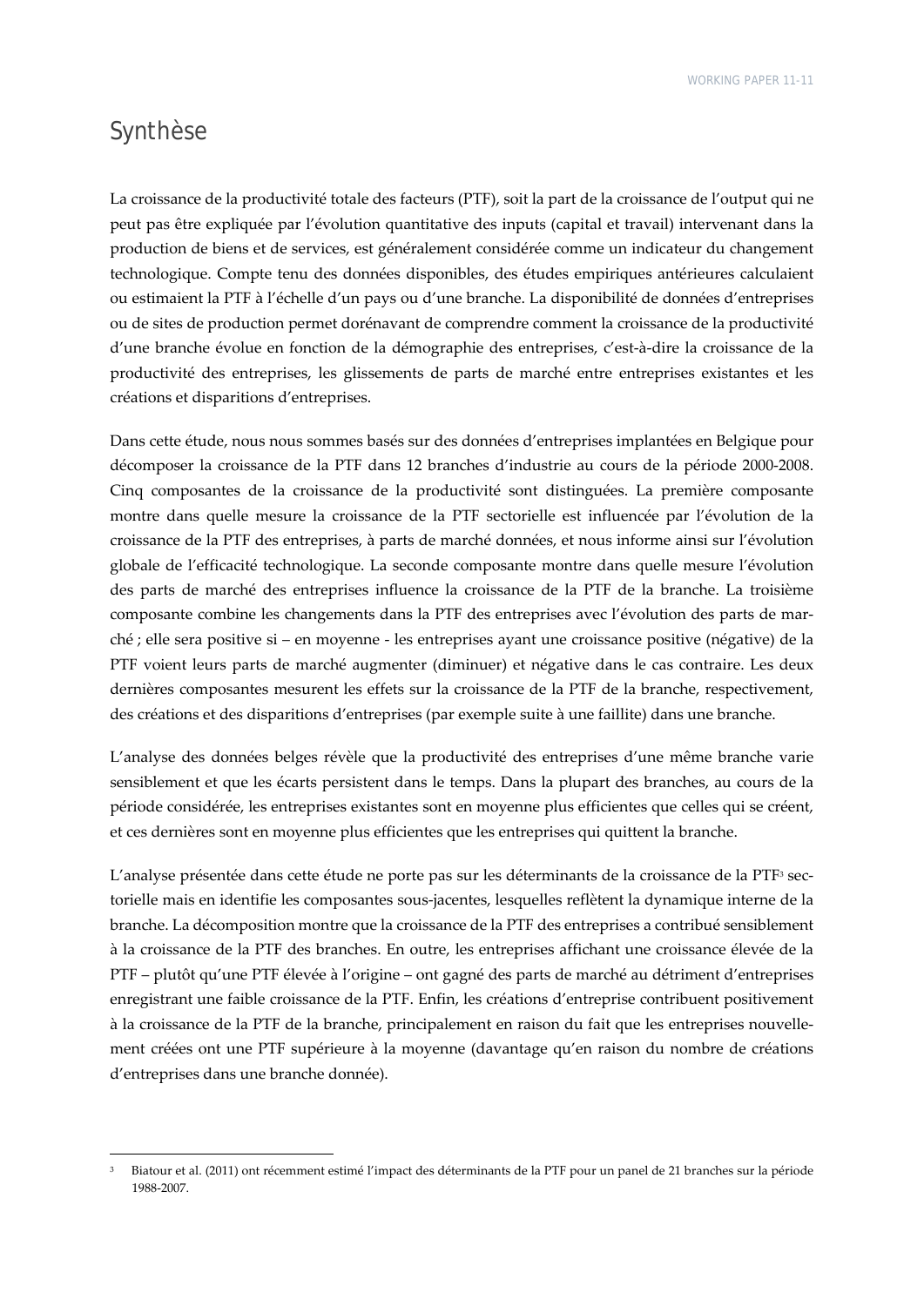# Synthèse

La croissance de la productivité totale des facteurs (PTF), soit la part de la croissance de l'output qui ne peut pas être expliquée par l'évolution quantitative des inputs (capital et travail) intervenant dans la production de biens et de services, est généralement considérée comme un indicateur du changement technologique. Compte tenu des données disponibles, des études empiriques antérieures calculaient ou estimaient la PTF à l'échelle d'un pays ou d'une branche. La disponibilité de données d'entreprises ou de sites de production permet dorénavant de comprendre comment la croissance de la productivité d'une branche évolue en fonction de la démographie des entreprises, c'est-à-dire la croissance de la productivité des entreprises, les glissements de parts de marché entre entreprises existantes et les créations et disparitions d'entreprises.

Dans cette étude, nous nous sommes basés sur des données d'entreprises implantées en Belgique pour décomposer la croissance de la PTF dans 12 branches d'industrie au cours de la période 2000-2008. Cinq composantes de la croissance de la productivité sont distinguées. La première composante montre dans quelle mesure la croissance de la PTF sectorielle est influencée par l'évolution de la croissance de la PTF des entreprises, à parts de marché données, et nous informe ainsi sur l'évolution globale de l'efficacité technologique. La seconde composante montre dans quelle mesure l'évolution des parts de marché des entreprises influence la croissance de la PTF de la branche. La troisième composante combine les changements dans la PTF des entreprises avec l'évolution des parts de marché ; elle sera positive si – en moyenne - les entreprises ayant une croissance positive (négative) de la PTF voient leurs parts de marché augmenter (diminuer) et négative dans le cas contraire. Les deux dernières composantes mesurent les effets sur la croissance de la PTF de la branche, respectivement, des créations et des disparitions d'entreprises (par exemple suite à une faillite) dans une branche.

L'analyse des données belges révèle que la productivité des entreprises d'une même branche varie sensiblement et que les écarts persistent dans le temps. Dans la plupart des branches, au cours de la période considérée, les entreprises existantes sont en moyenne plus efficientes que celles qui se créent, et ces dernières sont en moyenne plus efficientes que les entreprises qui quittent la branche.

L'analyse présentée dans cette étude ne porte pas sur les déterminants de la croissance de la PTF[3] sectorielle mais en identifie les composantes sous-jacentes, lesquelles reflètent la dynamique interne de la branche. La décomposition montre que la croissance de la PTF des entreprises a contribué sensiblement à la croissance de la PTF des branches. En outre, les entreprises affichant une croissance élevée de la PTF – plutôt qu'une PTF élevée à l'origine – ont gagné des parts de marché au détriment d'entreprises enregistrant une faible croissance de la PTF. Enfin, les créations d'entreprise contribuent positivement à la croissance de la PTF de la branche, principalement en raison du fait que les entreprises nouvellement créées ont une PTF supérieure à la moyenne (davantage qu'en raison du nombre de créations d'entreprises dans une branche donnée).

[3] Biatour et al. (2011) ont récemment estimé l'impact des déterminants de la PTF pour un panel de 21 branches sur la période 1988-2007.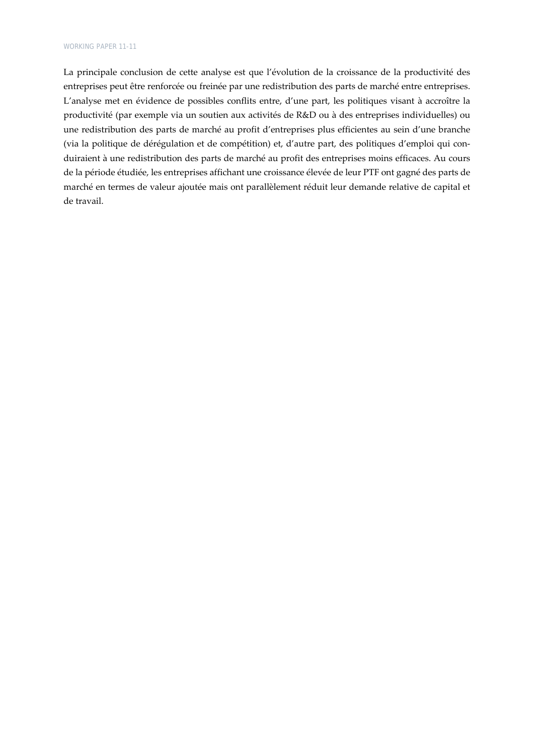La principale conclusion de cette analyse est que l'évolution de la croissance de la productivité des entreprises peut être renforcée ou freinée par une redistribution des parts de marché entre entreprises. L'analyse met en évidence de possibles conflits entre, d'une part, les politiques visant à accroître la productivité (par exemple via un soutien aux activités de R&D ou à des entreprises individuelles) ou une redistribution des parts de marché au profit d'entreprises plus efficientes au sein d'une branche (via la politique de dérégulation et de compétition) et, d'autre part, des politiques d'emploi qui conduiraient à une redistribution des parts de marché au profit des entreprises moins efficaces. Au cours de la période étudiée, les entreprises affichant une croissance élevée de leur PTF ont gagné des parts de marché en termes de valeur ajoutée mais ont parallèlement réduit leur demande relative de capital et de travail.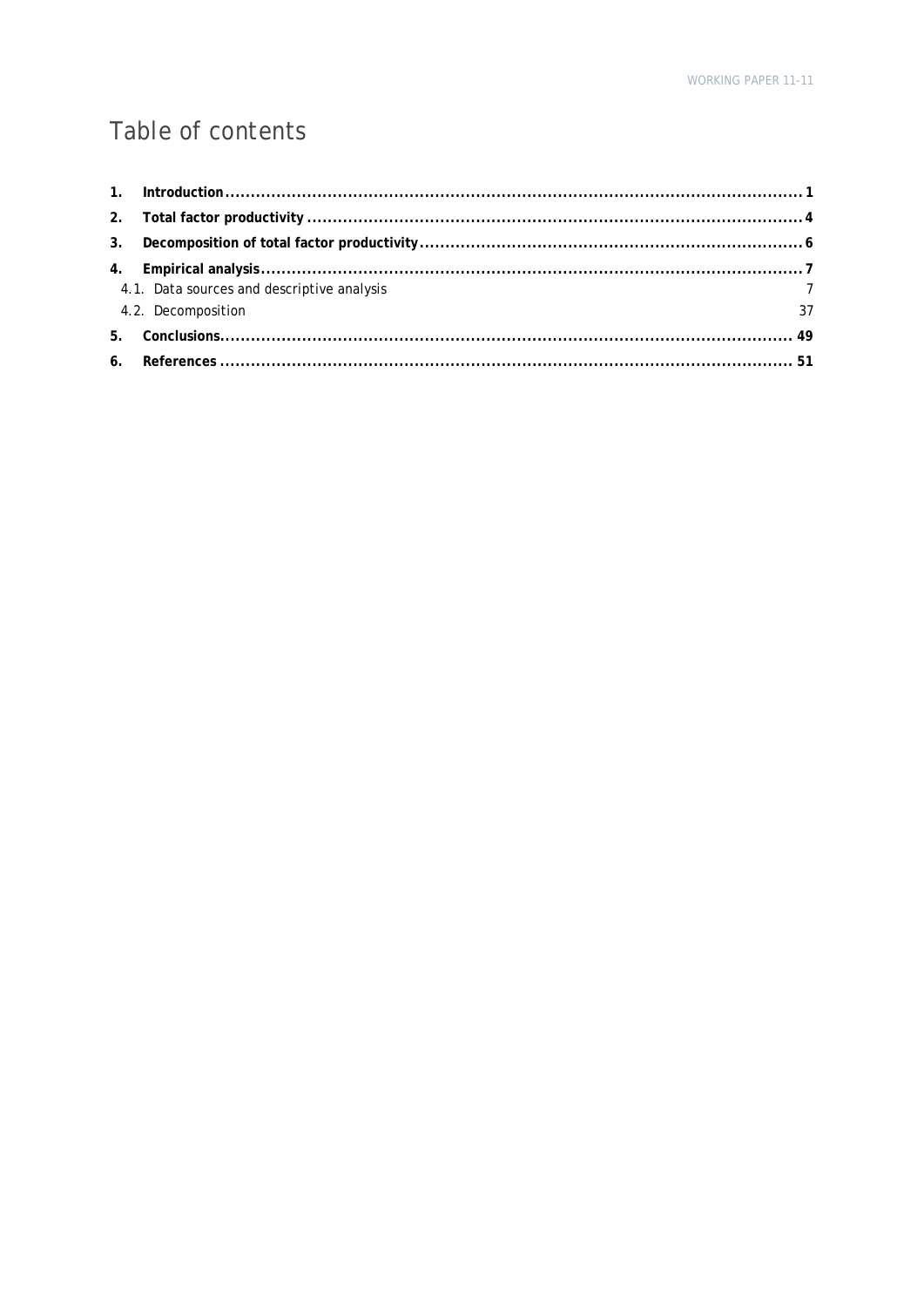# Table of contents

**1. Introduction** ........................................................................................................ **1**

**2. Total factor productivity** ........................................................................................ **4**

**3. Decomposition of total factor productivity** ............................................................. **6**

**4. Empirical analysis** .................................................................................................. **7**

4.1. Data sources and descriptive analysis 7

4.2. Decomposition 37

**5. Conclusions** ............................................................................................................ **49**

**6. References** ............................................................................................................. **51**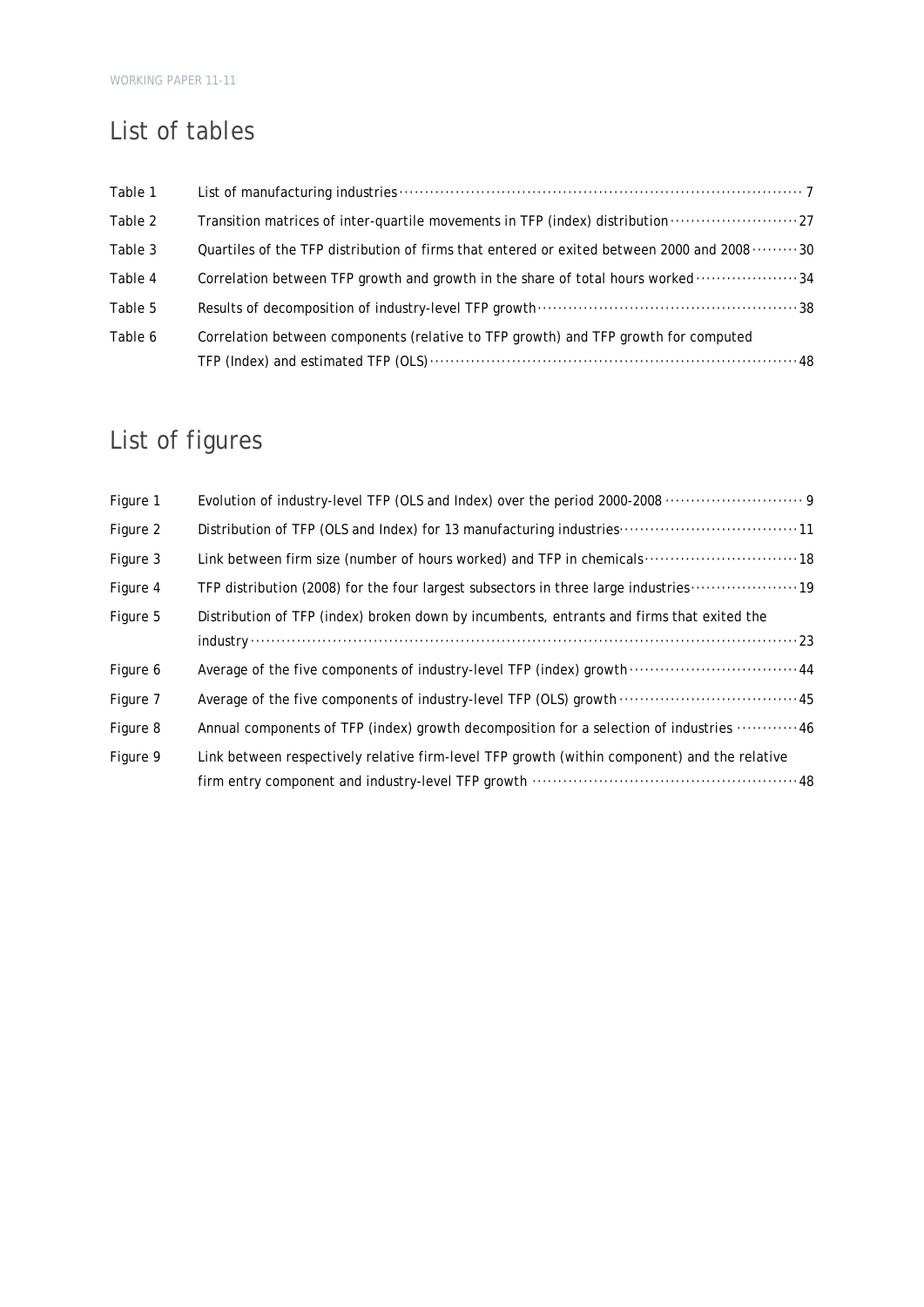## List of tables

| | | |
|---|---|---|
| Table 1 | List of manufacturing industries | 7 |
| Table 2 | Transition matrices of inter-quartile movements in TFP (index) distribution | 27 |
| Table 3 | Quartiles of the TFP distribution of firms that entered or exited between 2000 and 2008 | 30 |
| Table 4 | Correlation between TFP growth and growth in the share of total hours worked | 34 |
| Table 5 | Results of decomposition of industry-level TFP growth | 38 |
| Table 6 | Correlation between components (relative to TFP growth) and TFP growth for computed TFP (Index) and estimated TFP (OLS) | 48 |

## List of figures

| | | |
|---|---|---|
| Figure 1 | Evolution of industry-level TFP (OLS and Index) over the period 2000-2008 | 9 |
| Figure 2 | Distribution of TFP (OLS and Index) for 13 manufacturing industries | 11 |
| Figure 3 | Link between firm size (number of hours worked) and TFP in chemicals | 18 |
| Figure 4 | TFP distribution (2008) for the four largest subsectors in three large industries | 19 |
| Figure 5 | Distribution of TFP (index) broken down by incumbents, entrants and firms that exited the industry | 23 |
| Figure 6 | Average of the five components of industry-level TFP (index) growth | 44 |
| Figure 7 | Average of the five components of industry-level TFP (OLS) growth | 45 |
| Figure 8 | Annual components of TFP (index) growth decomposition for a selection of industries | 46 |
| Figure 9 | Link between respectively relative firm-level TFP growth (within component) and the relative firm entry component and industry-level TFP growth | 48 |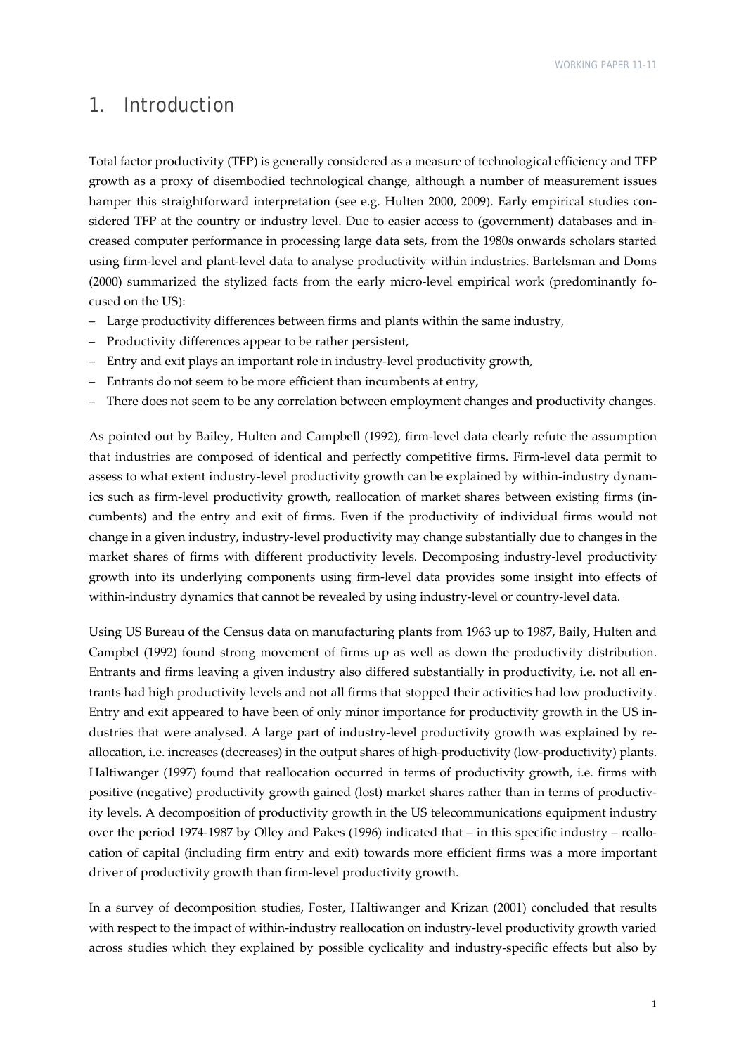# 1. Introduction

Total factor productivity (TFP) is generally considered as a measure of technological efficiency and TFP growth as a proxy of disembodied technological change, although a number of measurement issues hamper this straightforward interpretation (see e.g. Hulten 2000, 2009). Early empirical studies considered TFP at the country or industry level. Due to easier access to (government) databases and increased computer performance in processing large data sets, from the 1980s onwards scholars started using firm-level and plant-level data to analyse productivity within industries. Bartelsman and Doms (2000) summarized the stylized facts from the early micro-level empirical work (predominantly focused on the US):

- Large productivity differences between firms and plants within the same industry,
- Productivity differences appear to be rather persistent,
- Entry and exit plays an important role in industry-level productivity growth,
- Entrants do not seem to be more efficient than incumbents at entry,
- There does not seem to be any correlation between employment changes and productivity changes.

As pointed out by Bailey, Hulten and Campbell (1992), firm-level data clearly refute the assumption that industries are composed of identical and perfectly competitive firms. Firm-level data permit to assess to what extent industry-level productivity growth can be explained by within-industry dynamics such as firm-level productivity growth, reallocation of market shares between existing firms (incumbents) and the entry and exit of firms. Even if the productivity of individual firms would not change in a given industry, industry-level productivity may change substantially due to changes in the market shares of firms with different productivity levels. Decomposing industry-level productivity growth into its underlying components using firm-level data provides some insight into effects of within-industry dynamics that cannot be revealed by using industry-level or country-level data.

Using US Bureau of the Census data on manufacturing plants from 1963 up to 1987, Baily, Hulten and Campbel (1992) found strong movement of firms up as well as down the productivity distribution. Entrants and firms leaving a given industry also differed substantially in productivity, i.e. not all entrants had high productivity levels and not all firms that stopped their activities had low productivity. Entry and exit appeared to have been of only minor importance for productivity growth in the US industries that were analysed. A large part of industry-level productivity growth was explained by reallocation, i.e. increases (decreases) in the output shares of high-productivity (low-productivity) plants. Haltiwanger (1997) found that reallocation occurred in terms of productivity growth, i.e. firms with positive (negative) productivity growth gained (lost) market shares rather than in terms of productivity levels. A decomposition of productivity growth in the US telecommunications equipment industry over the period 1974-1987 by Olley and Pakes (1996) indicated that – in this specific industry – reallocation of capital (including firm entry and exit) towards more efficient firms was a more important driver of productivity growth than firm-level productivity growth.

In a survey of decomposition studies, Foster, Haltiwanger and Krizan (2001) concluded that results with respect to the impact of within-industry reallocation on industry-level productivity growth varied across studies which they explained by possible cyclicality and industry-specific effects but also by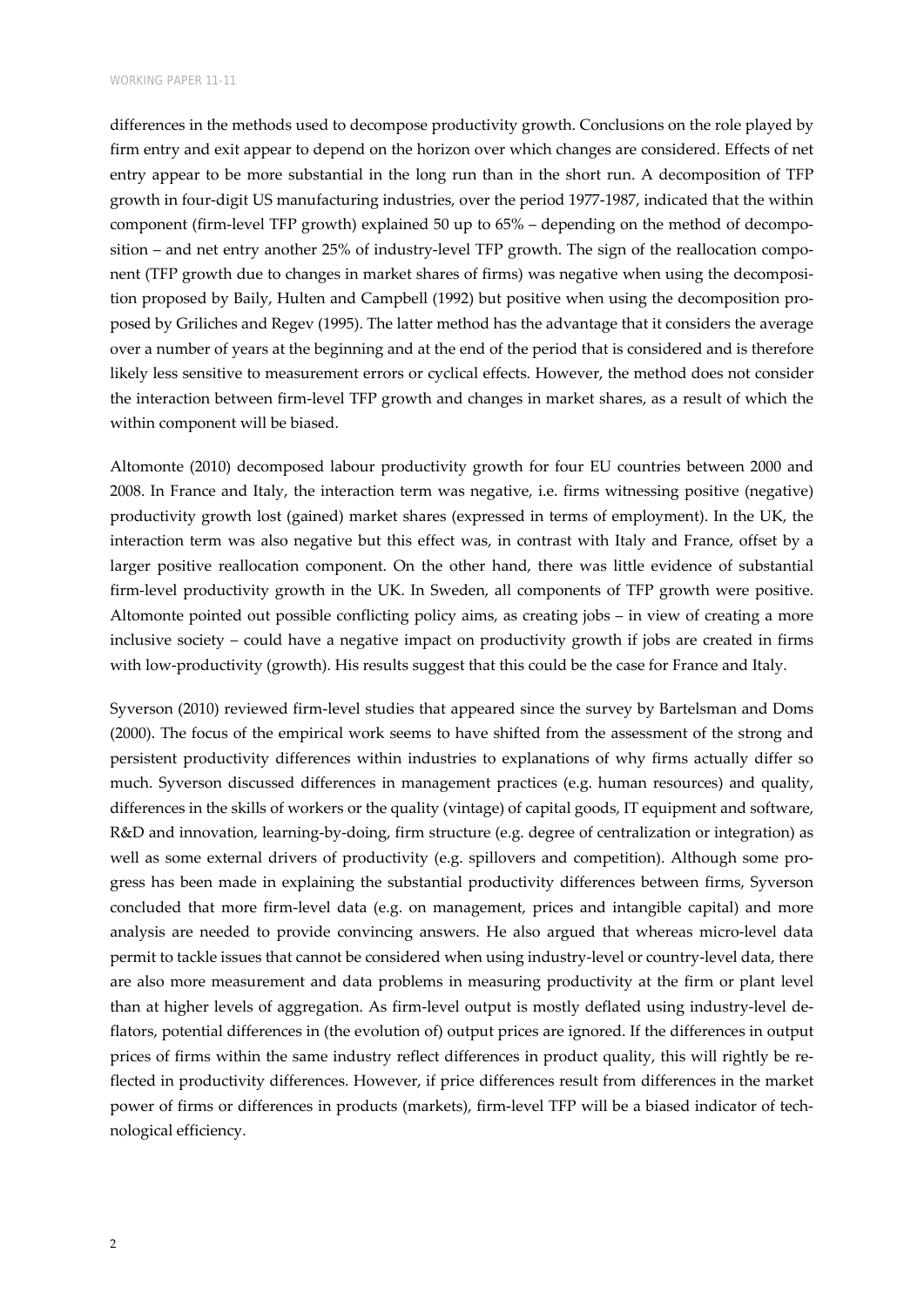differences in the methods used to decompose productivity growth. Conclusions on the role played by firm entry and exit appear to depend on the horizon over which changes are considered. Effects of net entry appear to be more substantial in the long run than in the short run. A decomposition of TFP growth in four-digit US manufacturing industries, over the period 1977-1987, indicated that the within component (firm-level TFP growth) explained 50 up to 65% – depending on the method of decomposition – and net entry another 25% of industry-level TFP growth. The sign of the reallocation component (TFP growth due to changes in market shares of firms) was negative when using the decomposition proposed by Baily, Hulten and Campbell (1992) but positive when using the decomposition proposed by Griliches and Regev (1995). The latter method has the advantage that it considers the average over a number of years at the beginning and at the end of the period that is considered and is therefore likely less sensitive to measurement errors or cyclical effects. However, the method does not consider the interaction between firm-level TFP growth and changes in market shares, as a result of which the within component will be biased.

Altomonte (2010) decomposed labour productivity growth for four EU countries between 2000 and 2008. In France and Italy, the interaction term was negative, i.e. firms witnessing positive (negative) productivity growth lost (gained) market shares (expressed in terms of employment). In the UK, the interaction term was also negative but this effect was, in contrast with Italy and France, offset by a larger positive reallocation component. On the other hand, there was little evidence of substantial firm-level productivity growth in the UK. In Sweden, all components of TFP growth were positive. Altomonte pointed out possible conflicting policy aims, as creating jobs – in view of creating a more inclusive society – could have a negative impact on productivity growth if jobs are created in firms with low-productivity (growth). His results suggest that this could be the case for France and Italy.

Syverson (2010) reviewed firm-level studies that appeared since the survey by Bartelsman and Doms (2000). The focus of the empirical work seems to have shifted from the assessment of the strong and persistent productivity differences within industries to explanations of why firms actually differ so much. Syverson discussed differences in management practices (e.g. human resources) and quality, differences in the skills of workers or the quality (vintage) of capital goods, IT equipment and software, R&D and innovation, learning-by-doing, firm structure (e.g. degree of centralization or integration) as well as some external drivers of productivity (e.g. spillovers and competition). Although some progress has been made in explaining the substantial productivity differences between firms, Syverson concluded that more firm-level data (e.g. on management, prices and intangible capital) and more analysis are needed to provide convincing answers. He also argued that whereas micro-level data permit to tackle issues that cannot be considered when using industry-level or country-level data, there are also more measurement and data problems in measuring productivity at the firm or plant level than at higher levels of aggregation. As firm-level output is mostly deflated using industry-level deflators, potential differences in (the evolution of) output prices are ignored. If the differences in output prices of firms within the same industry reflect differences in product quality, this will rightly be reflected in productivity differences. However, if price differences result from differences in the market power of firms or differences in products (markets), firm-level TFP will be a biased indicator of technological efficiency.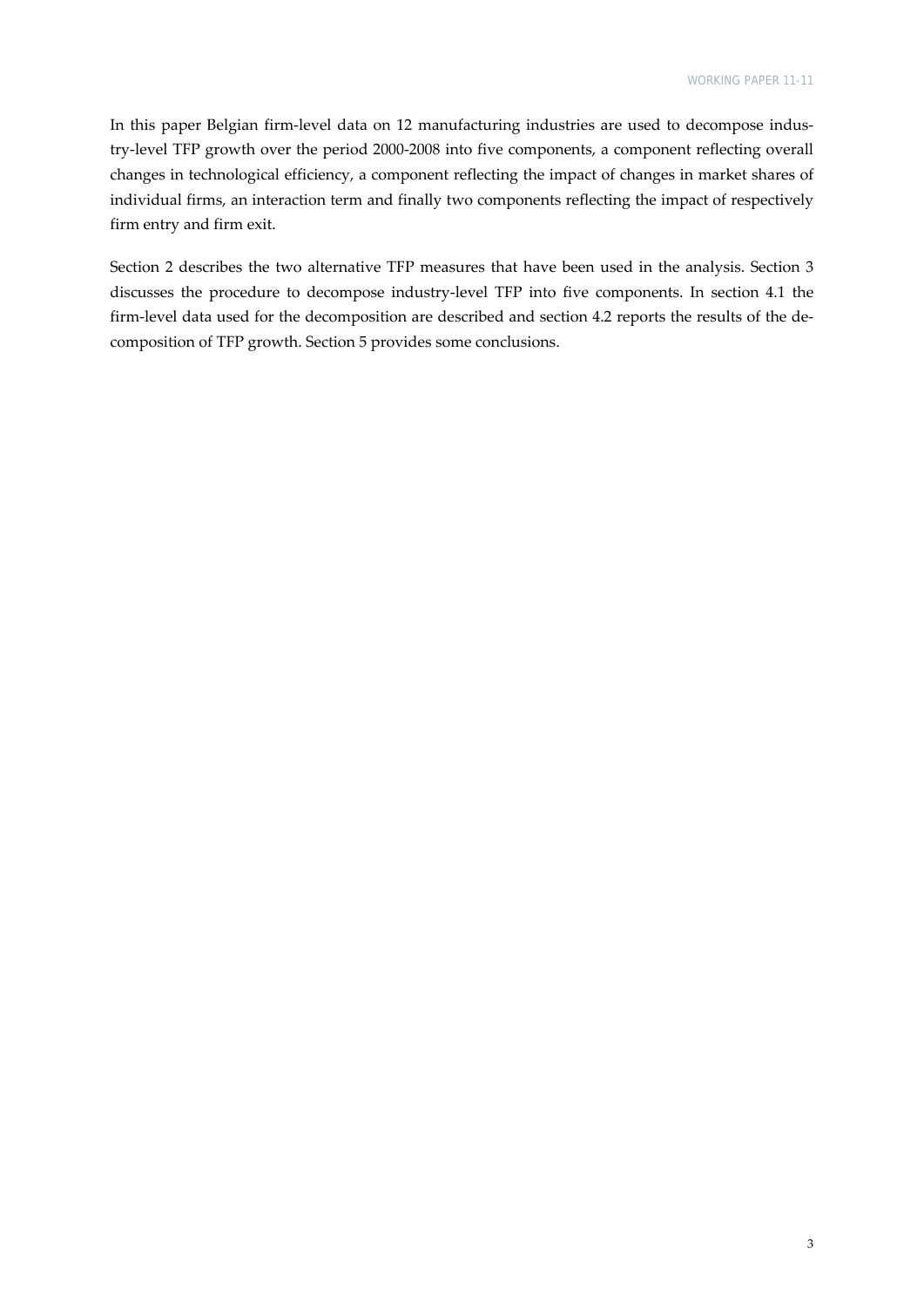In this paper Belgian firm-level data on 12 manufacturing industries are used to decompose industry-level TFP growth over the period 2000-2008 into five components, a component reflecting overall changes in technological efficiency, a component reflecting the impact of changes in market shares of individual firms, an interaction term and finally two components reflecting the impact of respectively firm entry and firm exit.

Section 2 describes the two alternative TFP measures that have been used in the analysis. Section 3 discusses the procedure to decompose industry-level TFP into five components. In section 4.1 the firm-level data used for the decomposition are described and section 4.2 reports the results of the decomposition of TFP growth. Section 5 provides some conclusions.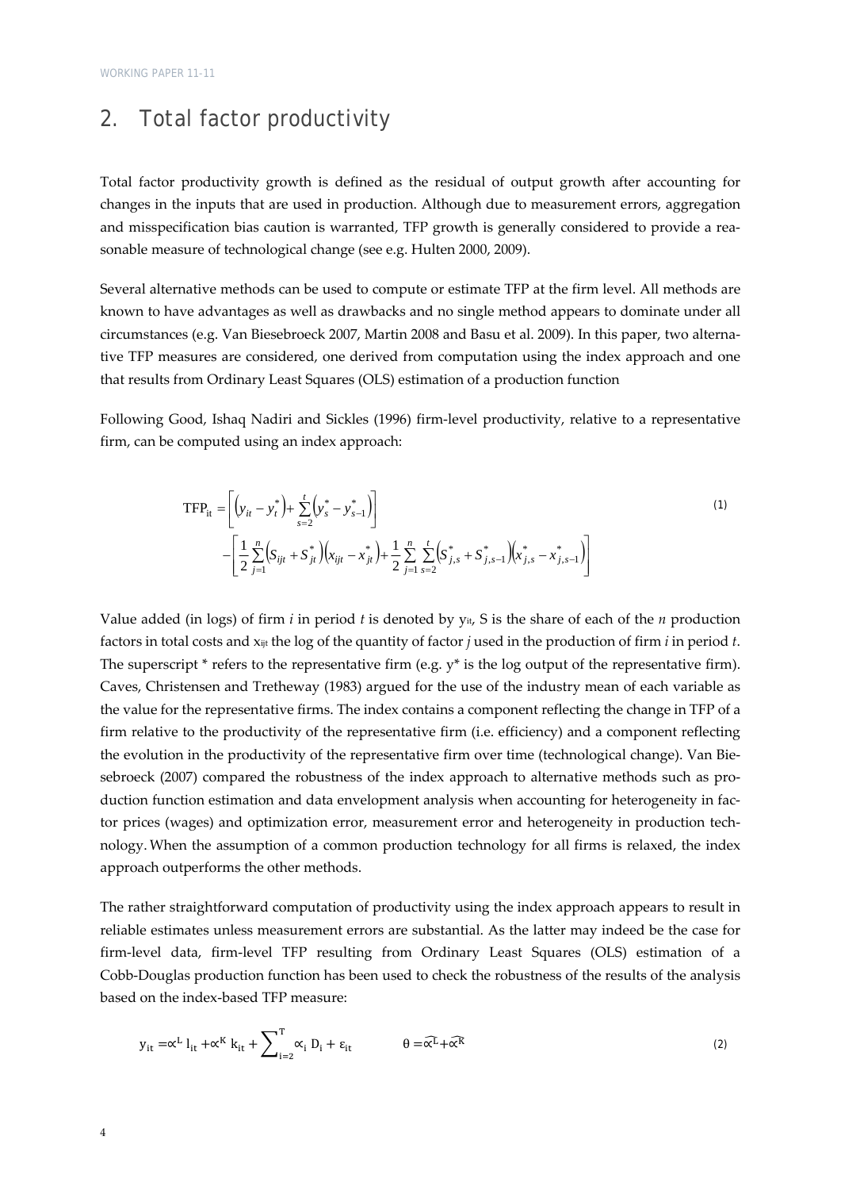## 2. Total factor productivity

Total factor productivity growth is defined as the residual of output growth after accounting for changes in the inputs that are used in production. Although due to measurement errors, aggregation and misspecification bias caution is warranted, TFP growth is generally considered to provide a reasonable measure of technological change (see e.g. Hulten 2000, 2009).

Several alternative methods can be used to compute or estimate TFP at the firm level. All methods are known to have advantages as well as drawbacks and no single method appears to dominate under all circumstances (e.g. Van Biesebroeck 2007, Martin 2008 and Basu et al. 2009). In this paper, two alternative TFP measures are considered, one derived from computation using the index approach and one that results from Ordinary Least Squares (OLS) estimation of a production function

Following Good, Ishaq Nadiri and Sickles (1996) firm-level productivity, relative to a representative firm, can be computed using an index approach:

$$\begin{aligned}\mathrm{TFP}_{it} = & \left[\left(y_{it} - y_t^*\right) + \sum_{s=2}^{t}\left(y_s^* - y_{s-1}^*\right)\right] \\ & - \left[\frac{1}{2}\sum_{j=1}^{n}\left(S_{ijt} + S_{jt}^*\right)\left(x_{ijt} - x_{jt}^*\right) + \frac{1}{2}\sum_{j=1}^{n}\sum_{s=2}^{t}\left(S_{j,s}^* + S_{j,s-1}^*\right)\left(x_{j,s}^* - x_{j,s-1}^*\right)\right]\end{aligned} \quad (1)$$

Value added (in logs) of firm *i* in period *t* is denoted by $y_{it}$, S is the share of each of the *n* production factors in total costs and $x_{ijt}$ the log of the quantity of factor *j* used in the production of firm *i* in period *t*. The superscript * refers to the representative firm (e.g. $y^*$ is the log output of the representative firm). Caves, Christensen and Tretheway (1983) argued for the use of the industry mean of each variable as the value for the representative firms. The index contains a component reflecting the change in TFP of a firm relative to the productivity of the representative firm (i.e. efficiency) and a component reflecting the evolution in the productivity of the representative firm over time (technological change). Van Biesebroeck (2007) compared the robustness of the index approach to alternative methods such as production function estimation and data envelopment analysis when accounting for heterogeneity in factor prices (wages) and optimization error, measurement error and heterogeneity in production technology. When the assumption of a common production technology for all firms is relaxed, the index approach outperforms the other methods.

The rather straightforward computation of productivity using the index approach appears to result in reliable estimates unless measurement errors are substantial. As the latter may indeed be the case for firm-level data, firm-level TFP resulting from Ordinary Least Squares (OLS) estimation of a Cobb-Douglas production function has been used to check the robustness of the results of the analysis based on the index-based TFP measure:

$$y_{it} = \propto^L l_{it} + \propto^K k_{it} + \sum_{i=2}^{T} \propto_i D_i + \varepsilon_{it} \qquad \theta = \widehat{\propto^L} + \widehat{\propto^K} \quad (2)$$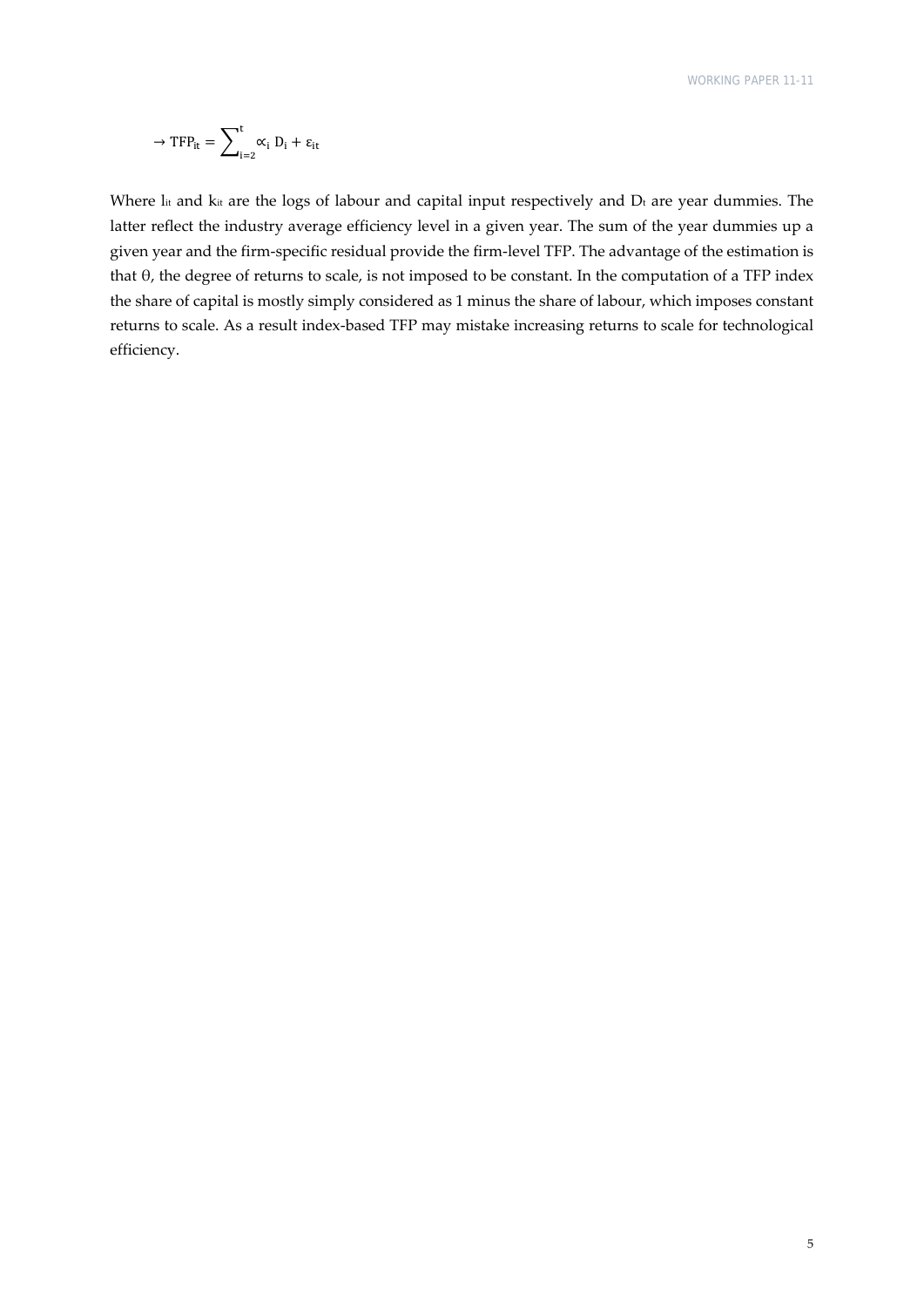$$\rightarrow \text{TFP}_{it} = \sum\nolimits_{i=2}^{t} \propto_i \text{D}_i + \varepsilon_{it}$$

Where $l_{it}$ and $k_{it}$ are the logs of labour and capital input respectively and $D_t$ are year dummies. The latter reflect the industry average efficiency level in a given year. The sum of the year dummies up a given year and the firm-specific residual provide the firm-level TFP. The advantage of the estimation is that θ, the degree of returns to scale, is not imposed to be constant. In the computation of a TFP index the share of capital is mostly simply considered as 1 minus the share of labour, which imposes constant returns to scale. As a result index-based TFP may mistake increasing returns to scale for technological efficiency.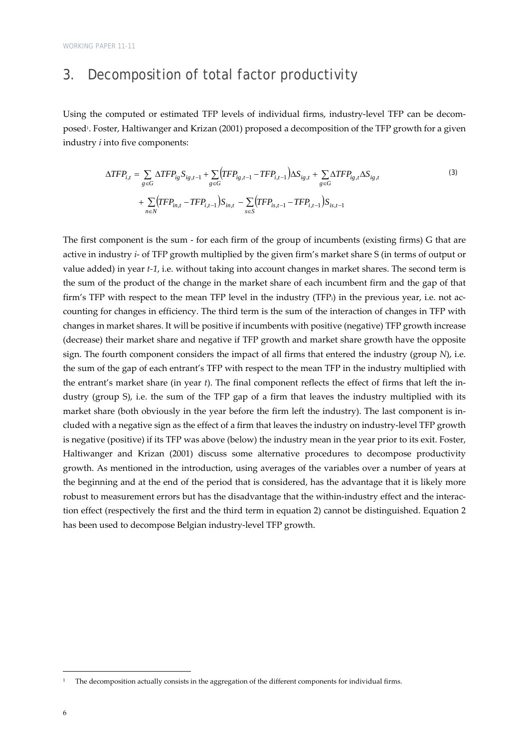## 3. Decomposition of total factor productivity

Using the computed or estimated TFP levels of individual firms, industry-level TFP can be decomposed[1]. Foster, Haltiwanger and Krizan (2001) proposed a decomposition of the TFP growth for a given industry $i$ into five components:

$$\Delta TFP_{i,t} = \sum_{g\in G} \Delta TFP_{ig} S_{ig,t-1} + \sum_{g\in G} \left(TFP_{ig,t-1} - TFP_{i,t-1}\right)\Delta S_{ig,t} + \sum_{g\in G} \Delta TFP_{ig,t} \Delta S_{ig,t} + \sum_{n\in N} \left(TFP_{in,t} - TFP_{i,t-1}\right) S_{in,t} - \sum_{s\in S} \left(TFP_{is,t-1} - TFP_{i,t-1}\right) S_{is,t-1} \tag{3}$$

The first component is the sum - for each firm of the group of incumbents (existing firms) G that are active in industry $i$- of TFP growth multiplied by the given firm's market share S (in terms of output or value added) in year $t$-$1$, i.e. without taking into account changes in market shares. The second term is the sum of the product of the change in the market share of each incumbent firm and the gap of that firm's TFP with respect to the mean TFP level in the industry ($TFP_i$) in the previous year, i.e. not accounting for changes in efficiency. The third term is the sum of the interaction of changes in TFP with changes in market shares. It will be positive if incumbents with positive (negative) TFP growth increase (decrease) their market share and negative if TFP growth and market share growth have the opposite sign. The fourth component considers the impact of all firms that entered the industry (group $N$), i.e. the sum of the gap of each entrant's TFP with respect to the mean TFP in the industry multiplied with the entrant's market share (in year $t$). The final component reflects the effect of firms that left the industry (group S), i.e. the sum of the TFP gap of a firm that leaves the industry multiplied with its market share (both obviously in the year before the firm left the industry). The last component is included with a negative sign as the effect of a firm that leaves the industry on industry-level TFP growth is negative (positive) if its TFP was above (below) the industry mean in the year prior to its exit. Foster, Haltiwanger and Krizan (2001) discuss some alternative procedures to decompose productivity growth. As mentioned in the introduction, using averages of the variables over a number of years at the beginning and at the end of the period that is considered, has the advantage that it is likely more robust to measurement errors but has the disadvantage that the within-industry effect and the interaction effect (respectively the first and the third term in equation 2) cannot be distinguished. Equation 2 has been used to decompose Belgian industry-level TFP growth.

[1] The decomposition actually consists in the aggregation of the different components for individual firms.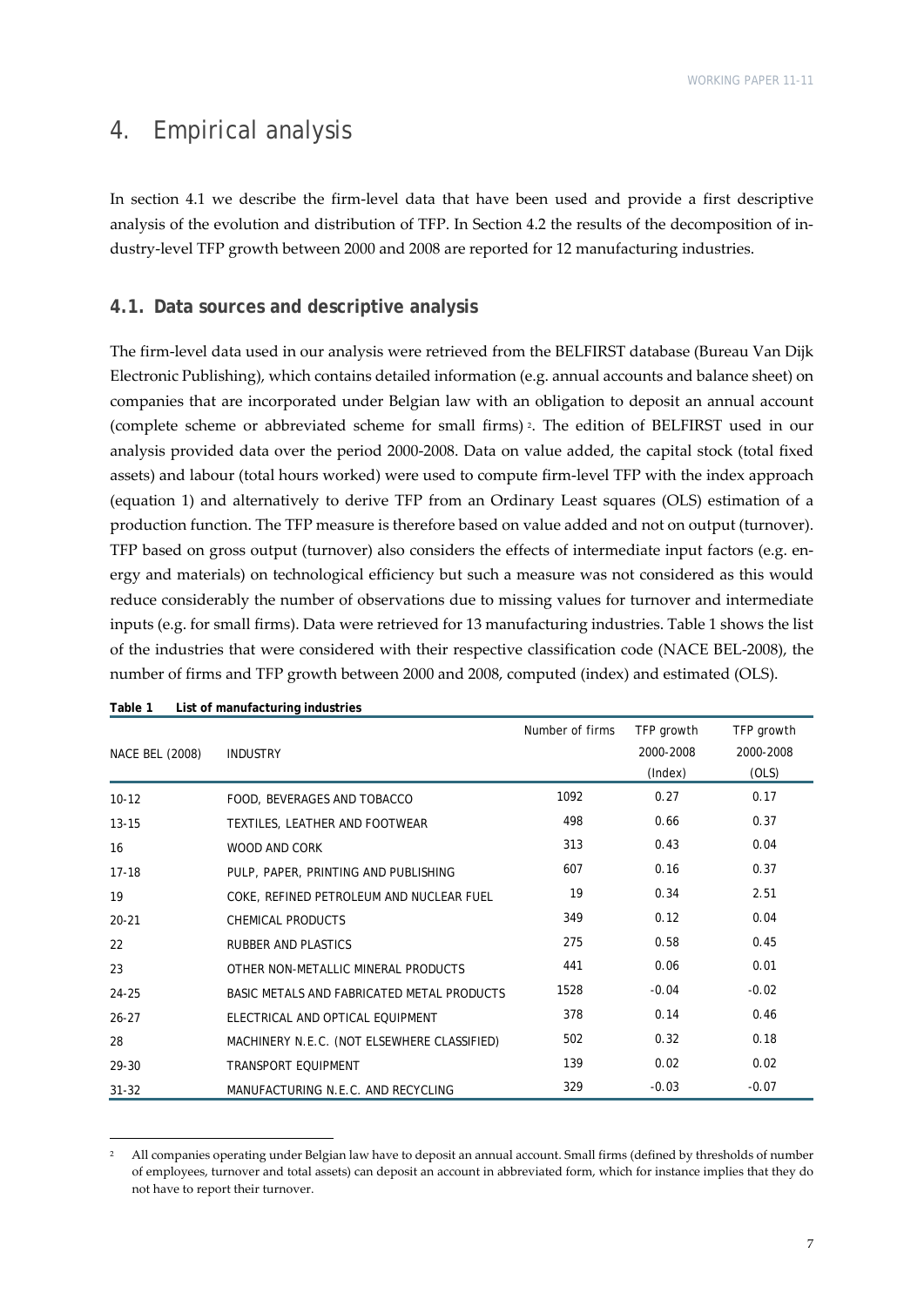# 4. Empirical analysis

In section 4.1 we describe the firm-level data that have been used and provide a first descriptive analysis of the evolution and distribution of TFP. In Section 4.2 the results of the decomposition of industry-level TFP growth between 2000 and 2008 are reported for 12 manufacturing industries.

## 4.1. Data sources and descriptive analysis

The firm-level data used in our analysis were retrieved from the BELFIRST database (Bureau Van Dijk Electronic Publishing), which contains detailed information (e.g. annual accounts and balance sheet) on companies that are incorporated under Belgian law with an obligation to deposit an annual account (complete scheme or abbreviated scheme for small firms) [2]. The edition of BELFIRST used in our analysis provided data over the period 2000-2008. Data on value added, the capital stock (total fixed assets) and labour (total hours worked) were used to compute firm-level TFP with the index approach (equation 1) and alternatively to derive TFP from an Ordinary Least squares (OLS) estimation of a production function. The TFP measure is therefore based on value added and not on output (turnover). TFP based on gross output (turnover) also considers the effects of intermediate input factors (e.g. energy and materials) on technological efficiency but such a measure was not considered as this would reduce considerably the number of observations due to missing values for turnover and intermediate inputs (e.g. for small firms). Data were retrieved for 13 manufacturing industries. Table 1 shows the list of the industries that were considered with their respective classification code (NACE BEL-2008), the number of firms and TFP growth between 2000 and 2008, computed (index) and estimated (OLS).

**Table 1 List of manufacturing industries**

| NACE BEL (2008) | INDUSTRY | Number of firms | TFP growth 2000-2008 (Index) | TFP growth 2000-2008 (OLS) |
|---|---|---|---|---|
| 10-12 | FOOD, BEVERAGES AND TOBACCO | 1092 | 0.27 | 0.17 |
| 13-15 | TEXTILES, LEATHER AND FOOTWEAR | 498 | 0.66 | 0.37 |
| 16 | WOOD AND CORK | 313 | 0.43 | 0.04 |
| 17-18 | PULP, PAPER, PRINTING AND PUBLISHING | 607 | 0.16 | 0.37 |
| 19 | COKE, REFINED PETROLEUM AND NUCLEAR FUEL | 19 | 0.34 | 2.51 |
| 20-21 | CHEMICAL PRODUCTS | 349 | 0.12 | 0.04 |
| 22 | RUBBER AND PLASTICS | 275 | 0.58 | 0.45 |
| 23 | OTHER NON-METALLIC MINERAL PRODUCTS | 441 | 0.06 | 0.01 |
| 24-25 | BASIC METALS AND FABRICATED METAL PRODUCTS | 1528 | -0.04 | -0.02 |
| 26-27 | ELECTRICAL AND OPTICAL EQUIPMENT | 378 | 0.14 | 0.46 |
| 28 | MACHINERY N.E.C. (NOT ELSEWHERE CLASSIFIED) | 502 | 0.32 | 0.18 |
| 29-30 | TRANSPORT EQUIPMENT | 139 | 0.02 | 0.02 |
| 31-32 | MANUFACTURING N.E.C. AND RECYCLING | 329 | -0.03 | -0.07 |

[2] All companies operating under Belgian law have to deposit an annual account. Small firms (defined by thresholds of number of employees, turnover and total assets) can deposit an account in abbreviated form, which for instance implies that they do not have to report their turnover.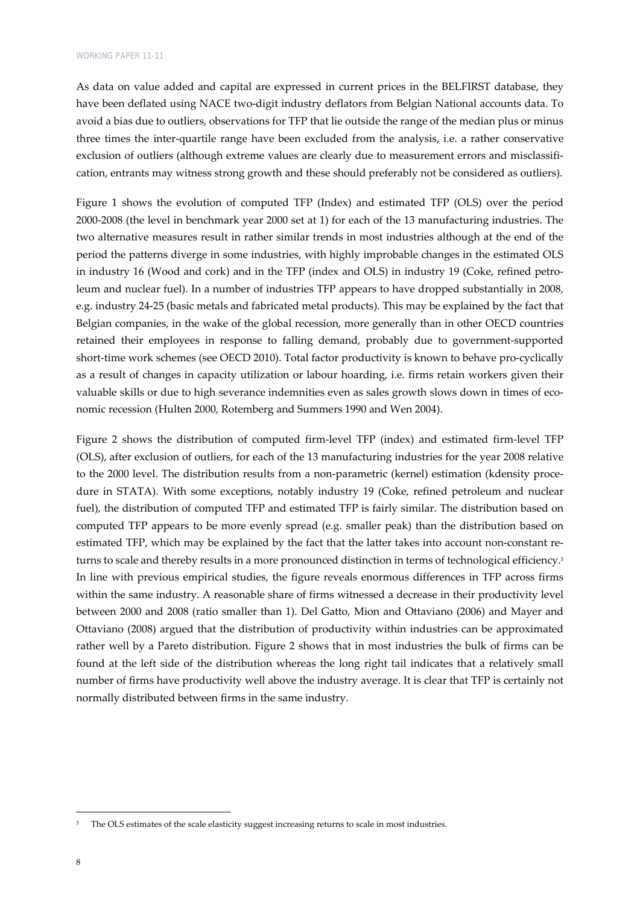As data on value added and capital are expressed in current prices in the BELFIRST database, they have been deflated using NACE two-digit industry deflators from Belgian National accounts data. To avoid a bias due to outliers, observations for TFP that lie outside the range of the median plus or minus three times the inter-quartile range have been excluded from the analysis, i.e. a rather conservative exclusion of outliers (although extreme values are clearly due to measurement errors and misclassification, entrants may witness strong growth and these should preferably not be considered as outliers).

Figure 1 shows the evolution of computed TFP (Index) and estimated TFP (OLS) over the period 2000-2008 (the level in benchmark year 2000 set at 1) for each of the 13 manufacturing industries. The two alternative measures result in rather similar trends in most industries although at the end of the period the patterns diverge in some industries, with highly improbable changes in the estimated OLS in industry 16 (Wood and cork) and in the TFP (index and OLS) in industry 19 (Coke, refined petroleum and nuclear fuel). In a number of industries TFP appears to have dropped substantially in 2008, e.g. industry 24-25 (basic metals and fabricated metal products). This may be explained by the fact that Belgian companies, in the wake of the global recession, more generally than in other OECD countries retained their employees in response to falling demand, probably due to government-supported short-time work schemes (see OECD 2010). Total factor productivity is known to behave pro-cyclically as a result of changes in capacity utilization or labour hoarding, i.e. firms retain workers given their valuable skills or due to high severance indemnities even as sales growth slows down in times of economic recession (Hulten 2000, Rotemberg and Summers 1990 and Wen 2004).

Figure 2 shows the distribution of computed firm-level TFP (index) and estimated firm-level TFP (OLS), after exclusion of outliers, for each of the 13 manufacturing industries for the year 2008 relative to the 2000 level. The distribution results from a non-parametric (kernel) estimation (kdensity procedure in STATA). With some exceptions, notably industry 19 (Coke, refined petroleum and nuclear fuel), the distribution of computed TFP and estimated TFP is fairly similar. The distribution based on computed TFP appears to be more evenly spread (e.g. smaller peak) than the distribution based on estimated TFP, which may be explained by the fact that the latter takes into account non-constant returns to scale and thereby results in a more pronounced distinction in terms of technological efficiency.[3] In line with previous empirical studies, the figure reveals enormous differences in TFP across firms within the same industry. A reasonable share of firms witnessed a decrease in their productivity level between 2000 and 2008 (ratio smaller than 1). Del Gatto, Mion and Ottaviano (2006) and Mayer and Ottaviano (2008) argued that the distribution of productivity within industries can be approximated rather well by a Pareto distribution. Figure 2 shows that in most industries the bulk of firms can be found at the left side of the distribution whereas the long right tail indicates that a relatively small number of firms have productivity well above the industry average. It is clear that TFP is certainly not normally distributed between firms in the same industry.

---

[3] The OLS estimates of the scale elasticity suggest increasing returns to scale in most industries.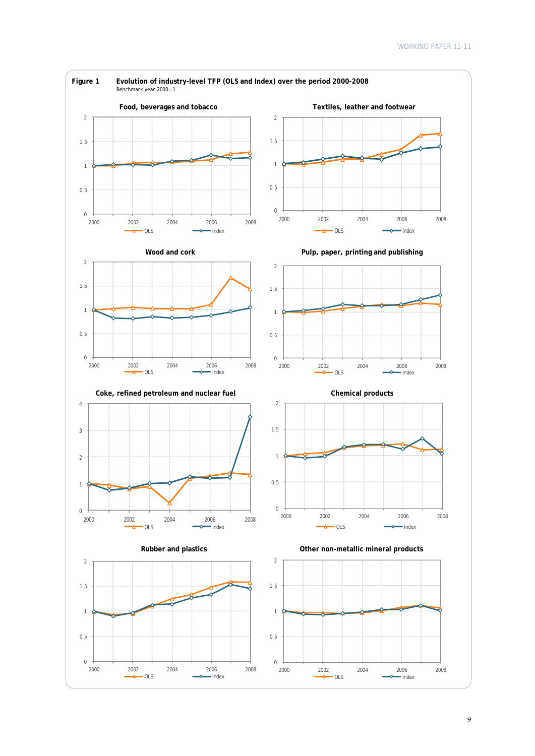**Figure 1** **Evolution of industry-level TFP (OLS and Index) over the period 2000-2008**
Benchmark year 2000=1

Food, beverages and tobacco

Textiles, leather and footwear

Wood and cork

Pulp, paper, printing and publishing

Coke, refined petroleum and nuclear fuel

Chemical products

Rubber and plastics

Other non-metallic mineral products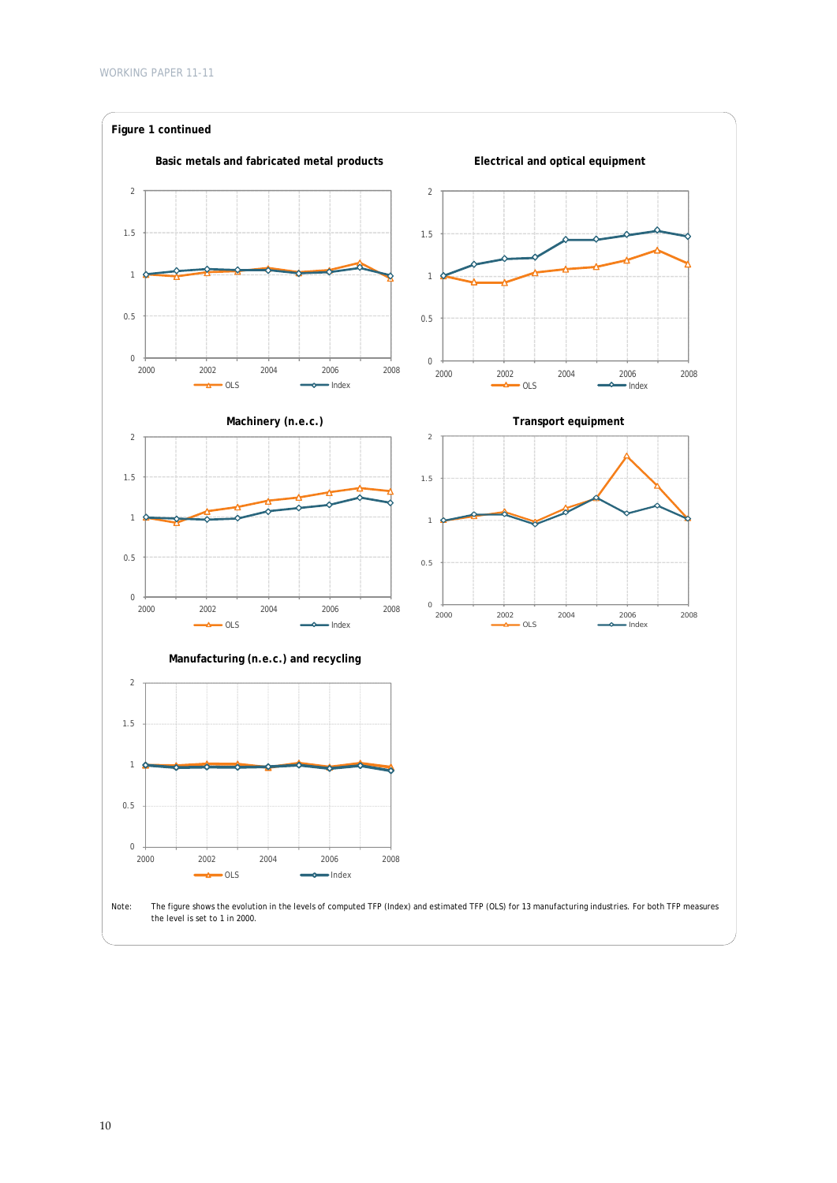**Figure 1 continued**

Basic metals and fabricated metal products

Electrical and optical equipment

Machinery (n.e.c.)

Transport equipment

Manufacturing (n.e.c.) and recycling

Note: The figure shows the evolution in the levels of computed TFP (Index) and estimated TFP (OLS) for 13 manufacturing industries. For both TFP measures the level is set to 1 in 2000.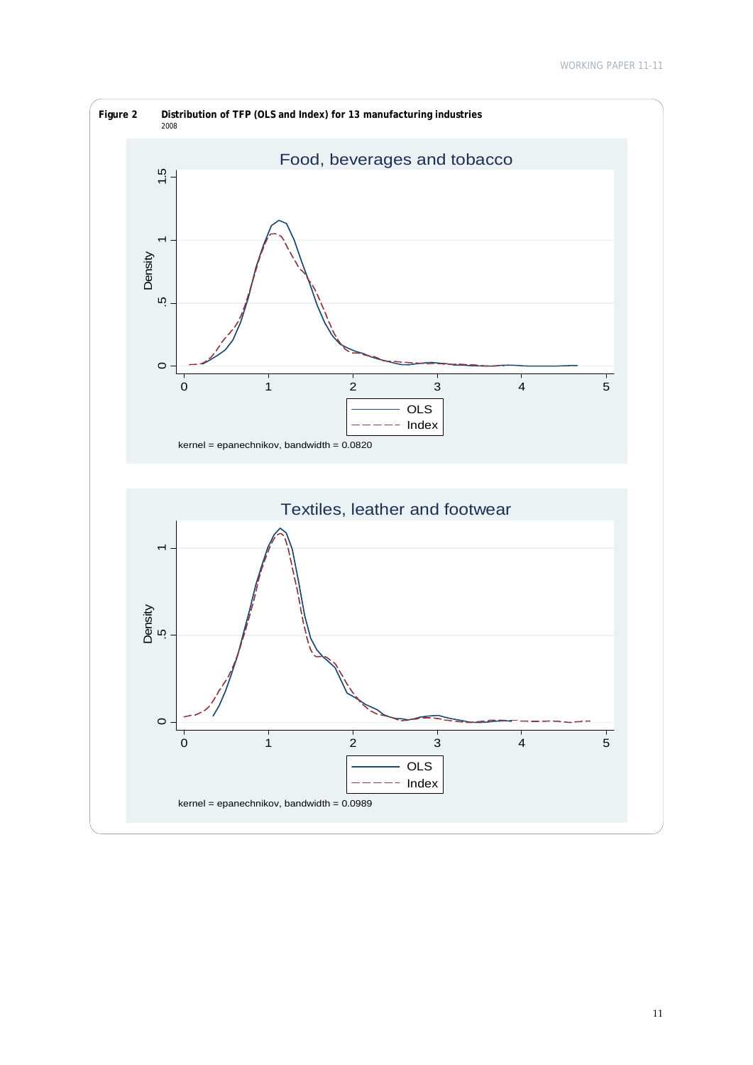**Figure 2** **Distribution of TFP (OLS and Index) for 13 manufacturing industries**

2008

Food, beverages and tobacco

Density

OLS

Index

kernel = epanechnikov, bandwidth = 0.0820

Textiles, leather and footwear

Density

OLS

Index

kernel = epanechnikov, bandwidth = 0.0989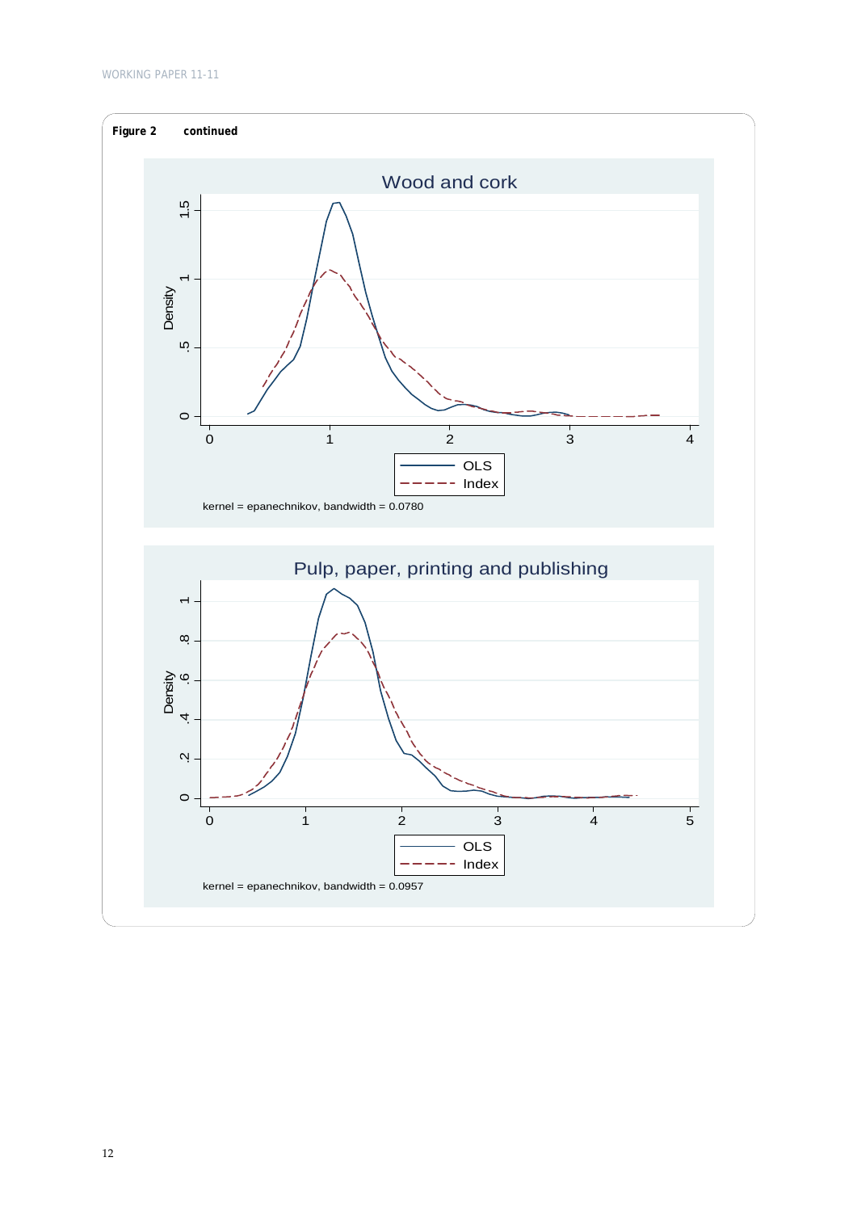**Figure 2** continued

Wood and cork

kernel = epanechnikov, bandwidth = 0.0780

Pulp, paper, printing and publishing

kernel = epanechnikov, bandwidth = 0.0957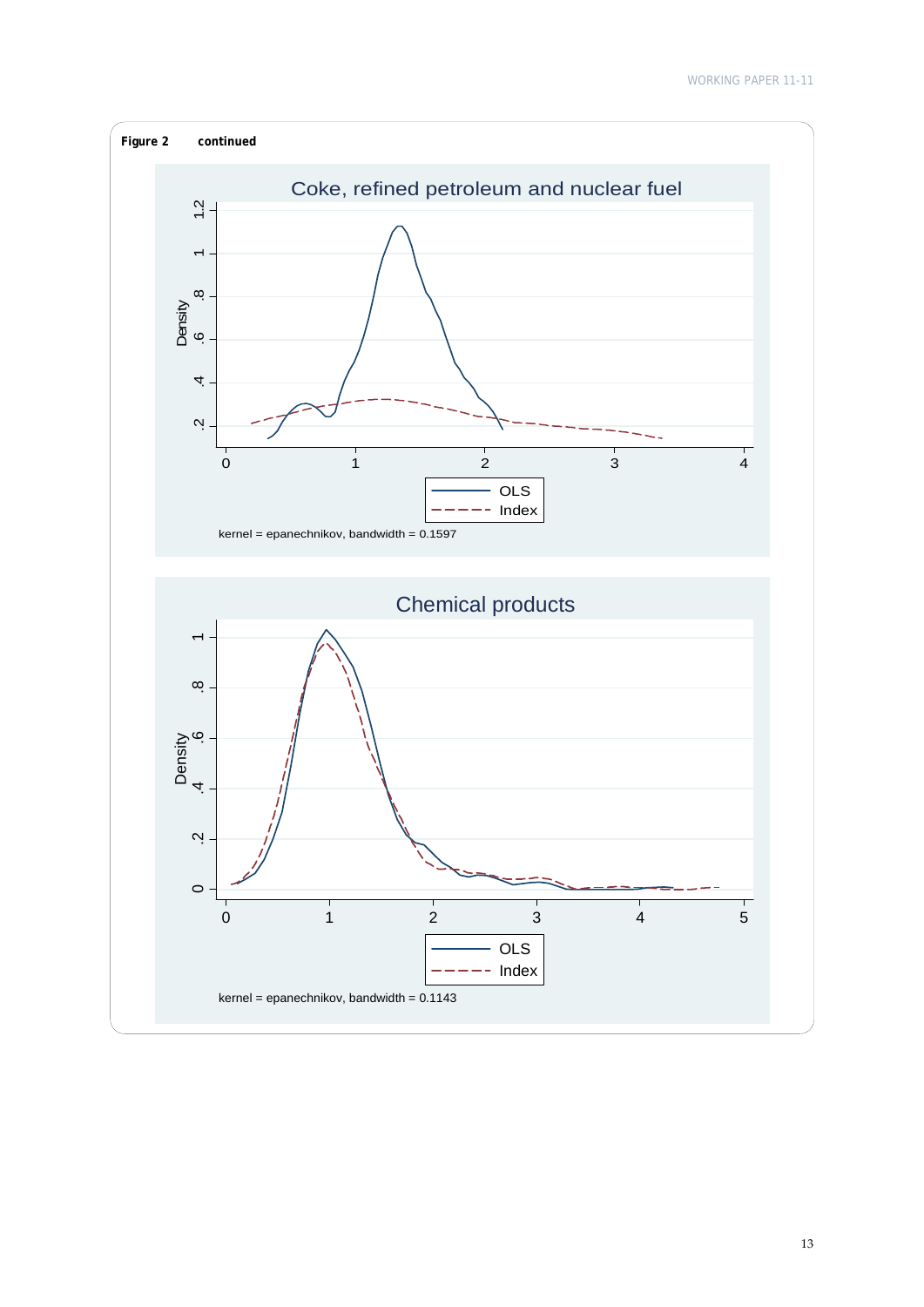**Figure 2** continued

Coke, refined petroleum and nuclear fuel

Density

OLS
Index

kernel = epanechnikov, bandwidth = 0.1597

Chemical products

Density

OLS
Index

kernel = epanechnikov, bandwidth = 0.1143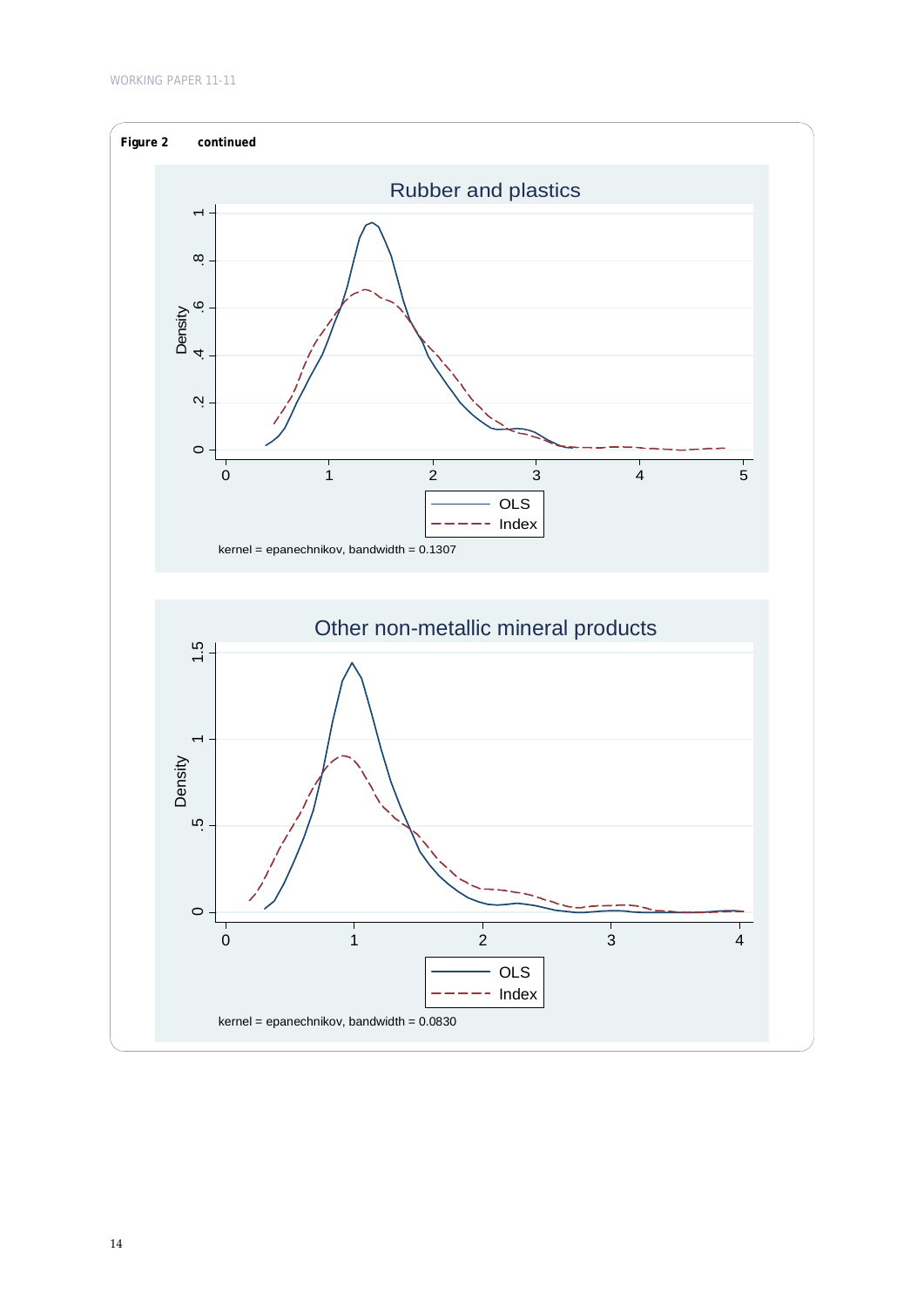**Figure 2** continued

Rubber and plastics

kernel = epanechnikov, bandwidth = 0.1307

Other non-metallic mineral products

kernel = epanechnikov, bandwidth = 0.0830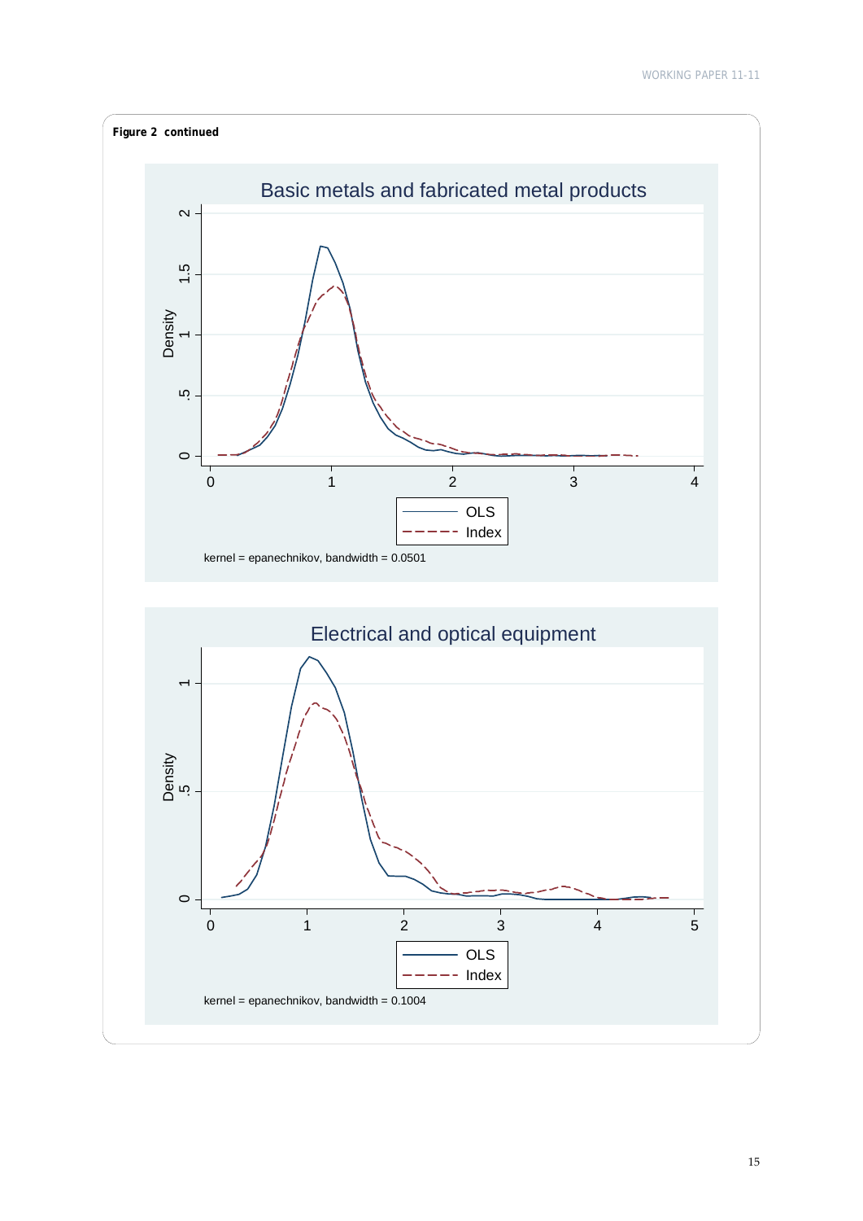**Figure 2 continued**

Basic metals and fabricated metal products

kernel = epanechnikov, bandwidth = 0.0501

Electrical and optical equipment

kernel = epanechnikov, bandwidth = 0.1004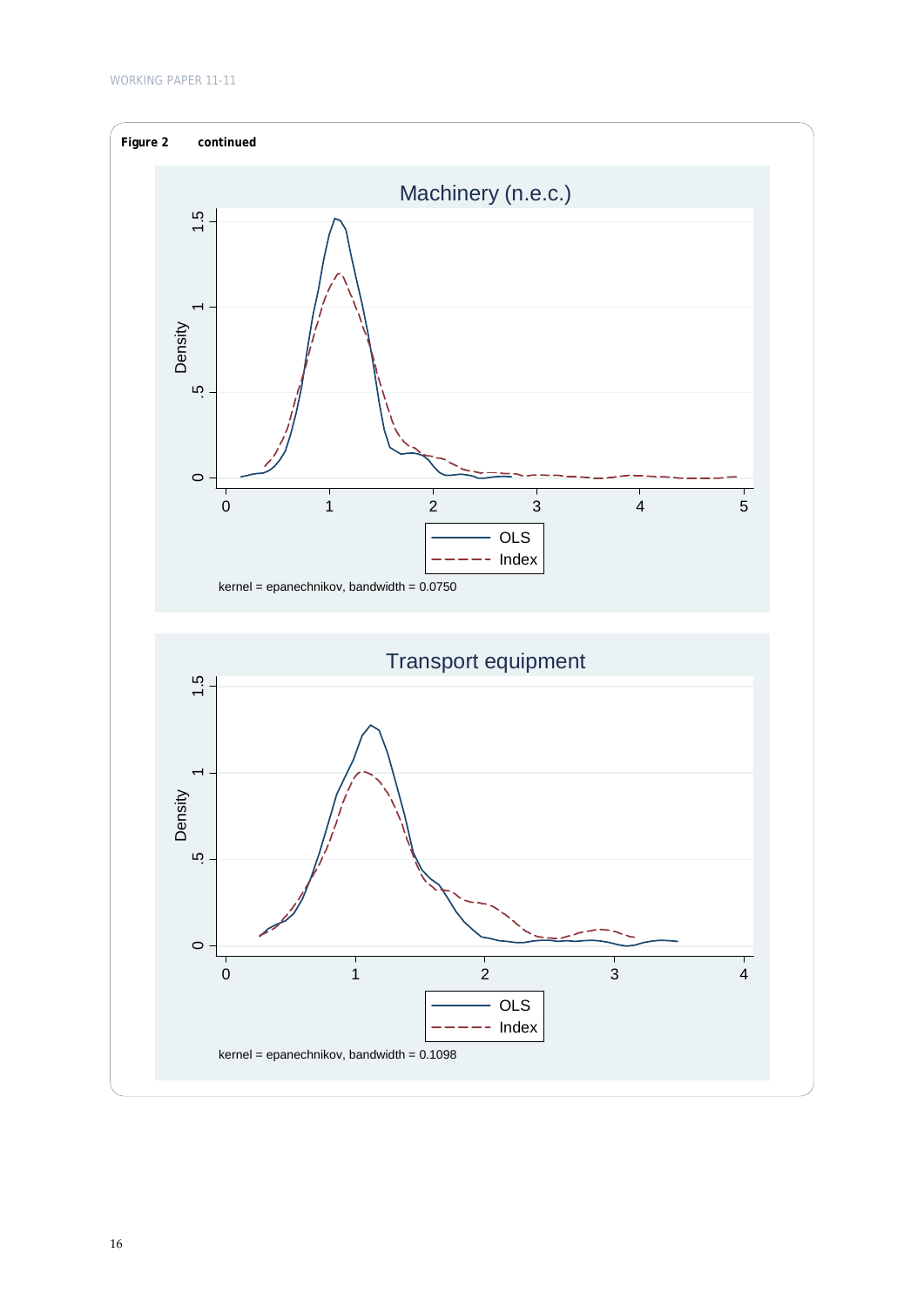**Figure 2** continued

Machinery (n.e.c.)

kernel = epanechnikov, bandwidth = 0.0750

Transport equipment

kernel = epanechnikov, bandwidth = 0.1098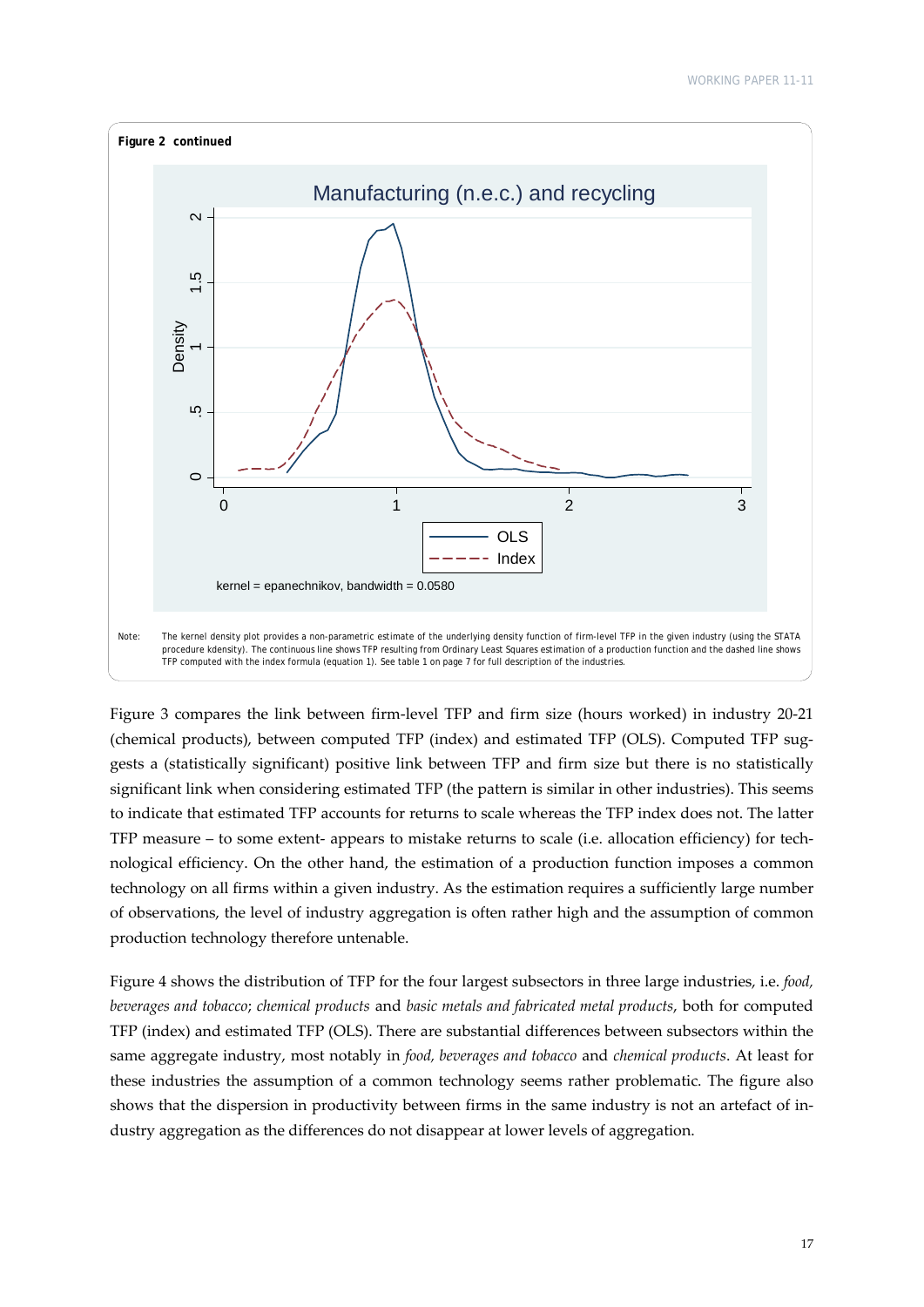**Figure 2 continued**

Manufacturing (n.e.c.) and recycling

kernel = epanechnikov, bandwidth = 0.0580

Note: The kernel density plot provides a non-parametric estimate of the underlying density function of firm-level TFP in the given industry (using the STATA procedure kdensity). The continuous line shows TFP resulting from Ordinary Least Squares estimation of a production function and the dashed line shows TFP computed with the index formula (equation 1). See table 1 on page 7 for full description of the industries.

Figure 3 compares the link between firm-level TFP and firm size (hours worked) in industry 20-21 (chemical products), between computed TFP (index) and estimated TFP (OLS). Computed TFP suggests a (statistically significant) positive link between TFP and firm size but there is no statistically significant link when considering estimated TFP (the pattern is similar in other industries). This seems to indicate that estimated TFP accounts for returns to scale whereas the TFP index does not. The latter TFP measure – to some extent- appears to mistake returns to scale (i.e. allocation efficiency) for technological efficiency. On the other hand, the estimation of a production function imposes a common technology on all firms within a given industry. As the estimation requires a sufficiently large number of observations, the level of industry aggregation is often rather high and the assumption of common production technology therefore untenable.

Figure 4 shows the distribution of TFP for the four largest subsectors in three large industries, i.e. *food, beverages and tobacco*; *chemical products* and *basic metals and fabricated metal products*, both for computed TFP (index) and estimated TFP (OLS). There are substantial differences between subsectors within the same aggregate industry, most notably in *food, beverages and tobacco* and *chemical products*. At least for these industries the assumption of a common technology seems rather problematic. The figure also shows that the dispersion in productivity between firms in the same industry is not an artefact of industry aggregation as the differences do not disappear at lower levels of aggregation.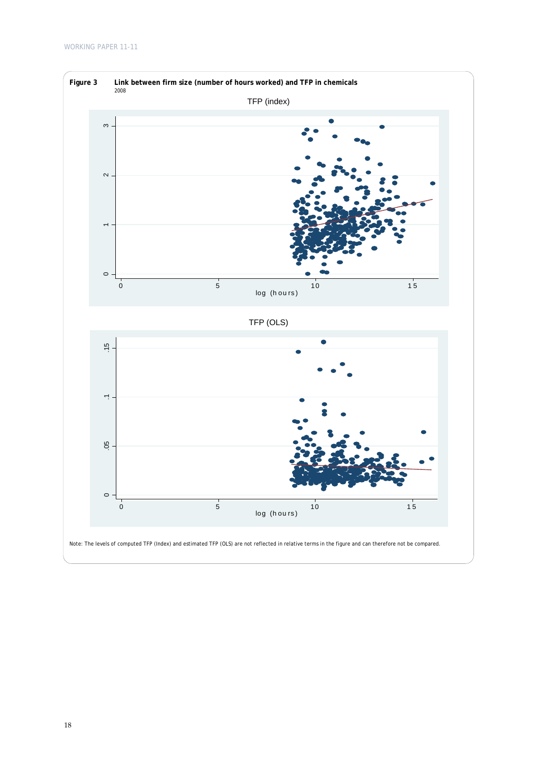**Figure 3 Link between firm size (number of hours worked) and TFP in chemicals**

2008

TFP (index)

TFP (OLS)

Note: The levels of computed TFP (Index) and estimated TFP (OLS) are not reflected in relative terms in the figure and can therefore not be compared.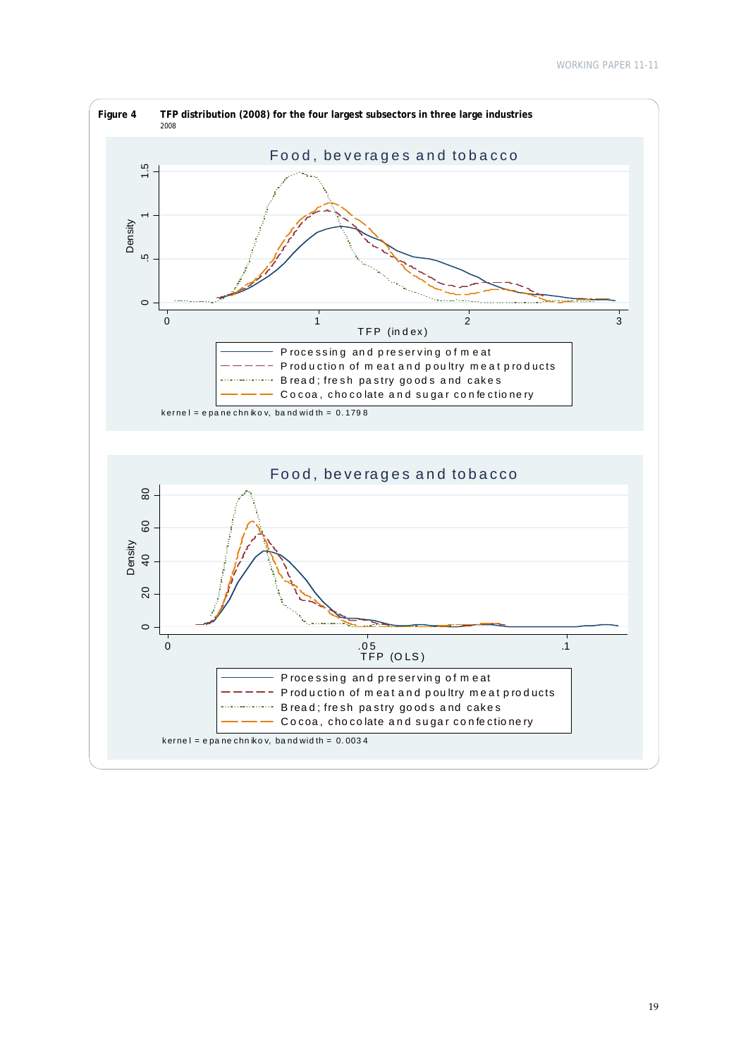**Figure 4** **TFP distribution (2008) for the four largest subsectors in three large industries**

2008

Food, beverages and tobacco

Density

TFP (index)

Processing and preserving of meat
Production of meat and poultry meat products
Bread; fresh pastry goods and cakes
Cocoa, chocolate and sugar confectionery

kernel = epanechnikov, bandwidth = 0.1798

Food, beverages and tobacco

Density

TFP (OLS)

Processing and preserving of meat
Production of meat and poultry meat products
Bread; fresh pastry goods and cakes
Cocoa, chocolate and sugar confectionery

kernel = epanechnikov, bandwidth = 0.0034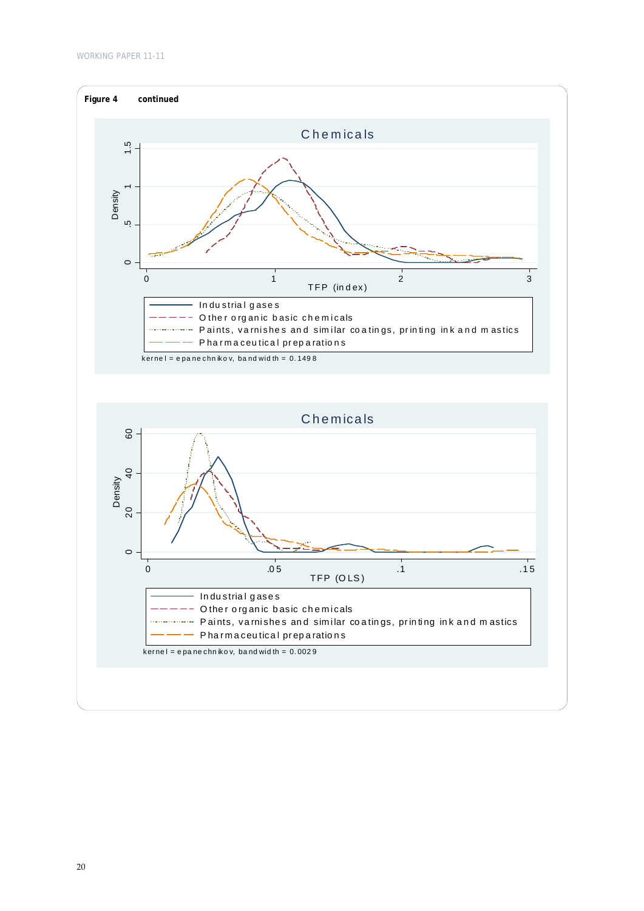**Figure 4** continued

Chemicals

Density

TFP (index)

Industrial gases
Other organic basic chemicals
Paints, varnishes and similar coatings, printing ink and mastics
Pharmaceutical preparations

kernel = epanechnikov, bandwidth = 0.1498

Chemicals

Density

TFP (OLS)

Industrial gases
Other organic basic chemicals
Paints, varnishes and similar coatings, printing ink and mastics
Pharmaceutical preparations

kernel = epanechnikov, bandwidth = 0.0029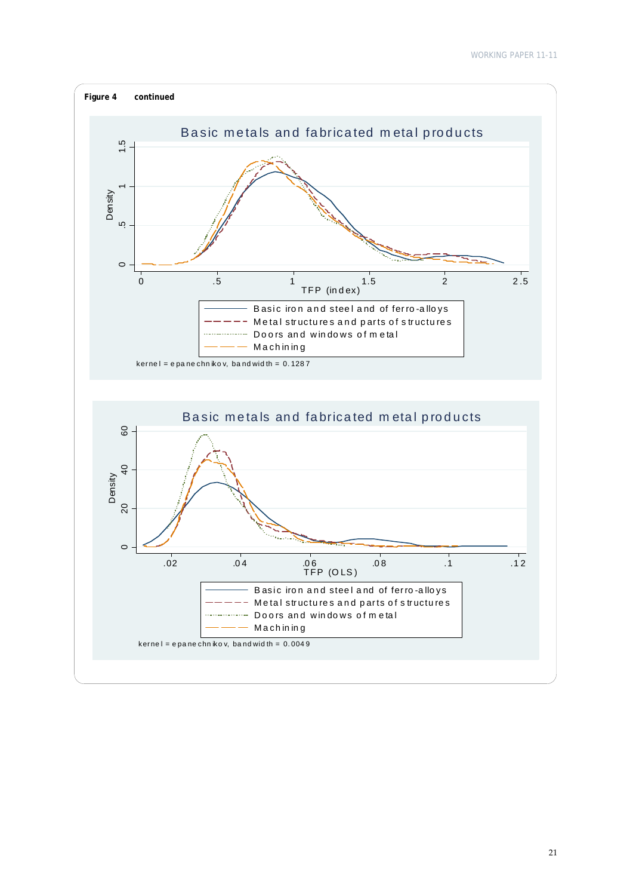**Figure 4 continued**

Basic metals and fabricated metal products

Density

TFP (index)

- Basic iron and steel and of ferro-alloys
- Metal structures and parts of structures
- Doors and windows of metal
- Machining

kernel = epanechnikov, bandwidth = 0.1287

Basic metals and fabricated metal products

Density

TFP (OLS)

- Basic iron and steel and of ferro-alloys
- Metal structures and parts of structures
- Doors and windows of metal
- Machining

kernel = epanechnikov, bandwidth = 0.0049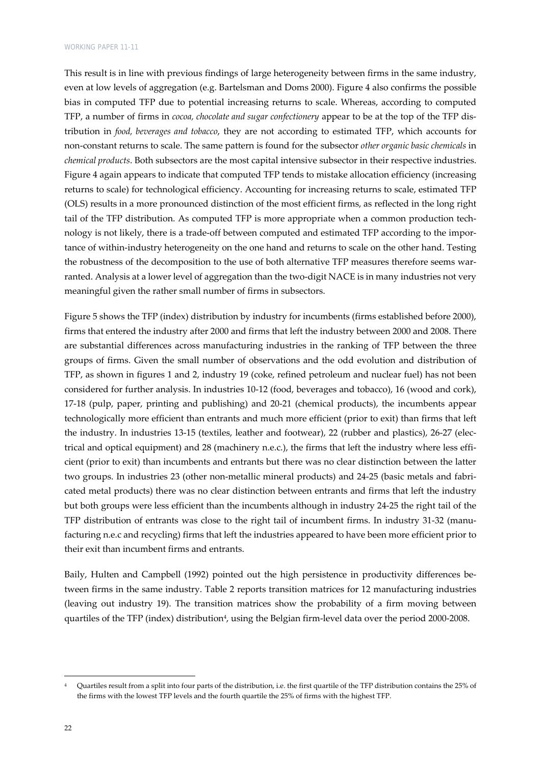This result is in line with previous findings of large heterogeneity between firms in the same industry, even at low levels of aggregation (e.g. Bartelsman and Doms 2000). Figure 4 also confirms the possible bias in computed TFP due to potential increasing returns to scale. Whereas, according to computed TFP, a number of firms in *cocoa, chocolate and sugar confectionery* appear to be at the top of the TFP distribution in *food, beverages and tobacco*, they are not according to estimated TFP, which accounts for non-constant returns to scale. The same pattern is found for the subsector *other organic basic chemicals* in *chemical products*. Both subsectors are the most capital intensive subsector in their respective industries. Figure 4 again appears to indicate that computed TFP tends to mistake allocation efficiency (increasing returns to scale) for technological efficiency. Accounting for increasing returns to scale, estimated TFP (OLS) results in a more pronounced distinction of the most efficient firms, as reflected in the long right tail of the TFP distribution. As computed TFP is more appropriate when a common production technology is not likely, there is a trade-off between computed and estimated TFP according to the importance of within-industry heterogeneity on the one hand and returns to scale on the other hand. Testing the robustness of the decomposition to the use of both alternative TFP measures therefore seems warranted. Analysis at a lower level of aggregation than the two-digit NACE is in many industries not very meaningful given the rather small number of firms in subsectors.

Figure 5 shows the TFP (index) distribution by industry for incumbents (firms established before 2000), firms that entered the industry after 2000 and firms that left the industry between 2000 and 2008. There are substantial differences across manufacturing industries in the ranking of TFP between the three groups of firms. Given the small number of observations and the odd evolution and distribution of TFP, as shown in figures 1 and 2, industry 19 (coke, refined petroleum and nuclear fuel) has not been considered for further analysis. In industries 10-12 (food, beverages and tobacco), 16 (wood and cork), 17-18 (pulp, paper, printing and publishing) and 20-21 (chemical products), the incumbents appear technologically more efficient than entrants and much more efficient (prior to exit) than firms that left the industry. In industries 13-15 (textiles, leather and footwear), 22 (rubber and plastics), 26-27 (electrical and optical equipment) and 28 (machinery n.e.c.), the firms that left the industry where less efficient (prior to exit) than incumbents and entrants but there was no clear distinction between the latter two groups. In industries 23 (other non-metallic mineral products) and 24-25 (basic metals and fabricated metal products) there was no clear distinction between entrants and firms that left the industry but both groups were less efficient than the incumbents although in industry 24-25 the right tail of the TFP distribution of entrants was close to the right tail of incumbent firms. In industry 31-32 (manufacturing n.e.c and recycling) firms that left the industries appeared to have been more efficient prior to their exit than incumbent firms and entrants.

Baily, Hulten and Campbell (1992) pointed out the high persistence in productivity differences between firms in the same industry. Table 2 reports transition matrices for 12 manufacturing industries (leaving out industry 19). The transition matrices show the probability of a firm moving between quartiles of the TFP (index) distribution[4], using the Belgian firm-level data over the period 2000-2008.

---

[4] Quartiles result from a split into four parts of the distribution, i.e. the first quartile of the TFP distribution contains the 25% of the firms with the lowest TFP levels and the fourth quartile the 25% of firms with the highest TFP.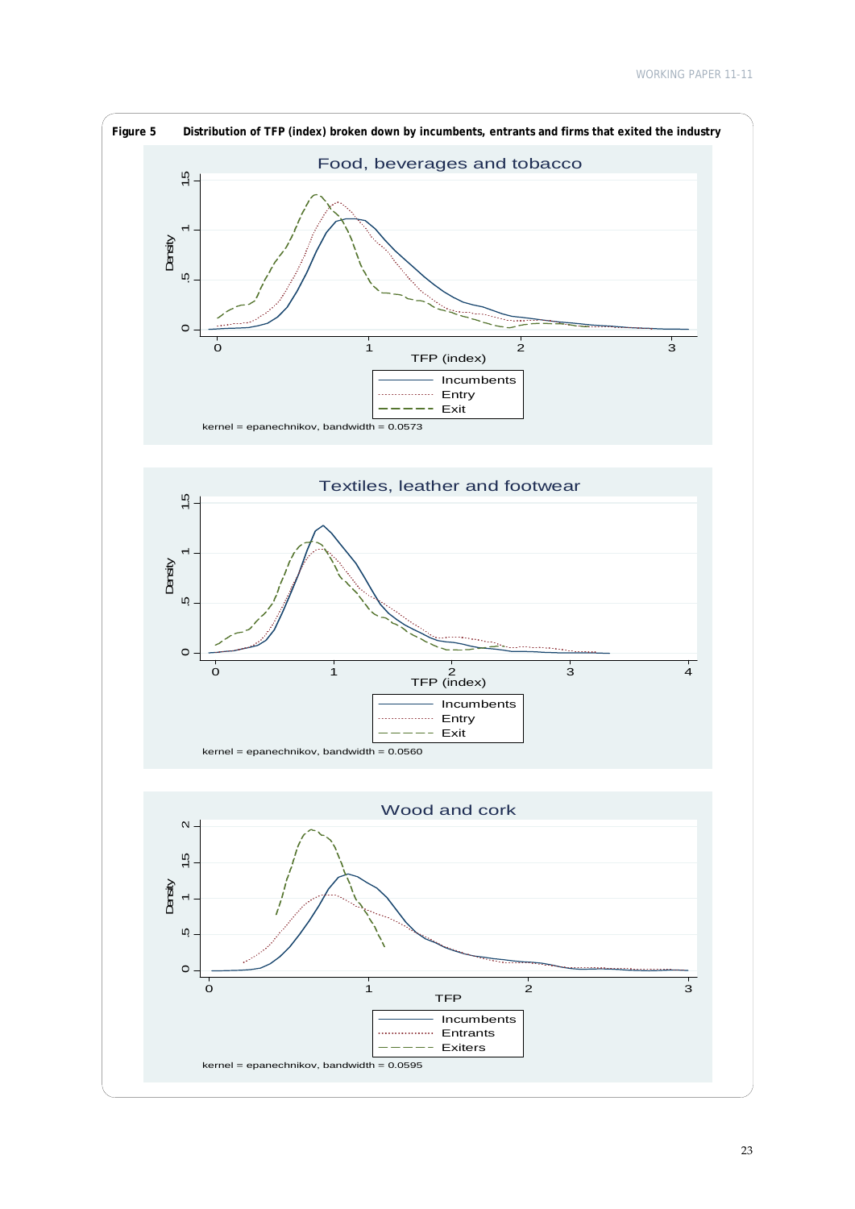**Figure 5 Distribution of TFP (index) broken down by incumbents, entrants and firms that exited the industry**

Food, beverages and tobacco

Density

TFP (index)

Incumbents
Entry
Exit

kernel = epanechnikov, bandwidth = 0.0573

Textiles, leather and footwear

Density

TFP (index)

Incumbents
Entry
Exit

kernel = epanechnikov, bandwidth = 0.0560

Wood and cork

Density

TFP

Incumbents
Entrants
Exiters

kernel = epanechnikov, bandwidth = 0.0595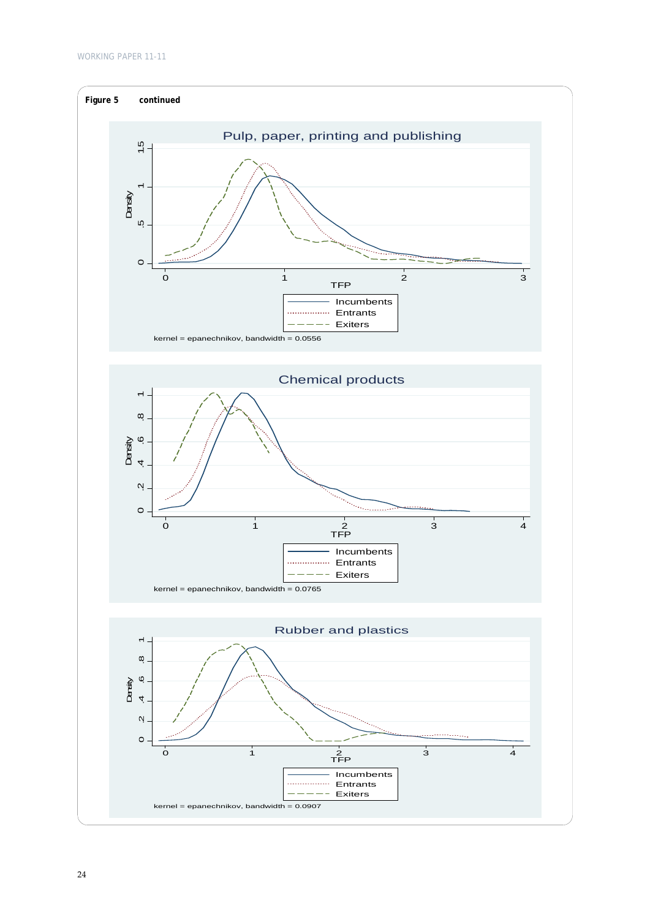**Figure 5 continued**

Pulp, paper, printing and publishing

kernel = epanechnikov, bandwidth = 0.0556

Chemical products

kernel = epanechnikov, bandwidth = 0.0765

Rubber and plastics

kernel = epanechnikov, bandwidth = 0.0907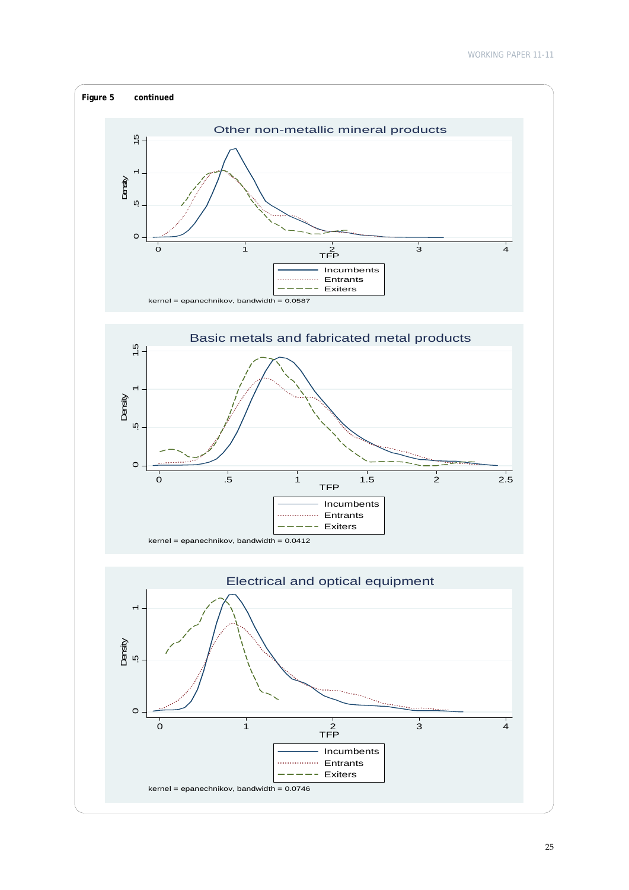**Figure 5 continued**

## Other non-metallic mineral products

Density

TFP

Incumbents
Entrants
Exiters

kernel = epanechnikov, bandwidth = 0.0587

## Basic metals and fabricated metal products

Density

TFP

Incumbents
Entrants
Exiters

kernel = epanechnikov, bandwidth = 0.0412

## Electrical and optical equipment

Density

TFP

Incumbents
Entrants
Exiters

kernel = epanechnikov, bandwidth = 0.0746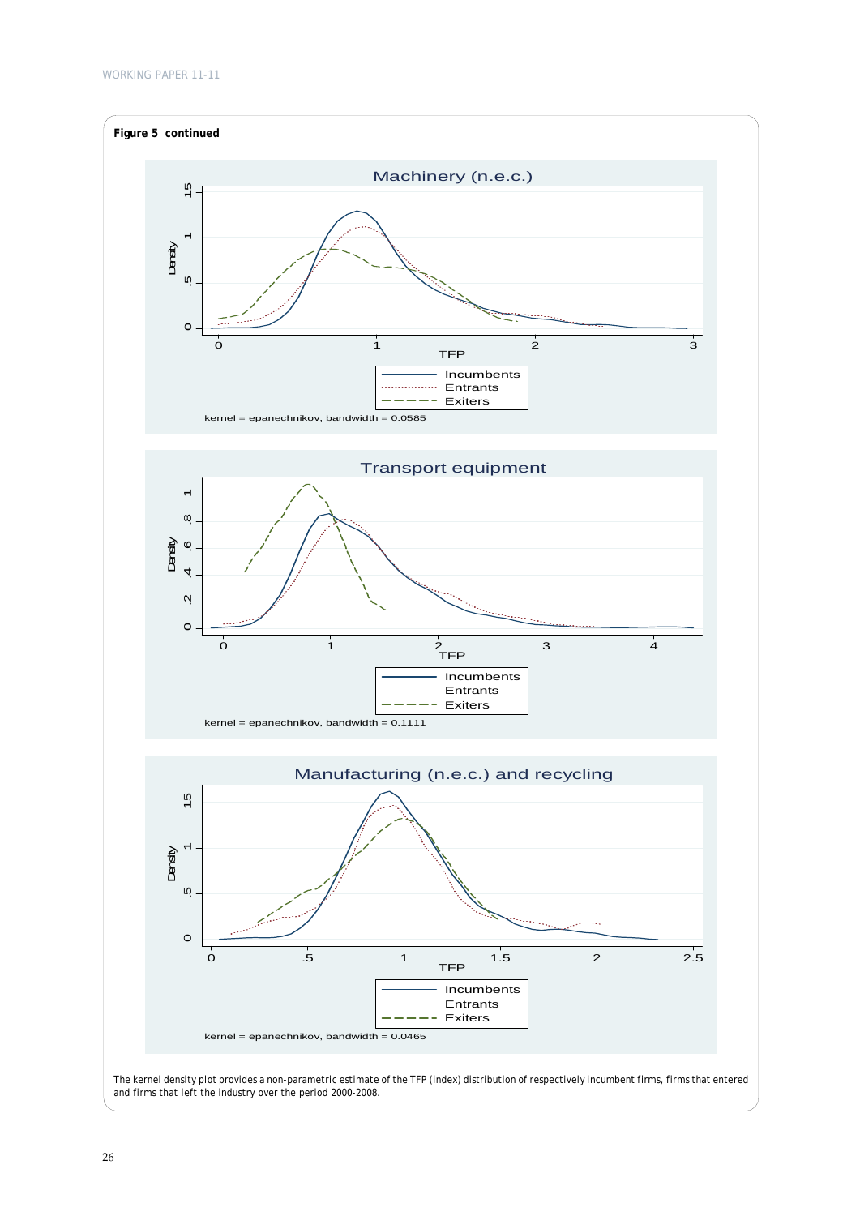**Figure 5 continued**

Machinery (n.e.c.)

kernel = epanechnikov, bandwidth = 0.0585

Transport equipment

kernel = epanechnikov, bandwidth = 0.1111

Manufacturing (n.e.c.) and recycling

kernel = epanechnikov, bandwidth = 0.0465

The kernel density plot provides a non-parametric estimate of the TFP (index) distribution of respectively incumbent firms, firms that entered and firms that left the industry over the period 2000-2008.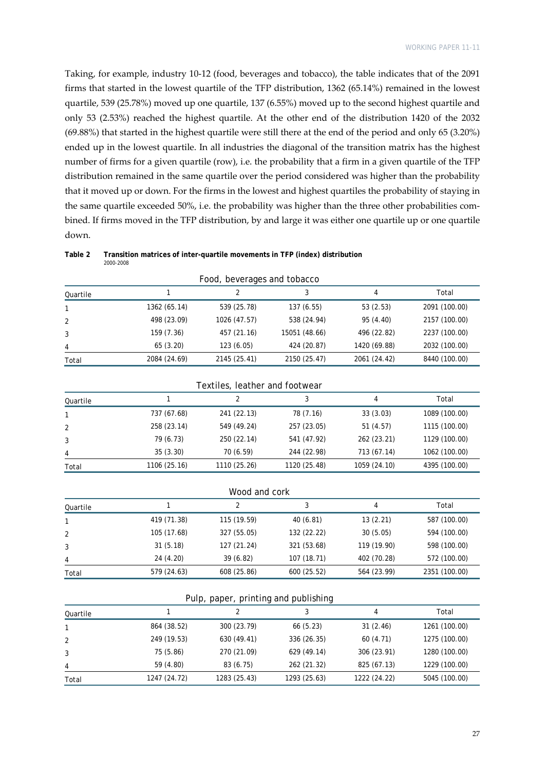Taking, for example, industry 10-12 (food, beverages and tobacco), the table indicates that of the 2091 firms that started in the lowest quartile of the TFP distribution, 1362 (65.14%) remained in the lowest quartile, 539 (25.78%) moved up one quartile, 137 (6.55%) moved up to the second highest quartile and only 53 (2.53%) reached the highest quartile. At the other end of the distribution 1420 of the 2032 (69.88%) that started in the highest quartile were still there at the end of the period and only 65 (3.20%) ended up in the lowest quartile. In all industries the diagonal of the transition matrix has the highest number of firms for a given quartile (row), i.e. the probability that a firm in a given quartile of the TFP distribution remained in the same quartile over the period considered was higher than the probability that it moved up or down. For the firms in the lowest and highest quartiles the probability of staying in the same quartile exceeded 50%, i.e. the probability was higher than the three other probabilities combined. If firms moved in the TFP distribution, by and large it was either one quartile up or one quartile down.

**Table 2 Transition matrices of inter-quartile movements in TFP (index) distribution**
2000-2008

Food, beverages and tobacco

| Quartile | 1 | 2 | 3 | 4 | Total |
|---|---|---|---|---|---|
| 1 | 1362 (65.14) | 539 (25.78) | 137 (6.55) | 53 (2.53) | 2091 (100.00) |
| 2 | 498 (23.09) | 1026 (47.57) | 538 (24.94) | 95 (4.40) | 2157 (100.00) |
| 3 | 159 (7.36) | 457 (21.16) | 15051 (48.66) | 496 (22.82) | 2237 (100.00) |
| 4 | 65 (3.20) | 123 (6.05) | 424 (20.87) | 1420 (69.88) | 2032 (100.00) |
| Total | 2084 (24.69) | 2145 (25.41) | 2150 (25.47) | 2061 (24.42) | 8440 (100.00) |

Textiles, leather and footwear

| Quartile | 1 | 2 | 3 | 4 | Total |
|---|---|---|---|---|---|
| 1 | 737 (67.68) | 241 (22.13) | 78 (7.16) | 33 (3.03) | 1089 (100.00) |
| 2 | 258 (23.14) | 549 (49.24) | 257 (23.05) | 51 (4.57) | 1115 (100.00) |
| 3 | 79 (6.73) | 250 (22.14) | 541 (47.92) | 262 (23.21) | 1129 (100.00) |
| 4 | 35 (3.30) | 70 (6.59) | 244 (22.98) | 713 (67.14) | 1062 (100.00) |
| Total | 1106 (25.16) | 1110 (25.26) | 1120 (25.48) | 1059 (24.10) | 4395 (100.00) |

Wood and cork

| Quartile | 1 | 2 | 3 | 4 | Total |
|---|---|---|---|---|---|
| 1 | 419 (71.38) | 115 (19.59) | 40 (6.81) | 13 (2.21) | 587 (100.00) |
| 2 | 105 (17.68) | 327 (55.05) | 132 (22.22) | 30 (5.05) | 594 (100.00) |
| 3 | 31 (5.18) | 127 (21.24) | 321 (53.68) | 119 (19.90) | 598 (100.00) |
| 4 | 24 (4.20) | 39 (6.82) | 107 (18.71) | 402 (70.28) | 572 (100.00) |
| Total | 579 (24.63) | 608 (25.86) | 600 (25.52) | 564 (23.99) | 2351 (100.00) |

Pulp, paper, printing and publishing

| Quartile | 1 | 2 | 3 | 4 | Total |
|---|---|---|---|---|---|
| 1 | 864 (38.52) | 300 (23.79) | 66 (5.23) | 31 (2.46) | 1261 (100.00) |
| 2 | 249 (19.53) | 630 (49.41) | 336 (26.35) | 60 (4.71) | 1275 (100.00) |
| 3 | 75 (5.86) | 270 (21.09) | 629 (49.14) | 306 (23.91) | 1280 (100.00) |
| 4 | 59 (4.80) | 83 (6.75) | 262 (21.32) | 825 (67.13) | 1229 (100.00) |
| Total | 1247 (24.72) | 1283 (25.43) | 1293 (25.63) | 1222 (24.22) | 5045 (100.00) |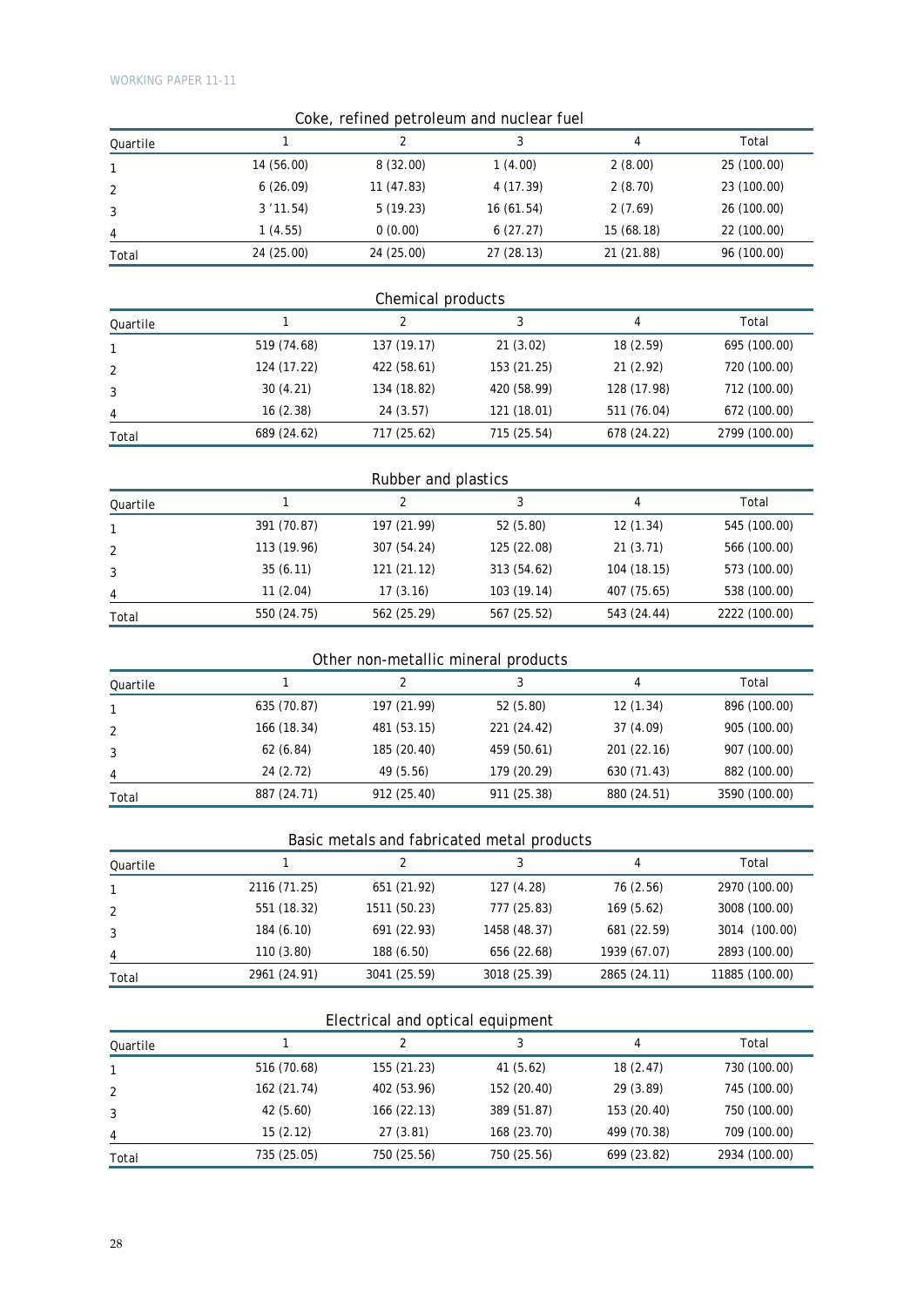### Coke, refined petroleum and nuclear fuel

| Quartile | 1 | 2 | 3 | 4 | Total |
|---|---|---|---|---|---|
| 1 | 14 (56.00) | 8 (32.00) | 1 (4.00) | 2 (8.00) | 25 (100.00) |
| 2 | 6 (26.09) | 11 (47.83) | 4 (17.39) | 2 (8.70) | 23 (100.00) |
| 3 | 3 '11.54) | 5 (19.23) | 16 (61.54) | 2 (7.69) | 26 (100.00) |
| 4 | 1 (4.55) | 0 (0.00) | 6 (27.27) | 15 (68.18) | 22 (100.00) |
| Total | 24 (25.00) | 24 (25.00) | 27 (28.13) | 21 (21.88) | 96 (100.00) |

### Chemical products

| Quartile | 1 | 2 | 3 | 4 | Total |
|---|---|---|---|---|---|
| 1 | 519 (74.68) | 137 (19.17) | 21 (3.02) | 18 (2.59) | 695 (100.00) |
| 2 | 124 (17.22) | 422 (58.61) | 153 (21.25) | 21 (2.92) | 720 (100.00) |
| 3 | 30 (4.21) | 134 (18.82) | 420 (58.99) | 128 (17.98) | 712 (100.00) |
| 4 | 16 (2.38) | 24 (3.57) | 121 (18.01) | 511 (76.04) | 672 (100.00) |
| Total | 689 (24.62) | 717 (25.62) | 715 (25.54) | 678 (24.22) | 2799 (100.00) |

### Rubber and plastics

| Quartile | 1 | 2 | 3 | 4 | Total |
|---|---|---|---|---|---|
| 1 | 391 (70.87) | 197 (21.99) | 52 (5.80) | 12 (1.34) | 545 (100.00) |
| 2 | 113 (19.96) | 307 (54.24) | 125 (22.08) | 21 (3.71) | 566 (100.00) |
| 3 | 35 (6.11) | 121 (21.12) | 313 (54.62) | 104 (18.15) | 573 (100.00) |
| 4 | 11 (2.04) | 17 (3.16) | 103 (19.14) | 407 (75.65) | 538 (100.00) |
| Total | 550 (24.75) | 562 (25.29) | 567 (25.52) | 543 (24.44) | 2222 (100.00) |

### Other non-metallic mineral products

| Quartile | 1 | 2 | 3 | 4 | Total |
|---|---|---|---|---|---|
| 1 | 635 (70.87) | 197 (21.99) | 52 (5.80) | 12 (1.34) | 896 (100.00) |
| 2 | 166 (18.34) | 481 (53.15) | 221 (24.42) | 37 (4.09) | 905 (100.00) |
| 3 | 62 (6.84) | 185 (20.40) | 459 (50.61) | 201 (22.16) | 907 (100.00) |
| 4 | 24 (2.72) | 49 (5.56) | 179 (20.29) | 630 (71.43) | 882 (100.00) |
| Total | 887 (24.71) | 912 (25.40) | 911 (25.38) | 880 (24.51) | 3590 (100.00) |

### Basic metals and fabricated metal products

| Quartile | 1 | 2 | 3 | 4 | Total |
|---|---|---|---|---|---|
| 1 | 2116 (71.25) | 651 (21.92) | 127 (4.28) | 76 (2.56) | 2970 (100.00) |
| 2 | 551 (18.32) | 1511 (50.23) | 777 (25.83) | 169 (5.62) | 3008 (100.00) |
| 3 | 184 (6.10) | 691 (22.93) | 1458 (48.37) | 681 (22.59) | 3014 (100.00) |
| 4 | 110 (3.80) | 188 (6.50) | 656 (22.68) | 1939 (67.07) | 2893 (100.00) |
| Total | 2961 (24.91) | 3041 (25.59) | 3018 (25.39) | 2865 (24.11) | 11885 (100.00) |

### Electrical and optical equipment

| Quartile | 1 | 2 | 3 | 4 | Total |
|---|---|---|---|---|---|
| 1 | 516 (70.68) | 155 (21.23) | 41 (5.62) | 18 (2.47) | 730 (100.00) |
| 2 | 162 (21.74) | 402 (53.96) | 152 (20.40) | 29 (3.89) | 745 (100.00) |
| 3 | 42 (5.60) | 166 (22.13) | 389 (51.87) | 153 (20.40) | 750 (100.00) |
| 4 | 15 (2.12) | 27 (3.81) | 168 (23.70) | 499 (70.38) | 709 (100.00) |
| Total | 735 (25.05) | 750 (25.56) | 750 (25.56) | 699 (23.82) | 2934 (100.00) |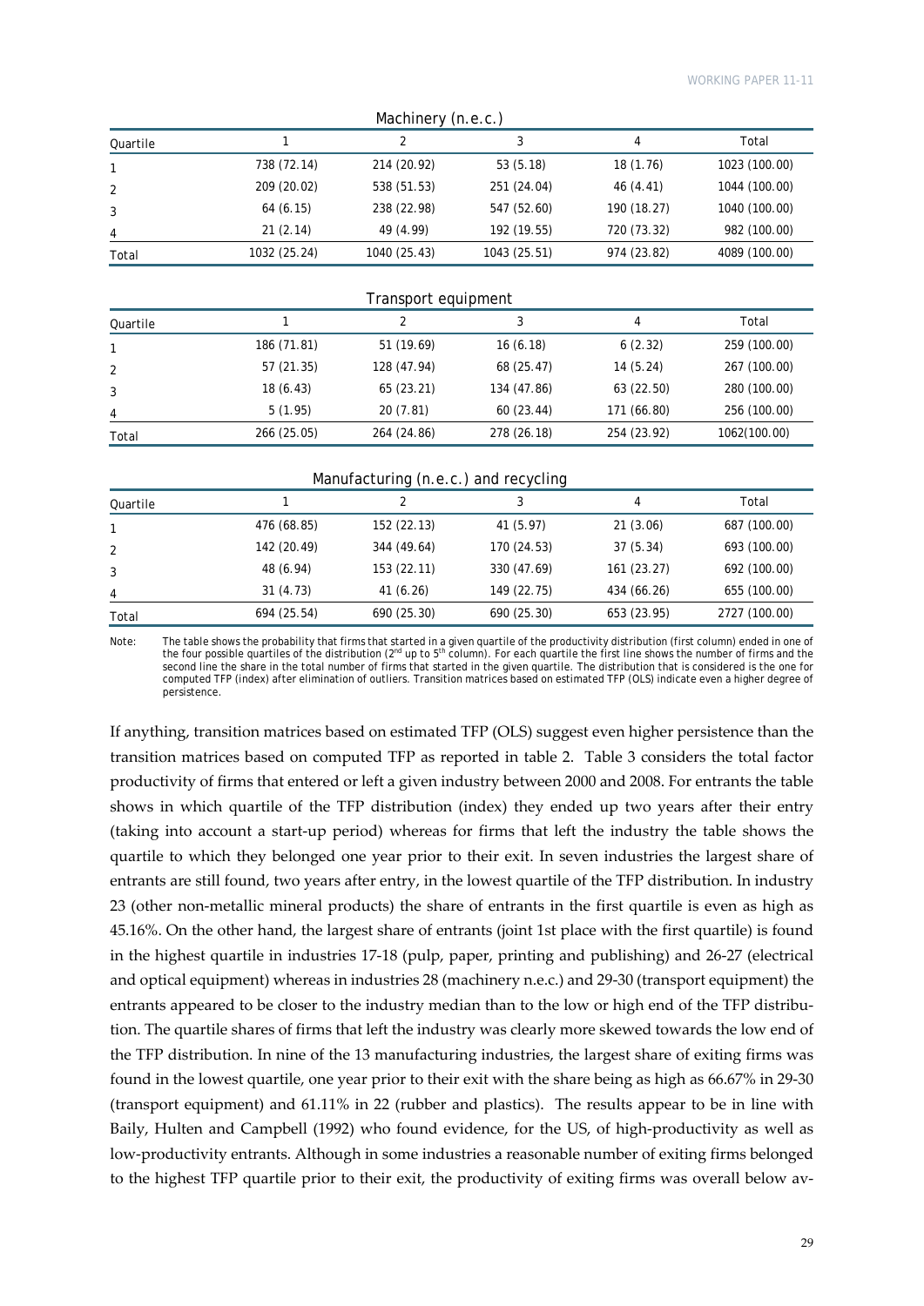Machinery (n.e.c.)

| Quartile | 1 | 2 | 3 | 4 | Total |
|---|---|---|---|---|---|
| 1 | 738 (72.14) | 214 (20.92) | 53 (5.18) | 18 (1.76) | 1023 (100.00) |
| 2 | 209 (20.02) | 538 (51.53) | 251 (24.04) | 46 (4.41) | 1044 (100.00) |
| 3 | 64 (6.15) | 238 (22.98) | 547 (52.60) | 190 (18.27) | 1040 (100.00) |
| 4 | 21 (2.14) | 49 (4.99) | 192 (19.55) | 720 (73.32) | 982 (100.00) |
| Total | 1032 (25.24) | 1040 (25.43) | 1043 (25.51) | 974 (23.82) | 4089 (100.00) |

Transport equipment

| Quartile | 1 | 2 | 3 | 4 | Total |
|---|---|---|---|---|---|
| 1 | 186 (71.81) | 51 (19.69) | 16 (6.18) | 6 (2.32) | 259 (100.00) |
| 2 | 57 (21.35) | 128 (47.94) | 68 (25.47) | 14 (5.24) | 267 (100.00) |
| 3 | 18 (6.43) | 65 (23.21) | 134 (47.86) | 63 (22.50) | 280 (100.00) |
| 4 | 5 (1.95) | 20 (7.81) | 60 (23.44) | 171 (66.80) | 256 (100.00) |
| Total | 266 (25.05) | 264 (24.86) | 278 (26.18) | 254 (23.92) | 1062(100.00) |

Manufacturing (n.e.c.) and recycling

| Quartile | 1 | 2 | 3 | 4 | Total |
|---|---|---|---|---|---|
| 1 | 476 (68.85) | 152 (22.13) | 41 (5.97) | 21 (3.06) | 687 (100.00) |
| 2 | 142 (20.49) | 344 (49.64) | 170 (24.53) | 37 (5.34) | 693 (100.00) |
| 3 | 48 (6.94) | 153 (22.11) | 330 (47.69) | 161 (23.27) | 692 (100.00) |
| 4 | 31 (4.73) | 41 (6.26) | 149 (22.75) | 434 (66.26) | 655 (100.00) |
| Total | 694 (25.54) | 690 (25.30) | 690 (25.30) | 653 (23.95) | 2727 (100.00) |

Note: The table shows the probability that firms that started in a given quartile of the productivity distribution (first column) ended in one of the four possible quartiles of the distribution (2nd up to 5th column). For each quartile the first line shows the number of firms and the second line the share in the total number of firms that started in the given quartile. The distribution that is considered is the one for computed TFP (index) after elimination of outliers. Transition matrices based on estimated TFP (OLS) indicate even a higher degree of persistence.

If anything, transition matrices based on estimated TFP (OLS) suggest even higher persistence than the transition matrices based on computed TFP as reported in table 2. Table 3 considers the total factor productivity of firms that entered or left a given industry between 2000 and 2008. For entrants the table shows in which quartile of the TFP distribution (index) they ended up two years after their entry (taking into account a start-up period) whereas for firms that left the industry the table shows the quartile to which they belonged one year prior to their exit. In seven industries the largest share of entrants are still found, two years after entry, in the lowest quartile of the TFP distribution. In industry 23 (other non-metallic mineral products) the share of entrants in the first quartile is even as high as 45.16%. On the other hand, the largest share of entrants (joint 1st place with the first quartile) is found in the highest quartile in industries 17-18 (pulp, paper, printing and publishing) and 26-27 (electrical and optical equipment) whereas in industries 28 (machinery n.e.c.) and 29-30 (transport equipment) the entrants appeared to be closer to the industry median than to the low or high end of the TFP distribution. The quartile shares of firms that left the industry was clearly more skewed towards the low end of the TFP distribution. In nine of the 13 manufacturing industries, the largest share of exiting firms was found in the lowest quartile, one year prior to their exit with the share being as high as 66.67% in 29-30 (transport equipment) and 61.11% in 22 (rubber and plastics). The results appear to be in line with Baily, Hulten and Campbell (1992) who found evidence, for the US, of high-productivity as well as low-productivity entrants. Although in some industries a reasonable number of exiting firms belonged to the highest TFP quartile prior to their exit, the productivity of exiting firms was overall below av-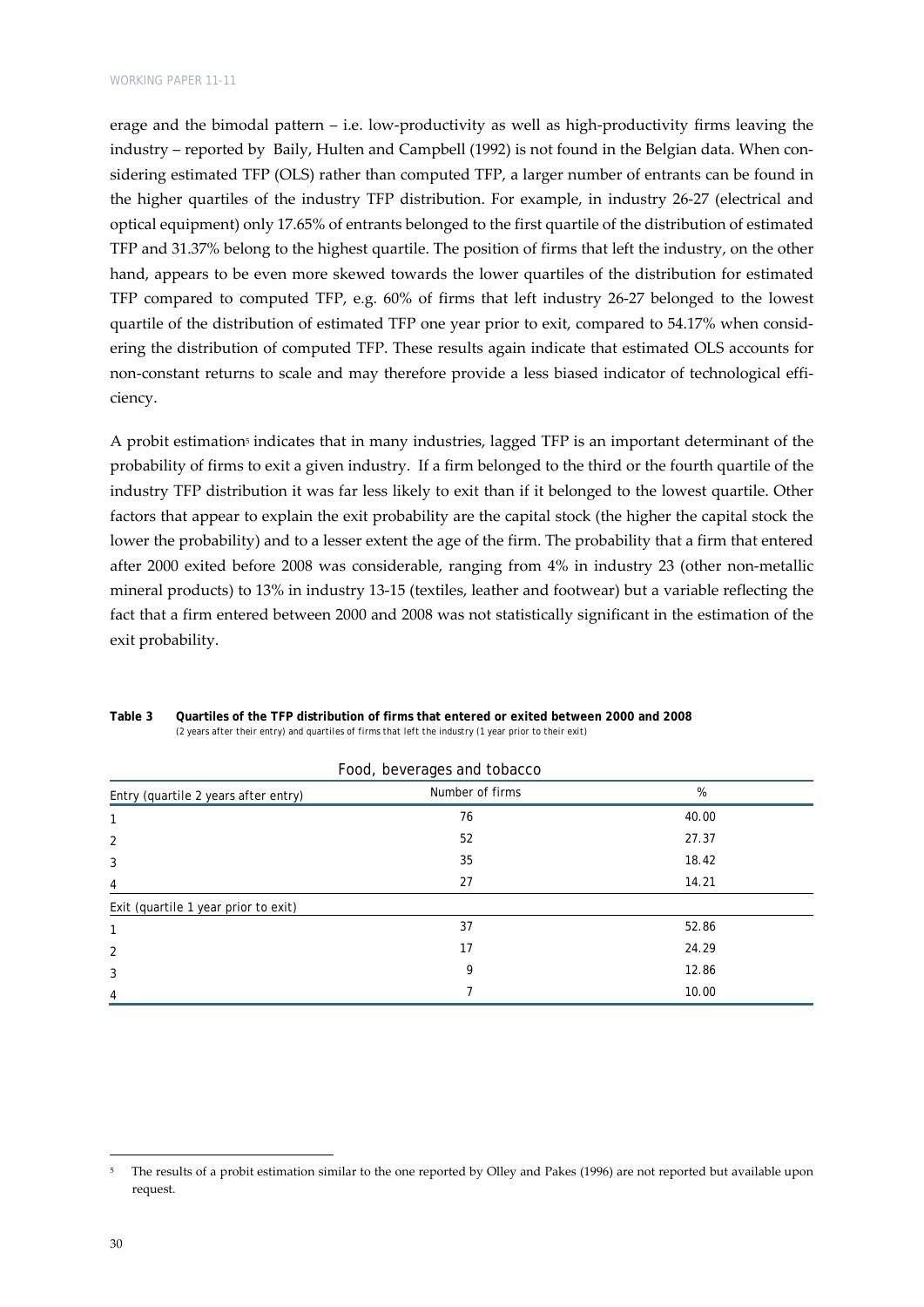erage and the bimodal pattern – i.e. low-productivity as well as high-productivity firms leaving the industry – reported by Baily, Hulten and Campbell (1992) is not found in the Belgian data. When considering estimated TFP (OLS) rather than computed TFP, a larger number of entrants can be found in the higher quartiles of the industry TFP distribution. For example, in industry 26-27 (electrical and optical equipment) only 17.65% of entrants belonged to the first quartile of the distribution of estimated TFP and 31.37% belong to the highest quartile. The position of firms that left the industry, on the other hand, appears to be even more skewed towards the lower quartiles of the distribution for estimated TFP compared to computed TFP, e.g. 60% of firms that left industry 26-27 belonged to the lowest quartile of the distribution of estimated TFP one year prior to exit, compared to 54.17% when considering the distribution of computed TFP. These results again indicate that estimated OLS accounts for non-constant returns to scale and may therefore provide a less biased indicator of technological efficiency.

A probit estimation[5] indicates that in many industries, lagged TFP is an important determinant of the probability of firms to exit a given industry. If a firm belonged to the third or the fourth quartile of the industry TFP distribution it was far less likely to exit than if it belonged to the lowest quartile. Other factors that appear to explain the exit probability are the capital stock (the higher the capital stock the lower the probability) and to a lesser extent the age of the firm. The probability that a firm that entered after 2000 exited before 2008 was considerable, ranging from 4% in industry 23 (other non-metallic mineral products) to 13% in industry 13-15 (textiles, leather and footwear) but a variable reflecting the fact that a firm entered between 2000 and 2008 was not statistically significant in the estimation of the exit probability.

**Table 3 Quartiles of the TFP distribution of firms that entered or exited between 2000 and 2008**
(2 years after their entry) and quartiles of firms that left the industry (1 year prior to their exit)

| Food, beverages and tobacco | | |
|---|---|---|
| Entry (quartile 2 years after entry) | Number of firms | % |
| 1 | 76 | 40.00 |
| 2 | 52 | 27.37 |
| 3 | 35 | 18.42 |
| 4 | 27 | 14.21 |
| Exit (quartile 1 year prior to exit) | | |
| 1 | 37 | 52.86 |
| 2 | 17 | 24.29 |
| 3 | 9 | 12.86 |
| 4 | 7 | 10.00 |

[5] The results of a probit estimation similar to the one reported by Olley and Pakes (1996) are not reported but available upon request.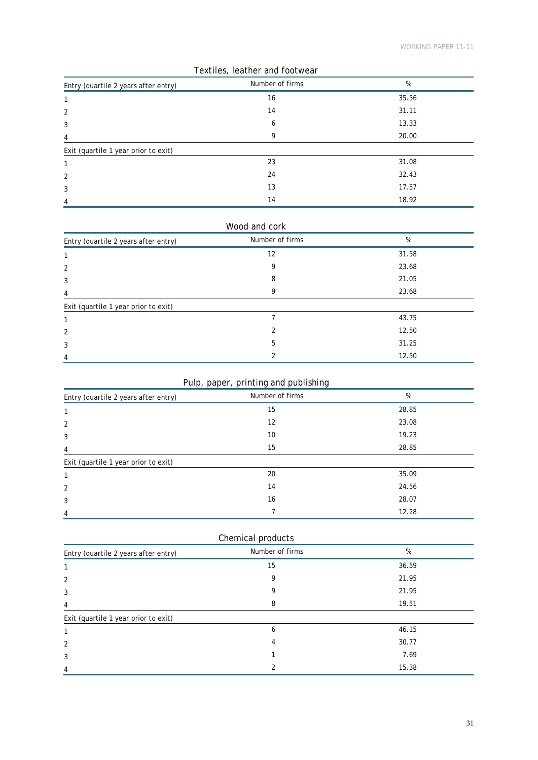**Textiles, leather and footwear**

| Entry (quartile 2 years after entry) | Number of firms | % |
|---|---|---|
| 1 | 16 | 35.56 |
| 2 | 14 | 31.11 |
| 3 | 6 | 13.33 |
| 4 | 9 | 20.00 |
| **Exit (quartile 1 year prior to exit)** | | |
| 1 | 23 | 31.08 |
| 2 | 24 | 32.43 |
| 3 | 13 | 17.57 |
| 4 | 14 | 18.92 |

**Wood and cork**

| Entry (quartile 2 years after entry) | Number of firms | % |
|---|---|---|
| 1 | 12 | 31.58 |
| 2 | 9 | 23.68 |
| 3 | 8 | 21.05 |
| 4 | 9 | 23.68 |
| **Exit (quartile 1 year prior to exit)** | | |
| 1 | 7 | 43.75 |
| 2 | 2 | 12.50 |
| 3 | 5 | 31.25 |
| 4 | 2 | 12.50 |

**Pulp, paper, printing and publishing**

| Entry (quartile 2 years after entry) | Number of firms | % |
|---|---|---|
| 1 | 15 | 28.85 |
| 2 | 12 | 23.08 |
| 3 | 10 | 19.23 |
| 4 | 15 | 28.85 |
| **Exit (quartile 1 year prior to exit)** | | |
| 1 | 20 | 35.09 |
| 2 | 14 | 24.56 |
| 3 | 16 | 28.07 |
| 4 | 7 | 12.28 |

**Chemical products**

| Entry (quartile 2 years after entry) | Number of firms | % |
|---|---|---|
| 1 | 15 | 36.59 |
| 2 | 9 | 21.95 |
| 3 | 9 | 21.95 |
| 4 | 8 | 19.51 |
| **Exit (quartile 1 year prior to exit)** | | |
| 1 | 6 | 46.15 |
| 2 | 4 | 30.77 |
| 3 | 1 | 7.69 |
| 4 | 2 | 15.38 |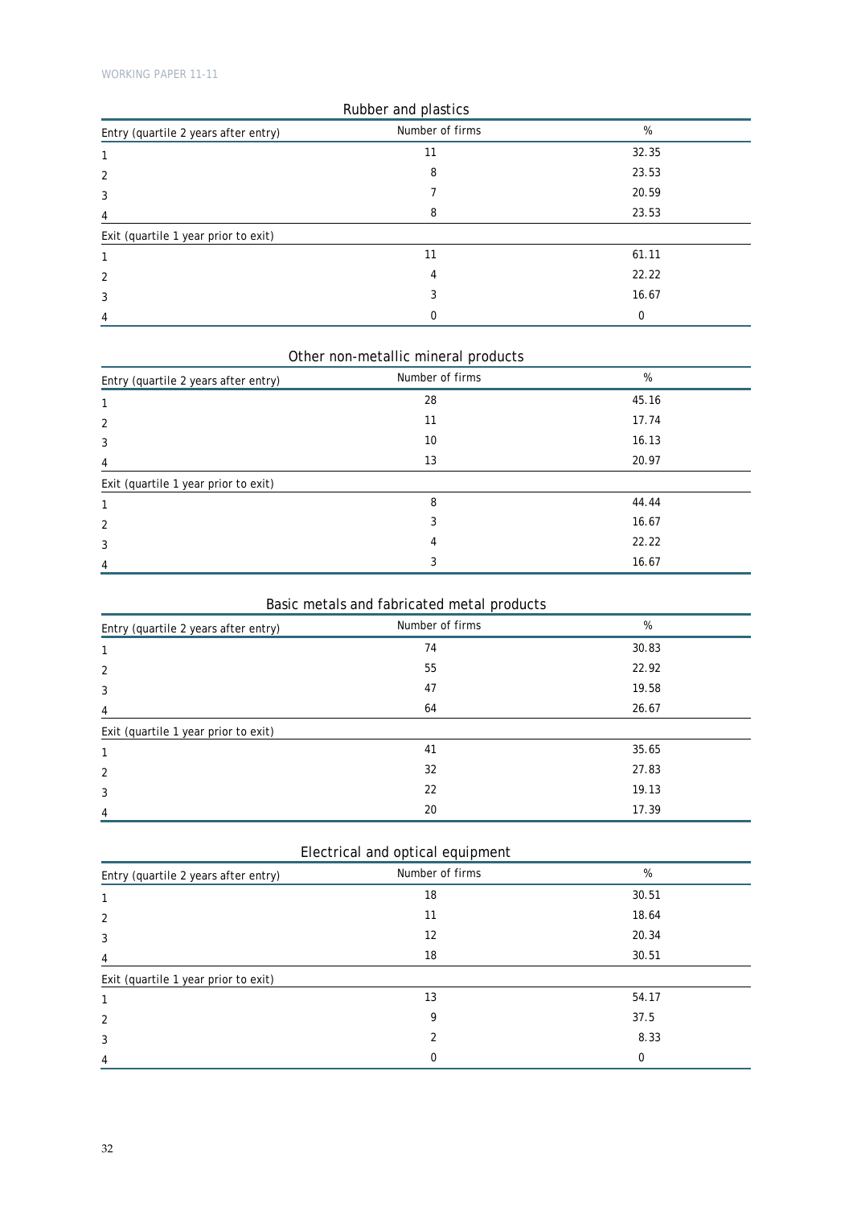**Rubber and plastics**

| Entry (quartile 2 years after entry) | Number of firms | % |
|---|---|---|
| 1 | 11 | 32.35 |
| 2 | 8 | 23.53 |
| 3 | 7 | 20.59 |
| 4 | 8 | 23.53 |
| Exit (quartile 1 year prior to exit) | | |
| 1 | 11 | 61.11 |
| 2 | 4 | 22.22 |
| 3 | 3 | 16.67 |
| 4 | 0 | 0 |

**Other non-metallic mineral products**

| Entry (quartile 2 years after entry) | Number of firms | % |
|---|---|---|
| 1 | 28 | 45.16 |
| 2 | 11 | 17.74 |
| 3 | 10 | 16.13 |
| 4 | 13 | 20.97 |
| Exit (quartile 1 year prior to exit) | | |
| 1 | 8 | 44.44 |
| 2 | 3 | 16.67 |
| 3 | 4 | 22.22 |
| 4 | 3 | 16.67 |

**Basic metals and fabricated metal products**

| Entry (quartile 2 years after entry) | Number of firms | % |
|---|---|---|
| 1 | 74 | 30.83 |
| 2 | 55 | 22.92 |
| 3 | 47 | 19.58 |
| 4 | 64 | 26.67 |
| Exit (quartile 1 year prior to exit) | | |
| 1 | 41 | 35.65 |
| 2 | 32 | 27.83 |
| 3 | 22 | 19.13 |
| 4 | 20 | 17.39 |

**Electrical and optical equipment**

| Entry (quartile 2 years after entry) | Number of firms | % |
|---|---|---|
| 1 | 18 | 30.51 |
| 2 | 11 | 18.64 |
| 3 | 12 | 20.34 |
| 4 | 18 | 30.51 |
| Exit (quartile 1 year prior to exit) | | |
| 1 | 13 | 54.17 |
| 2 | 9 | 37.5 |
| 3 | 2 | 8.33 |
| 4 | 0 | 0 |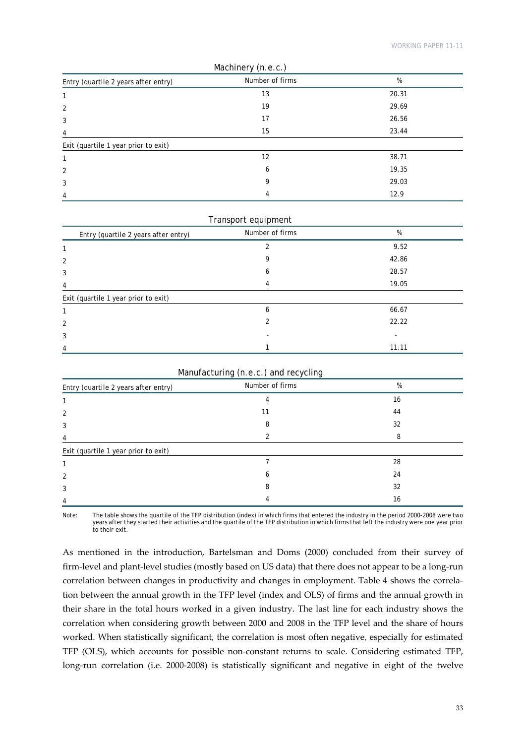Machinery (n.e.c.)

| Entry (quartile 2 years after entry) | Number of firms | % |
|---|---|---|
| 1 | 13 | 20.31 |
| 2 | 19 | 29.69 |
| 3 | 17 | 26.56 |
| 4 | 15 | 23.44 |
| **Exit (quartile 1 year prior to exit)** | | |
| 1 | 12 | 38.71 |
| 2 | 6 | 19.35 |
| 3 | 9 | 29.03 |
| 4 | 4 | 12.9 |

Transport equipment

| Entry (quartile 2 years after entry) | Number of firms | % |
|---|---|---|
| 1 | 2 | 9.52 |
| 2 | 9 | 42.86 |
| 3 | 6 | 28.57 |
| 4 | 4 | 19.05 |
| **Exit (quartile 1 year prior to exit)** | | |
| 1 | 6 | 66.67 |
| 2 | 2 | 22.22 |
| 3 | - | - |
| 4 | 1 | 11.11 |

Manufacturing (n.e.c.) and recycling

| Entry (quartile 2 years after entry) | Number of firms | % |
|---|---|---|
| 1 | 4 | 16 |
| 2 | 11 | 44 |
| 3 | 8 | 32 |
| 4 | 2 | 8 |
| **Exit (quartile 1 year prior to exit)** | | |
| 1 | 7 | 28 |
| 2 | 6 | 24 |
| 3 | 8 | 32 |
| 4 | 4 | 16 |

Note: The table shows the quartile of the TFP distribution (index) in which firms that entered the industry in the period 2000-2008 were two years after they started their activities and the quartile of the TFP distribution in which firms that left the industry were one year prior to their exit.

As mentioned in the introduction, Bartelsman and Doms (2000) concluded from their survey of firm-level and plant-level studies (mostly based on US data) that there does not appear to be a long-run correlation between changes in productivity and changes in employment. Table 4 shows the correlation between the annual growth in the TFP level (index and OLS) of firms and the annual growth in their share in the total hours worked in a given industry. The last line for each industry shows the correlation when considering growth between 2000 and 2008 in the TFP level and the share of hours worked. When statistically significant, the correlation is most often negative, especially for estimated TFP (OLS), which accounts for possible non-constant returns to scale. Considering estimated TFP, long-run correlation (i.e. 2000-2008) is statistically significant and negative in eight of the twelve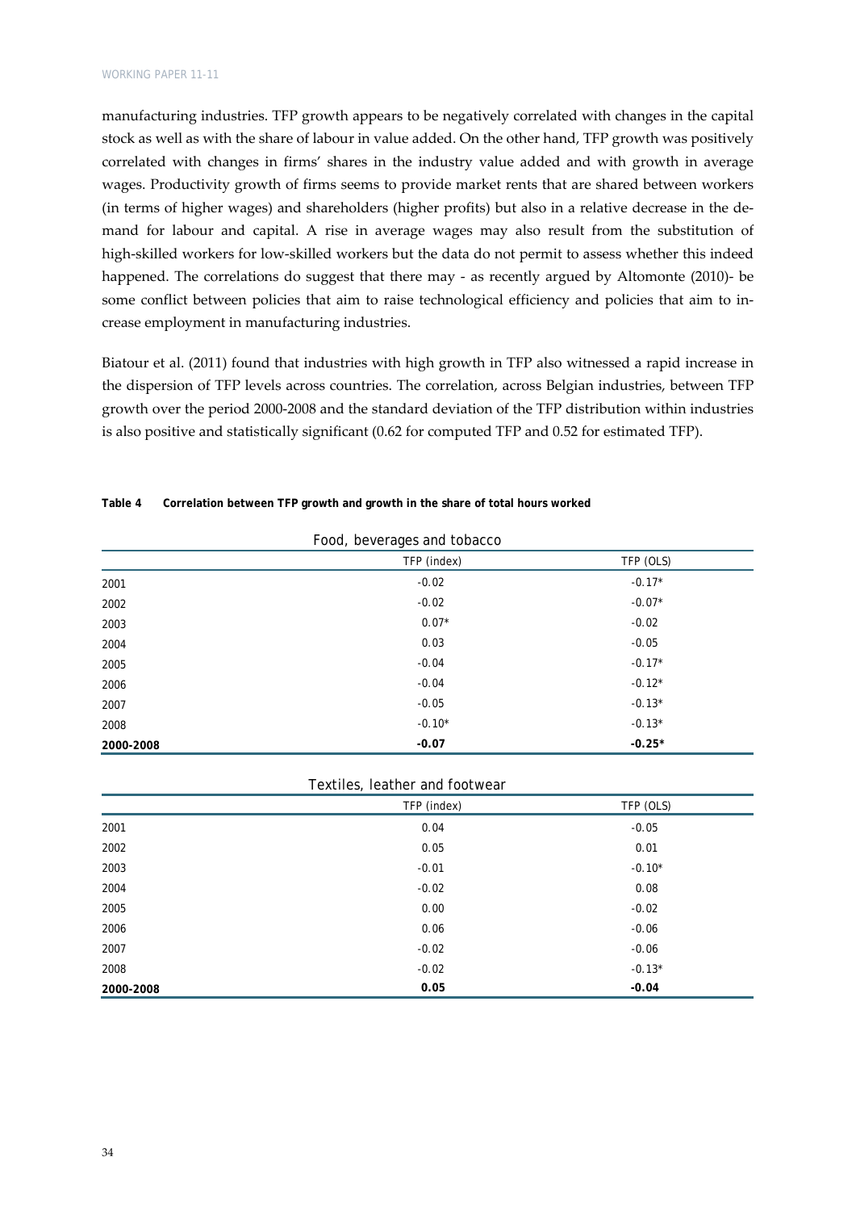manufacturing industries. TFP growth appears to be negatively correlated with changes in the capital stock as well as with the share of labour in value added. On the other hand, TFP growth was positively correlated with changes in firms' shares in the industry value added and with growth in average wages. Productivity growth of firms seems to provide market rents that are shared between workers (in terms of higher wages) and shareholders (higher profits) but also in a relative decrease in the demand for labour and capital. A rise in average wages may also result from the substitution of high-skilled workers for low-skilled workers but the data do not permit to assess whether this indeed happened. The correlations do suggest that there may - as recently argued by Altomonte (2010)- be some conflict between policies that aim to raise technological efficiency and policies that aim to increase employment in manufacturing industries.

Biatour et al. (2011) found that industries with high growth in TFP also witnessed a rapid increase in the dispersion of TFP levels across countries. The correlation, across Belgian industries, between TFP growth over the period 2000-2008 and the standard deviation of the TFP distribution within industries is also positive and statistically significant (0.62 for computed TFP and 0.52 for estimated TFP).

**Table 4 Correlation between TFP growth and growth in the share of total hours worked**

| Food, beverages and tobacco | | |
|---|---|---|
| | TFP (index) | TFP (OLS) |
| 2001 | -0.02 | -0.17* |
| 2002 | -0.02 | -0.07* |
| 2003 | 0.07* | -0.02 |
| 2004 | 0.03 | -0.05 |
| 2005 | -0.04 | -0.17* |
| 2006 | -0.04 | -0.12* |
| 2007 | -0.05 | -0.13* |
| 2008 | -0.10* | -0.13* |
| **2000-2008** | **-0.07** | **-0.25*** |

| Textiles, leather and footwear | | |
|---|---|---|
| | TFP (index) | TFP (OLS) |
| 2001 | 0.04 | -0.05 |
| 2002 | 0.05 | 0.01 |
| 2003 | -0.01 | -0.10* |
| 2004 | -0.02 | 0.08 |
| 2005 | 0.00 | -0.02 |
| 2006 | 0.06 | -0.06 |
| 2007 | -0.02 | -0.06 |
| 2008 | -0.02 | -0.13* |
| **2000-2008** | **0.05** | **-0.04** |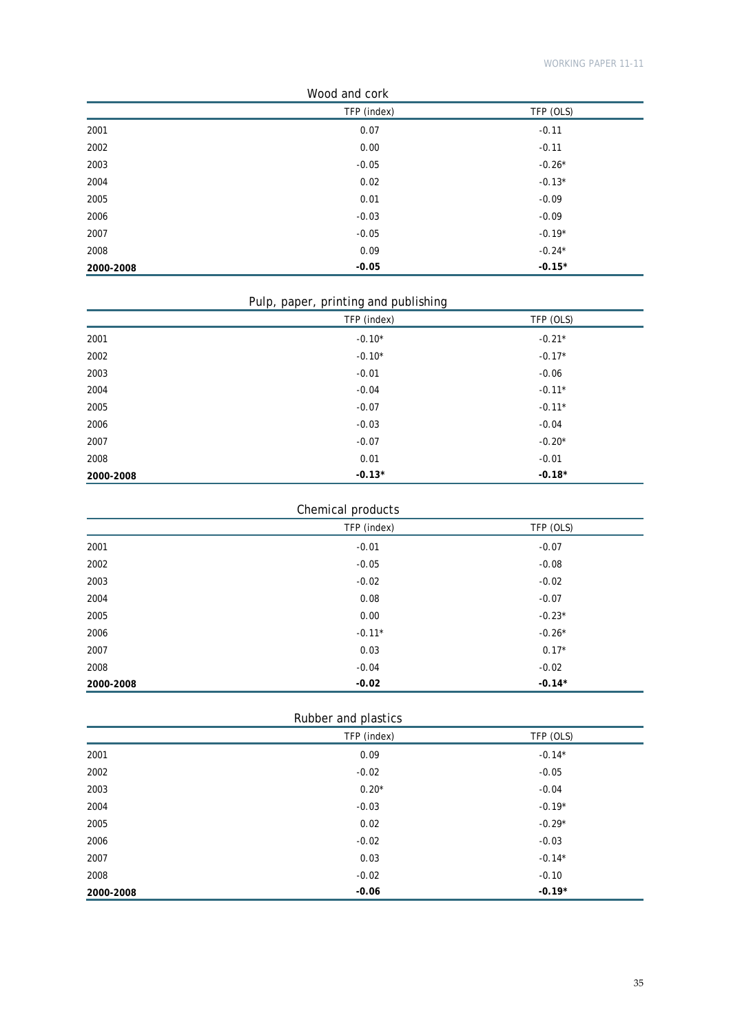Wood and cork

| | TFP (index) | TFP (OLS) |
|---|---|---|
| 2001 | 0.07 | -0.11 |
| 2002 | 0.00 | -0.11 |
| 2003 | -0.05 | -0.26* |
| 2004 | 0.02 | -0.13* |
| 2005 | 0.01 | -0.09 |
| 2006 | -0.03 | -0.09 |
| 2007 | -0.05 | -0.19* |
| 2008 | 0.09 | -0.24* |
| **2000-2008** | **-0.05** | **-0.15*** |

Pulp, paper, printing and publishing

| | TFP (index) | TFP (OLS) |
|---|---|---|
| 2001 | -0.10* | -0.21* |
| 2002 | -0.10* | -0.17* |
| 2003 | -0.01 | -0.06 |
| 2004 | -0.04 | -0.11* |
| 2005 | -0.07 | -0.11* |
| 2006 | -0.03 | -0.04 |
| 2007 | -0.07 | -0.20* |
| 2008 | 0.01 | -0.01 |
| **2000-2008** | **-0.13*** | **-0.18*** |

Chemical products

| | TFP (index) | TFP (OLS) |
|---|---|---|
| 2001 | -0.01 | -0.07 |
| 2002 | -0.05 | -0.08 |
| 2003 | -0.02 | -0.02 |
| 2004 | 0.08 | -0.07 |
| 2005 | 0.00 | -0.23* |
| 2006 | -0.11* | -0.26* |
| 2007 | 0.03 | 0.17* |
| 2008 | -0.04 | -0.02 |
| **2000-2008** | **-0.02** | **-0.14*** |

Rubber and plastics

| | TFP (index) | TFP (OLS) |
|---|---|---|
| 2001 | 0.09 | -0.14* |
| 2002 | -0.02 | -0.05 |
| 2003 | 0.20* | -0.04 |
| 2004 | -0.03 | -0.19* |
| 2005 | 0.02 | -0.29* |
| 2006 | -0.02 | -0.03 |
| 2007 | 0.03 | -0.14* |
| 2008 | -0.02 | -0.10 |
| **2000-2008** | **-0.06** | **-0.19*** |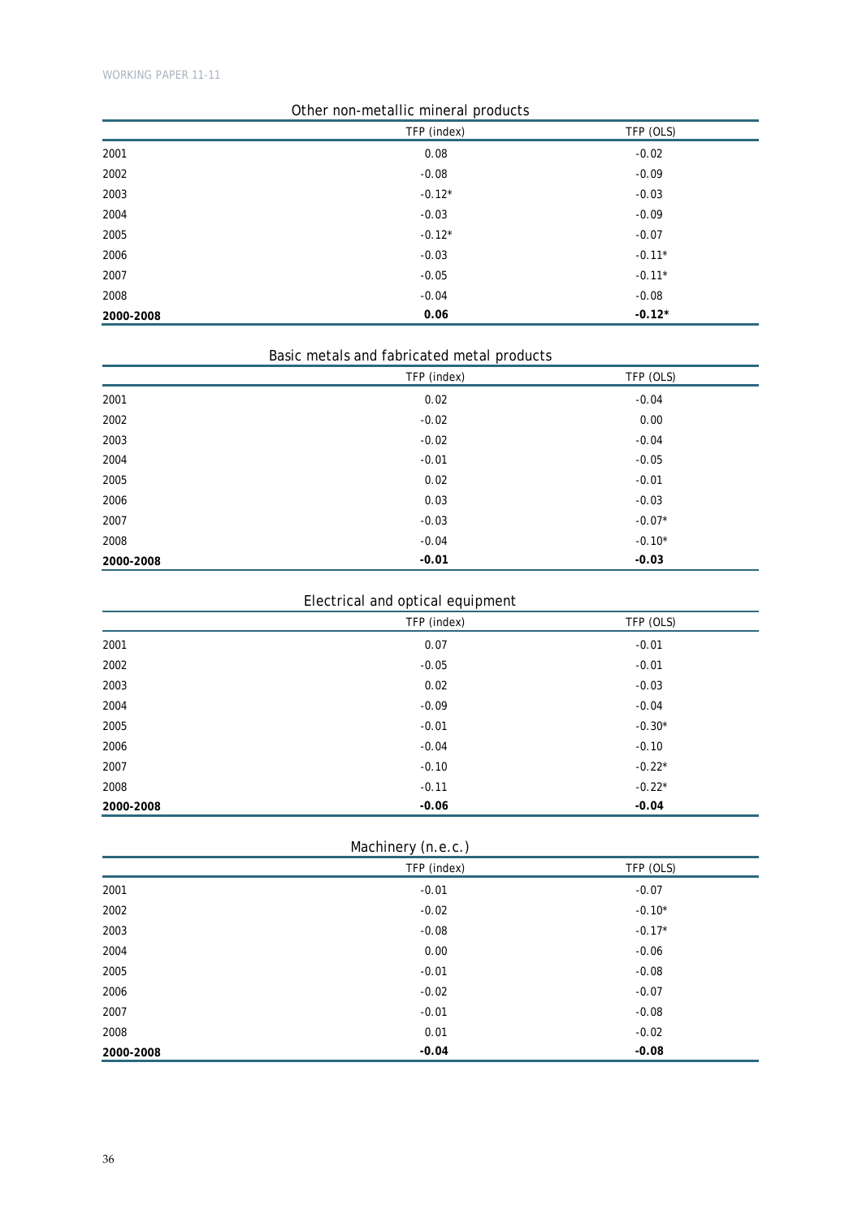Other non-metallic mineral products

| | TFP (index) | TFP (OLS) |
|---|---|---|
| 2001 | 0.08 | -0.02 |
| 2002 | -0.08 | -0.09 |
| 2003 | -0.12* | -0.03 |
| 2004 | -0.03 | -0.09 |
| 2005 | -0.12* | -0.07 |
| 2006 | -0.03 | -0.11* |
| 2007 | -0.05 | -0.11* |
| 2008 | -0.04 | -0.08 |
| **2000-2008** | **0.06** | **-0.12*** |

Basic metals and fabricated metal products

| | TFP (index) | TFP (OLS) |
|---|---|---|
| 2001 | 0.02 | -0.04 |
| 2002 | -0.02 | 0.00 |
| 2003 | -0.02 | -0.04 |
| 2004 | -0.01 | -0.05 |
| 2005 | 0.02 | -0.01 |
| 2006 | 0.03 | -0.03 |
| 2007 | -0.03 | -0.07* |
| 2008 | -0.04 | -0.10* |
| **2000-2008** | **-0.01** | **-0.03** |

Electrical and optical equipment

| | TFP (index) | TFP (OLS) |
|---|---|---|
| 2001 | 0.07 | -0.01 |
| 2002 | -0.05 | -0.01 |
| 2003 | 0.02 | -0.03 |
| 2004 | -0.09 | -0.04 |
| 2005 | -0.01 | -0.30* |
| 2006 | -0.04 | -0.10 |
| 2007 | -0.10 | -0.22* |
| 2008 | -0.11 | -0.22* |
| **2000-2008** | **-0.06** | **-0.04** |

Machinery (n.e.c.)

| | TFP (index) | TFP (OLS) |
|---|---|---|
| 2001 | -0.01 | -0.07 |
| 2002 | -0.02 | -0.10* |
| 2003 | -0.08 | -0.17* |
| 2004 | 0.00 | -0.06 |
| 2005 | -0.01 | -0.08 |
| 2006 | -0.02 | -0.07 |
| 2007 | -0.01 | -0.08 |
| 2008 | 0.01 | -0.02 |
| **2000-2008** | **-0.04** | **-0.08** |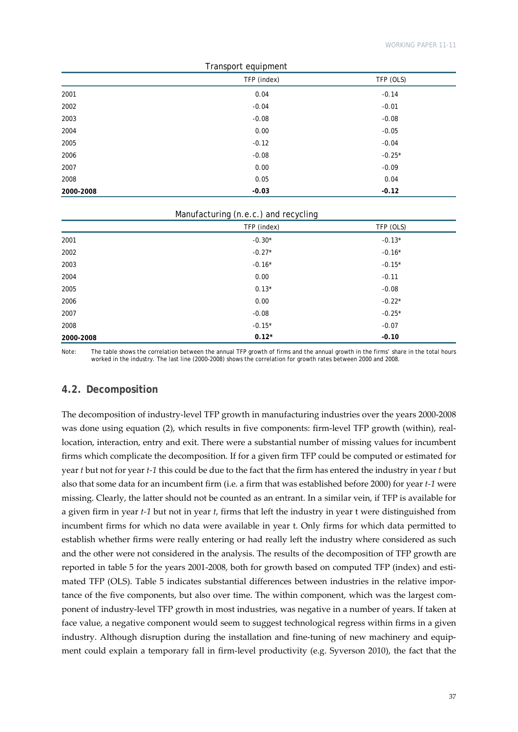Transport equipment

| | TFP (index) | TFP (OLS) |
|---|---|---|
| 2001 | 0.04 | -0.14 |
| 2002 | -0.04 | -0.01 |
| 2003 | -0.08 | -0.08 |
| 2004 | 0.00 | -0.05 |
| 2005 | -0.12 | -0.04 |
| 2006 | -0.08 | -0.25* |
| 2007 | 0.00 | -0.09 |
| 2008 | 0.05 | 0.04 |
| **2000-2008** | **-0.03** | **-0.12** |

Manufacturing (n.e.c.) and recycling

| | TFP (index) | TFP (OLS) |
|---|---|---|
| 2001 | -0.30* | -0.13* |
| 2002 | -0.27* | -0.16* |
| 2003 | -0.16* | -0.15* |
| 2004 | 0.00 | -0.11 |
| 2005 | 0.13* | -0.08 |
| 2006 | 0.00 | -0.22* |
| 2007 | -0.08 | -0.25* |
| 2008 | -0.15* | -0.07 |
| **2000-2008** | **0.12*** | **-0.10** |

Note: The table shows the correlation between the annual TFP growth of firms and the annual growth in the firms' share in the total hours worked in the industry. The last line (2000-2008) shows the correlation for growth rates between 2000 and 2008.

## 4.2. Decomposition

The decomposition of industry-level TFP growth in manufacturing industries over the years 2000-2008 was done using equation (2), which results in five components: firm-level TFP growth (within), reallocation, interaction, entry and exit. There were a substantial number of missing values for incumbent firms which complicate the decomposition. If for a given firm TFP could be computed or estimated for year *t* but not for year *t-1* this could be due to the fact that the firm has entered the industry in year *t* but also that some data for an incumbent firm (i.e. a firm that was established before 2000) for year *t-1* were missing. Clearly, the latter should not be counted as an entrant. In a similar vein, if TFP is available for a given firm in year *t-1* but not in year *t*, firms that left the industry in year t were distinguished from incumbent firms for which no data were available in year t. Only firms for which data permitted to establish whether firms were really entering or had really left the industry where considered as such and the other were not considered in the analysis. The results of the decomposition of TFP growth are reported in table 5 for the years 2001-2008, both for growth based on computed TFP (index) and estimated TFP (OLS). Table 5 indicates substantial differences between industries in the relative importance of the five components, but also over time. The within component, which was the largest component of industry-level TFP growth in most industries, was negative in a number of years. If taken at face value, a negative component would seem to suggest technological regress within firms in a given industry. Although disruption during the installation and fine-tuning of new machinery and equipment could explain a temporary fall in firm-level productivity (e.g. Syverson 2010), the fact that the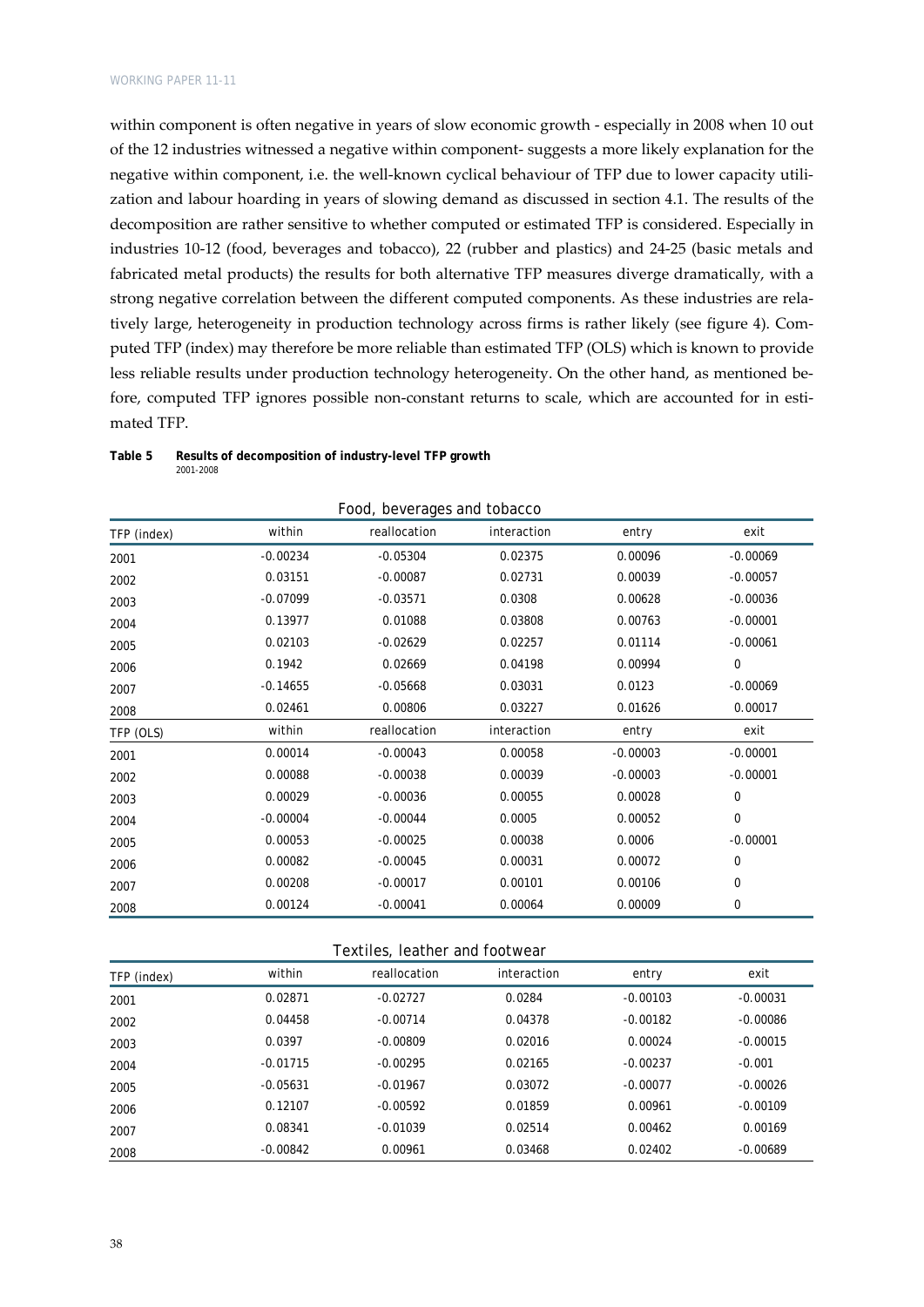within component is often negative in years of slow economic growth - especially in 2008 when 10 out of the 12 industries witnessed a negative within component- suggests a more likely explanation for the negative within component, i.e. the well-known cyclical behaviour of TFP due to lower capacity utilization and labour hoarding in years of slowing demand as discussed in section 4.1. The results of the decomposition are rather sensitive to whether computed or estimated TFP is considered. Especially in industries 10-12 (food, beverages and tobacco), 22 (rubber and plastics) and 24-25 (basic metals and fabricated metal products) the results for both alternative TFP measures diverge dramatically, with a strong negative correlation between the different computed components. As these industries are relatively large, heterogeneity in production technology across firms is rather likely (see figure 4). Computed TFP (index) may therefore be more reliable than estimated TFP (OLS) which is known to provide less reliable results under production technology heterogeneity. On the other hand, as mentioned before, computed TFP ignores possible non-constant returns to scale, which are accounted for in estimated TFP.

**Table 5 Results of decomposition of industry-level TFP growth**
2001-2008

Food, beverages and tobacco

| TFP (index) | within | reallocation | interaction | entry | exit |
|---|---|---|---|---|---|
| 2001 | -0.00234 | -0.05304 | 0.02375 | 0.00096 | -0.00069 |
| 2002 | 0.03151 | -0.00087 | 0.02731 | 0.00039 | -0.00057 |
| 2003 | -0.07099 | -0.03571 | 0.0308 | 0.00628 | -0.00036 |
| 2004 | 0.13977 | 0.01088 | 0.03808 | 0.00763 | -0.00001 |
| 2005 | 0.02103 | -0.02629 | 0.02257 | 0.01114 | -0.00061 |
| 2006 | 0.1942 | 0.02669 | 0.04198 | 0.00994 | 0 |
| 2007 | -0.14655 | -0.05668 | 0.03031 | 0.0123 | -0.00069 |
| 2008 | 0.02461 | 0.00806 | 0.03227 | 0.01626 | 0.00017 |
| **TFP (OLS)** | **within** | **reallocation** | **interaction** | **entry** | **exit** |
| 2001 | 0.00014 | -0.00043 | 0.00058 | -0.00003 | -0.00001 |
| 2002 | 0.00088 | -0.00038 | 0.00039 | -0.00003 | -0.00001 |
| 2003 | 0.00029 | -0.00036 | 0.00055 | 0.00028 | 0 |
| 2004 | -0.00004 | -0.00044 | 0.0005 | 0.00052 | 0 |
| 2005 | 0.00053 | -0.00025 | 0.00038 | 0.0006 | -0.00001 |
| 2006 | 0.00082 | -0.00045 | 0.00031 | 0.00072 | 0 |
| 2007 | 0.00208 | -0.00017 | 0.00101 | 0.00106 | 0 |
| 2008 | 0.00124 | -0.00041 | 0.00064 | 0.00009 | 0 |

Textiles, leather and footwear

| TFP (index) | within | reallocation | interaction | entry | exit |
|---|---|---|---|---|---|
| 2001 | 0.02871 | -0.02727 | 0.0284 | -0.00103 | -0.00031 |
| 2002 | 0.04458 | -0.00714 | 0.04378 | -0.00182 | -0.00086 |
| 2003 | 0.0397 | -0.00809 | 0.02016 | 0.00024 | -0.00015 |
| 2004 | -0.01715 | -0.00295 | 0.02165 | -0.00237 | -0.001 |
| 2005 | -0.05631 | -0.01967 | 0.03072 | -0.00077 | -0.00026 |
| 2006 | 0.12107 | -0.00592 | 0.01859 | 0.00961 | -0.00109 |
| 2007 | 0.08341 | -0.01039 | 0.02514 | 0.00462 | 0.00169 |
| 2008 | -0.00842 | 0.00961 | 0.03468 | 0.02402 | -0.00689 |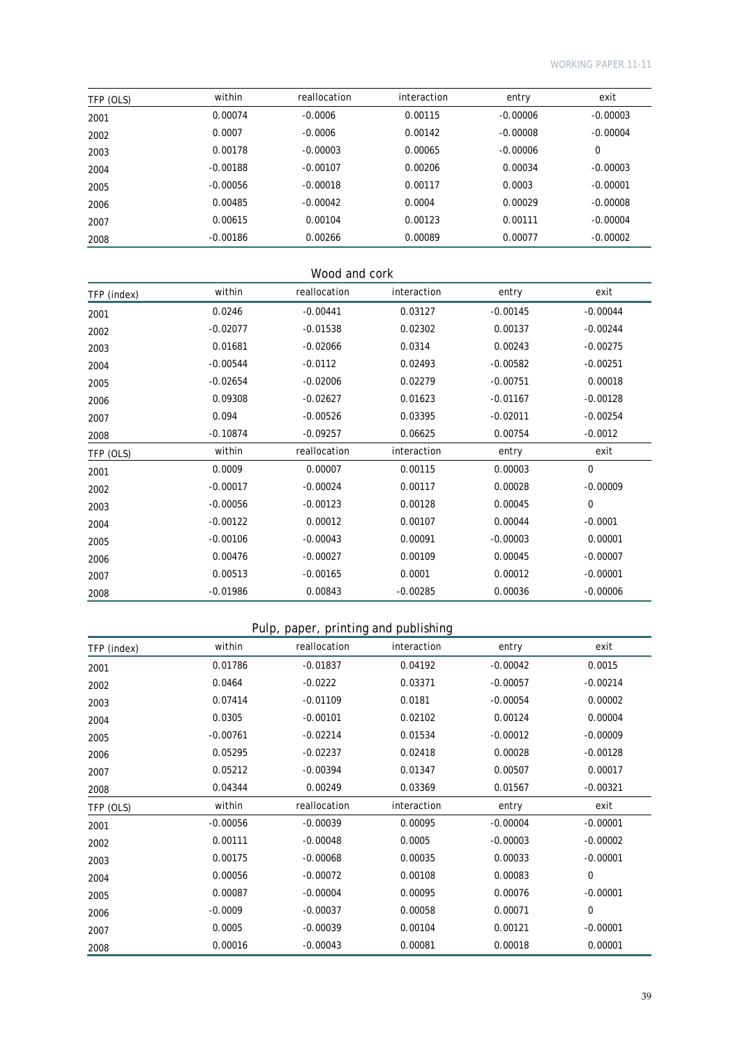| TFP (OLS) | within | reallocation | interaction | entry | exit |
|---|---|---|---|---|---|
| 2001 | 0.00074 | -0.0006 | 0.00115 | -0.00006 | -0.00003 |
| 2002 | 0.0007 | -0.0006 | 0.00142 | -0.00008 | -0.00004 |
| 2003 | 0.00178 | -0.00003 | 0.00065 | -0.00006 | 0 |
| 2004 | -0.00188 | -0.00107 | 0.00206 | 0.00034 | -0.00003 |
| 2005 | -0.00056 | -0.00018 | 0.00117 | 0.0003 | -0.00001 |
| 2006 | 0.00485 | -0.00042 | 0.0004 | 0.00029 | -0.00008 |
| 2007 | 0.00615 | 0.00104 | 0.00123 | 0.00111 | -0.00004 |
| 2008 | -0.00186 | 0.00266 | 0.00089 | 0.00077 | -0.00002 |

Wood and cork

| TFP (index) | within | reallocation | interaction | entry | exit |
|---|---|---|---|---|---|
| 2001 | 0.0246 | -0.00441 | 0.03127 | -0.00145 | -0.00044 |
| 2002 | -0.02077 | -0.01538 | 0.02302 | 0.00137 | -0.00244 |
| 2003 | 0.01681 | -0.02066 | 0.0314 | 0.00243 | -0.00275 |
| 2004 | -0.00544 | -0.0112 | 0.02493 | -0.00582 | -0.00251 |
| 2005 | -0.02654 | -0.02006 | 0.02279 | -0.00751 | 0.00018 |
| 2006 | 0.09308 | -0.02627 | 0.01623 | -0.01167 | -0.00128 |
| 2007 | 0.094 | -0.00526 | 0.03395 | -0.02011 | -0.00254 |
| 2008 | -0.10874 | -0.09257 | 0.06625 | 0.00754 | -0.0012 |
| TFP (OLS) | within | reallocation | interaction | entry | exit |
| 2001 | 0.0009 | 0.00007 | 0.00115 | 0.00003 | 0 |
| 2002 | -0.00017 | -0.00024 | 0.00117 | 0.00028 | -0.00009 |
| 2003 | -0.00056 | -0.00123 | 0.00128 | 0.00045 | 0 |
| 2004 | -0.00122 | 0.00012 | 0.00107 | 0.00044 | -0.0001 |
| 2005 | -0.00106 | -0.00043 | 0.00091 | -0.00003 | 0.00001 |
| 2006 | 0.00476 | -0.00027 | 0.00109 | 0.00045 | -0.00007 |
| 2007 | 0.00513 | -0.00165 | 0.0001 | 0.00012 | -0.00001 |
| 2008 | -0.01986 | 0.00843 | -0.00285 | 0.00036 | -0.00006 |

Pulp, paper, printing and publishing

| TFP (index) | within | reallocation | interaction | entry | exit |
|---|---|---|---|---|---|
| 2001 | 0.01786 | -0.01837 | 0.04192 | -0.00042 | 0.0015 |
| 2002 | 0.0464 | -0.0222 | 0.03371 | -0.00057 | -0.00214 |
| 2003 | 0.07414 | -0.01109 | 0.0181 | -0.00054 | 0.00002 |
| 2004 | 0.0305 | -0.00101 | 0.02102 | 0.00124 | 0.00004 |
| 2005 | -0.00761 | -0.02214 | 0.01534 | -0.00012 | -0.00009 |
| 2006 | 0.05295 | -0.02237 | 0.02418 | 0.00028 | -0.00128 |
| 2007 | 0.05212 | -0.00394 | 0.01347 | 0.00507 | 0.00017 |
| 2008 | 0.04344 | 0.00249 | 0.03369 | 0.01567 | -0.00321 |
| TFP (OLS) | within | reallocation | interaction | entry | exit |
| 2001 | -0.00056 | -0.00039 | 0.00095 | -0.00004 | -0.00001 |
| 2002 | 0.00111 | -0.00048 | 0.0005 | -0.00003 | -0.00002 |
| 2003 | 0.00175 | -0.00068 | 0.00035 | 0.00033 | -0.00001 |
| 2004 | 0.00056 | -0.00072 | 0.00108 | 0.00083 | 0 |
| 2005 | 0.00087 | -0.00004 | 0.00095 | 0.00076 | -0.00001 |
| 2006 | -0.0009 | -0.00037 | 0.00058 | 0.00071 | 0 |
| 2007 | 0.0005 | -0.00039 | 0.00104 | 0.00121 | -0.00001 |
| 2008 | 0.00016 | -0.00043 | 0.00081 | 0.00018 | 0.00001 |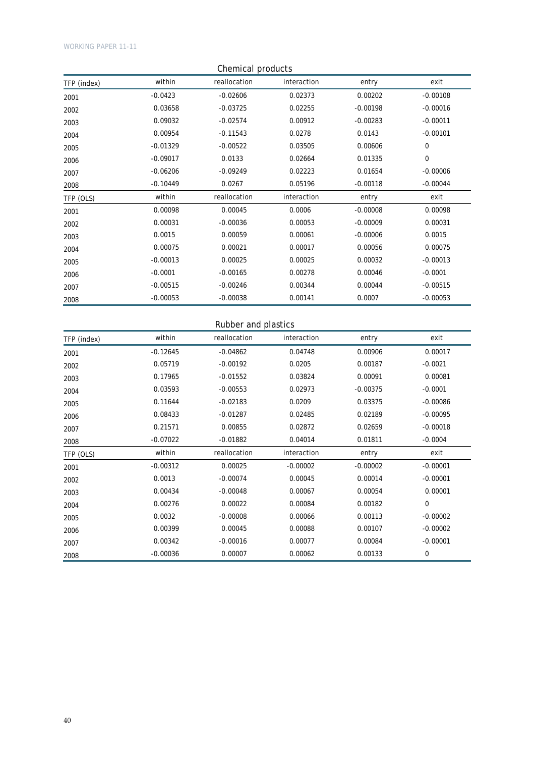Chemical products

| TFP (index) | within | reallocation | interaction | entry | exit |
|---|---|---|---|---|---|
| 2001 | -0.0423 | -0.02606 | 0.02373 | 0.00202 | -0.00108 |
| 2002 | 0.03658 | -0.03725 | 0.02255 | -0.00198 | -0.00016 |
| 2003 | 0.09032 | -0.02574 | 0.00912 | -0.00283 | -0.00011 |
| 2004 | 0.00954 | -0.11543 | 0.0278 | 0.0143 | -0.00101 |
| 2005 | -0.01329 | -0.00522 | 0.03505 | 0.00606 | 0 |
| 2006 | -0.09017 | 0.0133 | 0.02664 | 0.01335 | 0 |
| 2007 | -0.06206 | -0.09249 | 0.02223 | 0.01654 | -0.00006 |
| 2008 | -0.10449 | 0.0267 | 0.05196 | -0.00118 | -0.00044 |
| **TFP (OLS)** | **within** | **reallocation** | **interaction** | **entry** | **exit** |
| 2001 | 0.00098 | 0.00045 | 0.0006 | -0.00008 | 0.00098 |
| 2002 | 0.00031 | -0.00036 | 0.00053 | -0.00009 | 0.00031 |
| 2003 | 0.0015 | 0.00059 | 0.00061 | -0.00006 | 0.0015 |
| 2004 | 0.00075 | 0.00021 | 0.00017 | 0.00056 | 0.00075 |
| 2005 | -0.00013 | 0.00025 | 0.00025 | 0.00032 | -0.00013 |
| 2006 | -0.0001 | -0.00165 | 0.00278 | 0.00046 | -0.0001 |
| 2007 | -0.00515 | -0.00246 | 0.00344 | 0.00044 | -0.00515 |
| 2008 | -0.00053 | -0.00038 | 0.00141 | 0.0007 | -0.00053 |

Rubber and plastics

| TFP (index) | within | reallocation | interaction | entry | exit |
|---|---|---|---|---|---|
| 2001 | -0.12645 | -0.04862 | 0.04748 | 0.00906 | 0.00017 |
| 2002 | 0.05719 | -0.00192 | 0.0205 | 0.00187 | -0.0021 |
| 2003 | 0.17965 | -0.01552 | 0.03824 | 0.00091 | 0.00081 |
| 2004 | 0.03593 | -0.00553 | 0.02973 | -0.00375 | -0.0001 |
| 2005 | 0.11644 | -0.02183 | 0.0209 | 0.03375 | -0.00086 |
| 2006 | 0.08433 | -0.01287 | 0.02485 | 0.02189 | -0.00095 |
| 2007 | 0.21571 | 0.00855 | 0.02872 | 0.02659 | -0.00018 |
| 2008 | -0.07022 | -0.01882 | 0.04014 | 0.01811 | -0.0004 |
| **TFP (OLS)** | **within** | **reallocation** | **interaction** | **entry** | **exit** |
| 2001 | -0.00312 | 0.00025 | -0.00002 | -0.00002 | -0.00001 |
| 2002 | 0.0013 | -0.00074 | 0.00045 | 0.00014 | -0.00001 |
| 2003 | 0.00434 | -0.00048 | 0.00067 | 0.00054 | 0.00001 |
| 2004 | 0.00276 | 0.00022 | 0.00084 | 0.00182 | 0 |
| 2005 | 0.0032 | -0.00008 | 0.00066 | 0.00113 | -0.00002 |
| 2006 | 0.00399 | 0.00045 | 0.00088 | 0.00107 | -0.00002 |
| 2007 | 0.00342 | -0.00016 | 0.00077 | 0.00084 | -0.00001 |
| 2008 | -0.00036 | 0.00007 | 0.00062 | 0.00133 | 0 |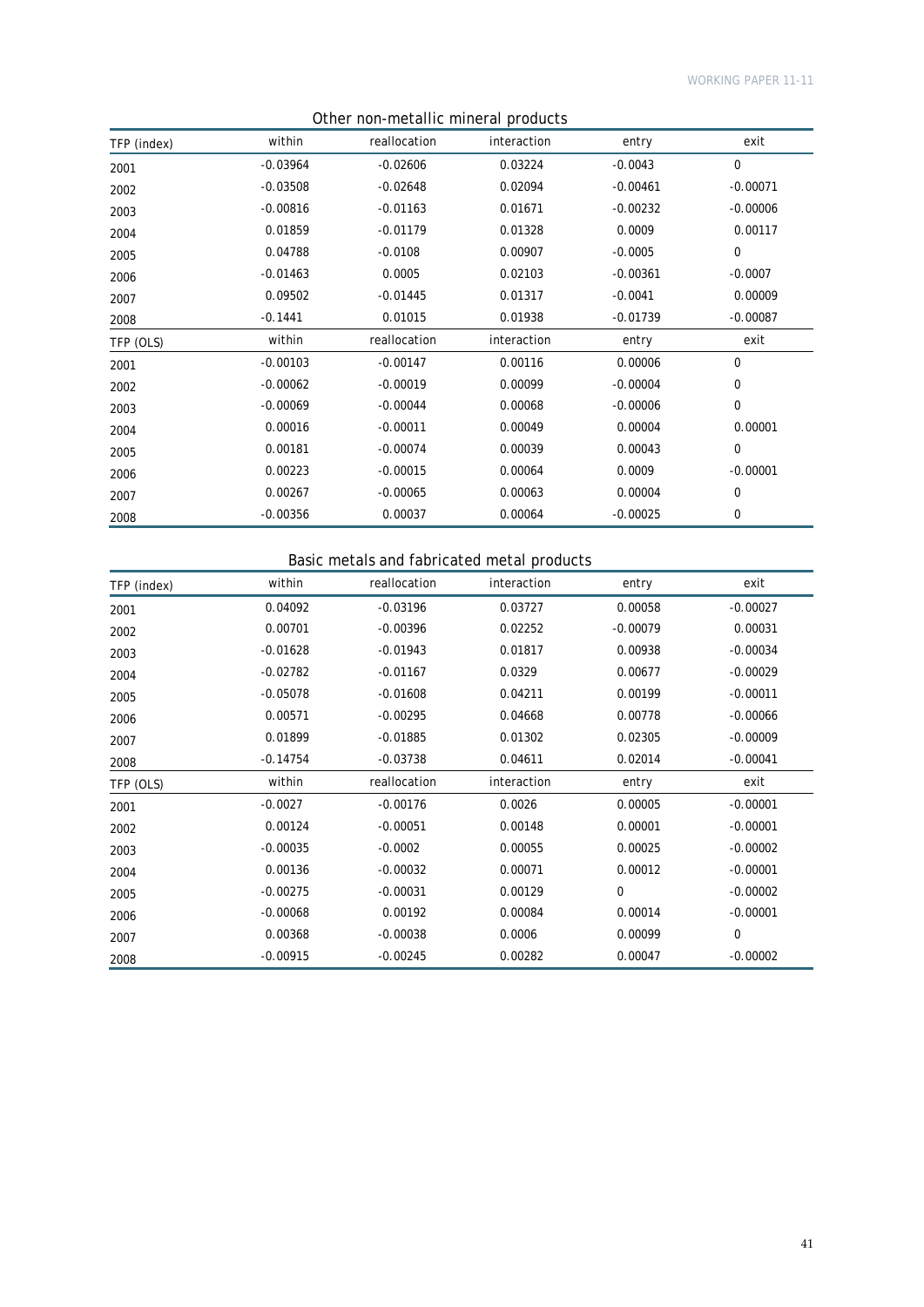Other non-metallic mineral products

| TFP (index) | within | reallocation | interaction | entry | exit |
|---|---|---|---|---|---|
| 2001 | -0.03964 | -0.02606 | 0.03224 | -0.0043 | 0 |
| 2002 | -0.03508 | -0.02648 | 0.02094 | -0.00461 | -0.00071 |
| 2003 | -0.00816 | -0.01163 | 0.01671 | -0.00232 | -0.00006 |
| 2004 | 0.01859 | -0.01179 | 0.01328 | 0.0009 | 0.00117 |
| 2005 | 0.04788 | -0.0108 | 0.00907 | -0.0005 | 0 |
| 2006 | -0.01463 | 0.0005 | 0.02103 | -0.00361 | -0.0007 |
| 2007 | 0.09502 | -0.01445 | 0.01317 | -0.0041 | 0.00009 |
| 2008 | -0.1441 | 0.01015 | 0.01938 | -0.01739 | -0.00087 |
| **TFP (OLS)** | **within** | **reallocation** | **interaction** | **entry** | **exit** |
| 2001 | -0.00103 | -0.00147 | 0.00116 | 0.00006 | 0 |
| 2002 | -0.00062 | -0.00019 | 0.00099 | -0.00004 | 0 |
| 2003 | -0.00069 | -0.00044 | 0.00068 | -0.00006 | 0 |
| 2004 | 0.00016 | -0.00011 | 0.00049 | 0.00004 | 0.00001 |
| 2005 | 0.00181 | -0.00074 | 0.00039 | 0.00043 | 0 |
| 2006 | 0.00223 | -0.00015 | 0.00064 | 0.0009 | -0.00001 |
| 2007 | 0.00267 | -0.00065 | 0.00063 | 0.00004 | 0 |
| 2008 | -0.00356 | 0.00037 | 0.00064 | -0.00025 | 0 |

Basic metals and fabricated metal products

| TFP (index) | within | reallocation | interaction | entry | exit |
|---|---|---|---|---|---|
| 2001 | 0.04092 | -0.03196 | 0.03727 | 0.00058 | -0.00027 |
| 2002 | 0.00701 | -0.00396 | 0.02252 | -0.00079 | 0.00031 |
| 2003 | -0.01628 | -0.01943 | 0.01817 | 0.00938 | -0.00034 |
| 2004 | -0.02782 | -0.01167 | 0.0329 | 0.00677 | -0.00029 |
| 2005 | -0.05078 | -0.01608 | 0.04211 | 0.00199 | -0.00011 |
| 2006 | 0.00571 | -0.00295 | 0.04668 | 0.00778 | -0.00066 |
| 2007 | 0.01899 | -0.01885 | 0.01302 | 0.02305 | -0.00009 |
| 2008 | -0.14754 | -0.03738 | 0.04611 | 0.02014 | -0.00041 |
| **TFP (OLS)** | **within** | **reallocation** | **interaction** | **entry** | **exit** |
| 2001 | -0.0027 | -0.00176 | 0.0026 | 0.00005 | -0.00001 |
| 2002 | 0.00124 | -0.00051 | 0.00148 | 0.00001 | -0.00001 |
| 2003 | -0.00035 | -0.0002 | 0.00055 | 0.00025 | -0.00002 |
| 2004 | 0.00136 | -0.00032 | 0.00071 | 0.00012 | -0.00001 |
| 2005 | -0.00275 | -0.00031 | 0.00129 | 0 | -0.00002 |
| 2006 | -0.00068 | 0.00192 | 0.00084 | 0.00014 | -0.00001 |
| 2007 | 0.00368 | -0.00038 | 0.0006 | 0.00099 | 0 |
| 2008 | -0.00915 | -0.00245 | 0.00282 | 0.00047 | -0.00002 |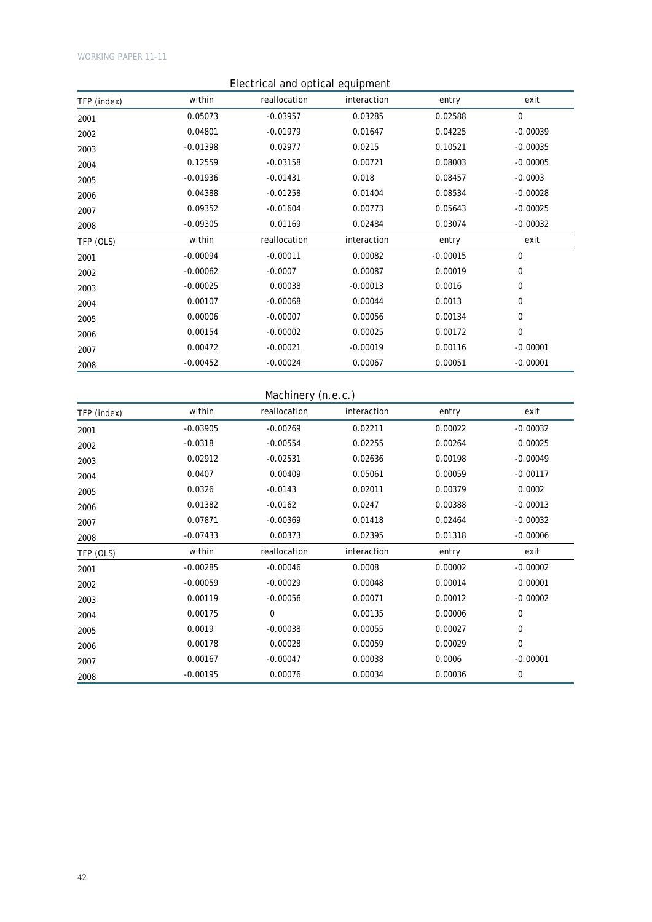**Electrical and optical equipment**

| TFP (index) | within | reallocation | interaction | entry | exit |
|---|---|---|---|---|---|
| 2001 | 0.05073 | -0.03957 | 0.03285 | 0.02588 | 0 |
| 2002 | 0.04801 | -0.01979 | 0.01647 | 0.04225 | -0.00039 |
| 2003 | -0.01398 | 0.02977 | 0.0215 | 0.10521 | -0.00035 |
| 2004 | 0.12559 | -0.03158 | 0.00721 | 0.08003 | -0.00005 |
| 2005 | -0.01936 | -0.01431 | 0.018 | 0.08457 | -0.0003 |
| 2006 | 0.04388 | -0.01258 | 0.01404 | 0.08534 | -0.00028 |
| 2007 | 0.09352 | -0.01604 | 0.00773 | 0.05643 | -0.00025 |
| 2008 | -0.09305 | 0.01169 | 0.02484 | 0.03074 | -0.00032 |
| **TFP (OLS)** | **within** | **reallocation** | **interaction** | **entry** | **exit** |
| 2001 | -0.00094 | -0.00011 | 0.00082 | -0.00015 | 0 |
| 2002 | -0.00062 | -0.0007 | 0.00087 | 0.00019 | 0 |
| 2003 | -0.00025 | 0.00038 | -0.00013 | 0.0016 | 0 |
| 2004 | 0.00107 | -0.00068 | 0.00044 | 0.0013 | 0 |
| 2005 | 0.00006 | -0.00007 | 0.00056 | 0.00134 | 0 |
| 2006 | 0.00154 | -0.00002 | 0.00025 | 0.00172 | 0 |
| 2007 | 0.00472 | -0.00021 | -0.00019 | 0.00116 | -0.00001 |
| 2008 | -0.00452 | -0.00024 | 0.00067 | 0.00051 | -0.00001 |

**Machinery (n.e.c.)**

| TFP (index) | within | reallocation | interaction | entry | exit |
|---|---|---|---|---|---|
| 2001 | -0.03905 | -0.00269 | 0.02211 | 0.00022 | -0.00032 |
| 2002 | -0.0318 | -0.00554 | 0.02255 | 0.00264 | 0.00025 |
| 2003 | 0.02912 | -0.02531 | 0.02636 | 0.00198 | -0.00049 |
| 2004 | 0.0407 | 0.00409 | 0.05061 | 0.00059 | -0.00117 |
| 2005 | 0.0326 | -0.0143 | 0.02011 | 0.00379 | 0.0002 |
| 2006 | 0.01382 | -0.0162 | 0.0247 | 0.00388 | -0.00013 |
| 2007 | 0.07871 | -0.00369 | 0.01418 | 0.02464 | -0.00032 |
| 2008 | -0.07433 | 0.00373 | 0.02395 | 0.01318 | -0.00006 |
| **TFP (OLS)** | **within** | **reallocation** | **interaction** | **entry** | **exit** |
| 2001 | -0.00285 | -0.00046 | 0.0008 | 0.00002 | -0.00002 |
| 2002 | -0.00059 | -0.00029 | 0.00048 | 0.00014 | 0.00001 |
| 2003 | 0.00119 | -0.00056 | 0.00071 | 0.00012 | -0.00002 |
| 2004 | 0.00175 | 0 | 0.00135 | 0.00006 | 0 |
| 2005 | 0.0019 | -0.00038 | 0.00055 | 0.00027 | 0 |
| 2006 | 0.00178 | 0.00028 | 0.00059 | 0.00029 | 0 |
| 2007 | 0.00167 | -0.00047 | 0.00038 | 0.0006 | -0.00001 |
| 2008 | -0.00195 | 0.00076 | 0.00034 | 0.00036 | 0 |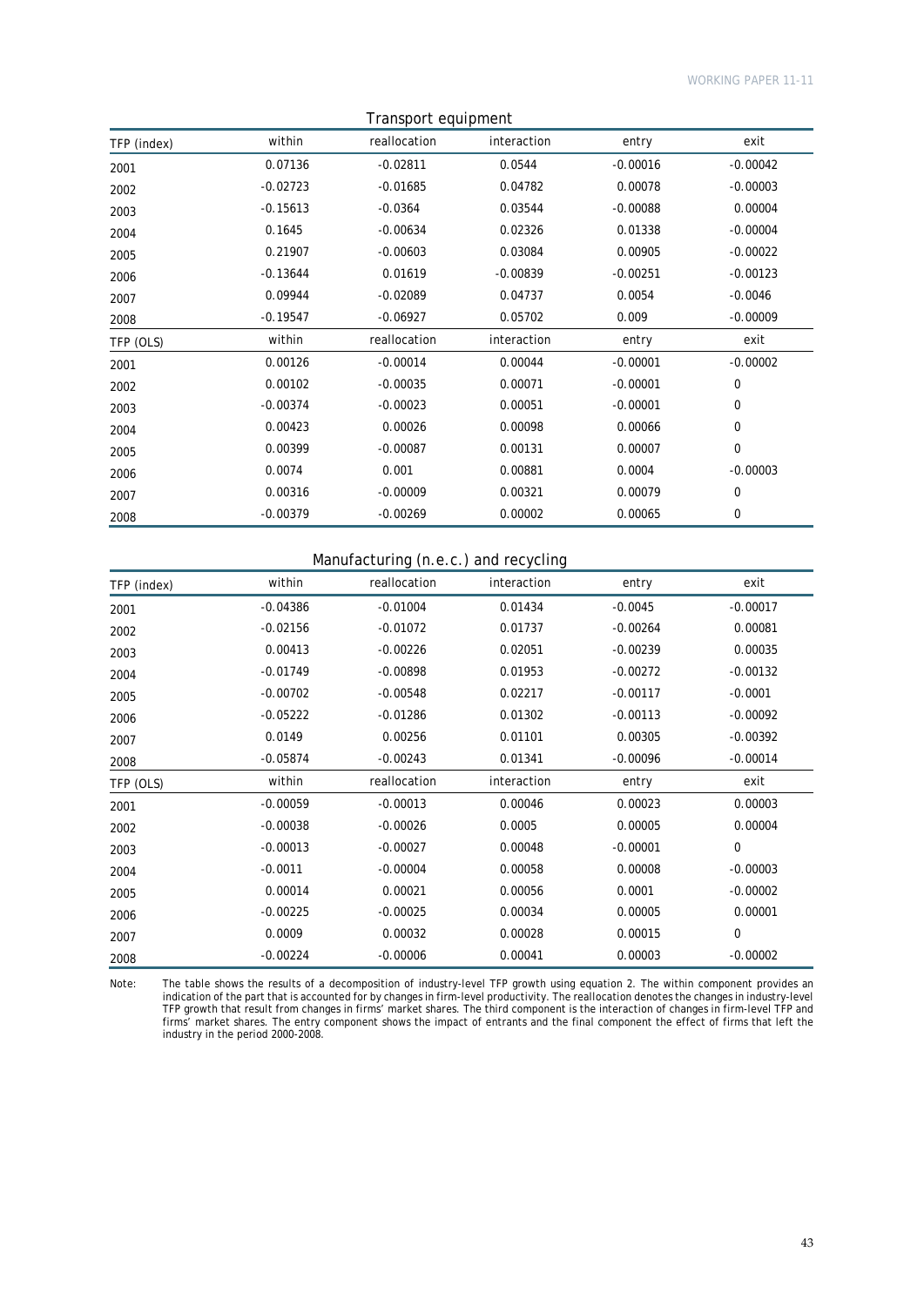**Transport equipment**

| TFP (index) | within | reallocation | interaction | entry | exit |
|---|---|---|---|---|---|
| 2001 | 0.07136 | -0.02811 | 0.0544 | -0.00016 | -0.00042 |
| 2002 | -0.02723 | -0.01685 | 0.04782 | 0.00078 | -0.00003 |
| 2003 | -0.15613 | -0.0364 | 0.03544 | -0.00088 | 0.00004 |
| 2004 | 0.1645 | -0.00634 | 0.02326 | 0.01338 | -0.00004 |
| 2005 | 0.21907 | -0.00603 | 0.03084 | 0.00905 | -0.00022 |
| 2006 | -0.13644 | 0.01619 | -0.00839 | -0.00251 | -0.00123 |
| 2007 | 0.09944 | -0.02089 | 0.04737 | 0.0054 | -0.0046 |
| 2008 | -0.19547 | -0.06927 | 0.05702 | 0.009 | -0.00009 |
| **TFP (OLS)** | **within** | **reallocation** | **interaction** | **entry** | **exit** |
| 2001 | 0.00126 | -0.00014 | 0.00044 | -0.00001 | -0.00002 |
| 2002 | 0.00102 | -0.00035 | 0.00071 | -0.00001 | 0 |
| 2003 | -0.00374 | -0.00023 | 0.00051 | -0.00001 | 0 |
| 2004 | 0.00423 | 0.00026 | 0.00098 | 0.00066 | 0 |
| 2005 | 0.00399 | -0.00087 | 0.00131 | 0.00007 | 0 |
| 2006 | 0.0074 | 0.001 | 0.00881 | 0.0004 | -0.00003 |
| 2007 | 0.00316 | -0.00009 | 0.00321 | 0.00079 | 0 |
| 2008 | -0.00379 | -0.00269 | 0.00002 | 0.00065 | 0 |

**Manufacturing (n.e.c.) and recycling**

| TFP (index) | within | reallocation | interaction | entry | exit |
|---|---|---|---|---|---|
| 2001 | -0.04386 | -0.01004 | 0.01434 | -0.0045 | -0.00017 |
| 2002 | -0.02156 | -0.01072 | 0.01737 | -0.00264 | 0.00081 |
| 2003 | 0.00413 | -0.00226 | 0.02051 | -0.00239 | 0.00035 |
| 2004 | -0.01749 | -0.00898 | 0.01953 | -0.00272 | -0.00132 |
| 2005 | -0.00702 | -0.00548 | 0.02217 | -0.00117 | -0.0001 |
| 2006 | -0.05222 | -0.01286 | 0.01302 | -0.00113 | -0.00092 |
| 2007 | 0.0149 | 0.00256 | 0.01101 | 0.00305 | -0.00392 |
| 2008 | -0.05874 | -0.00243 | 0.01341 | -0.00096 | -0.00014 |
| **TFP (OLS)** | **within** | **reallocation** | **interaction** | **entry** | **exit** |
| 2001 | -0.00059 | -0.00013 | 0.00046 | 0.00023 | 0.00003 |
| 2002 | -0.00038 | -0.00026 | 0.0005 | 0.00005 | 0.00004 |
| 2003 | -0.00013 | -0.00027 | 0.00048 | -0.00001 | 0 |
| 2004 | -0.0011 | -0.00004 | 0.00058 | 0.00008 | -0.00003 |
| 2005 | 0.00014 | 0.00021 | 0.00056 | 0.0001 | -0.00002 |
| 2006 | -0.00225 | -0.00025 | 0.00034 | 0.00005 | 0.00001 |
| 2007 | 0.0009 | 0.00032 | 0.00028 | 0.00015 | 0 |
| 2008 | -0.00224 | -0.00006 | 0.00041 | 0.00003 | -0.00002 |

Note: The table shows the results of a decomposition of industry-level TFP growth using equation 2. The within component provides an indication of the part that is accounted for by changes in firm-level productivity. The reallocation denotes the changes in industry-level TFP growth that result from changes in firms' market shares. The third component is the interaction of changes in firm-level TFP and firms' market shares. The entry component shows the impact of entrants and the final component the effect of firms that left the industry in the period 2000-2008.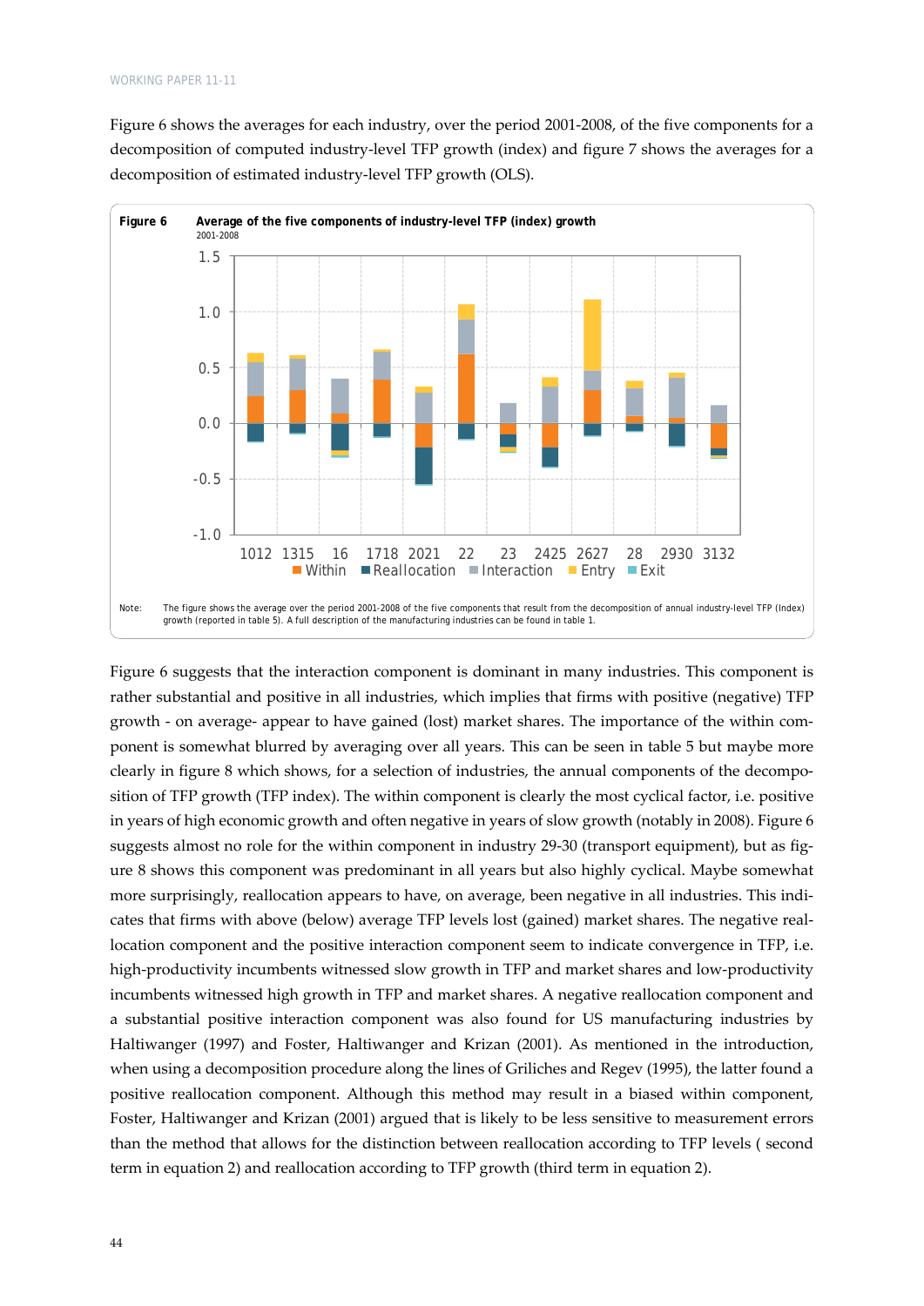Figure 6 shows the averages for each industry, over the period 2001-2008, of the five components for a decomposition of computed industry-level TFP growth (index) and figure 7 shows the averages for a decomposition of estimated industry-level TFP growth (OLS).

**Figure 6 Average of the five components of industry-level TFP (index) growth**
2001-2008

Note: The figure shows the average over the period 2001-2008 of the five components that result from the decomposition of annual industry-level TFP (Index) growth (reported in table 5). A full description of the manufacturing industries can be found in table 1.

Figure 6 suggests that the interaction component is dominant in many industries. This component is rather substantial and positive in all industries, which implies that firms with positive (negative) TFP growth - on average- appear to have gained (lost) market shares. The importance of the within component is somewhat blurred by averaging over all years. This can be seen in table 5 but maybe more clearly in figure 8 which shows, for a selection of industries, the annual components of the decomposition of TFP growth (TFP index). The within component is clearly the most cyclical factor, i.e. positive in years of high economic growth and often negative in years of slow growth (notably in 2008). Figure 6 suggests almost no role for the within component in industry 29-30 (transport equipment), but as figure 8 shows this component was predominant in all years but also highly cyclical. Maybe somewhat more surprisingly, reallocation appears to have, on average, been negative in all industries. This indicates that firms with above (below) average TFP levels lost (gained) market shares. The negative reallocation component and the positive interaction component seem to indicate convergence in TFP, i.e. high-productivity incumbents witnessed slow growth in TFP and market shares and low-productivity incumbents witnessed high growth in TFP and market shares. A negative reallocation component and a substantial positive interaction component was also found for US manufacturing industries by Haltiwanger (1997) and Foster, Haltiwanger and Krizan (2001). As mentioned in the introduction, when using a decomposition procedure along the lines of Griliches and Regev (1995), the latter found a positive reallocation component. Although this method may result in a biased within component, Foster, Haltiwanger and Krizan (2001) argued that is likely to be less sensitive to measurement errors than the method that allows for the distinction between reallocation according to TFP levels ( second term in equation 2) and reallocation according to TFP growth (third term in equation 2).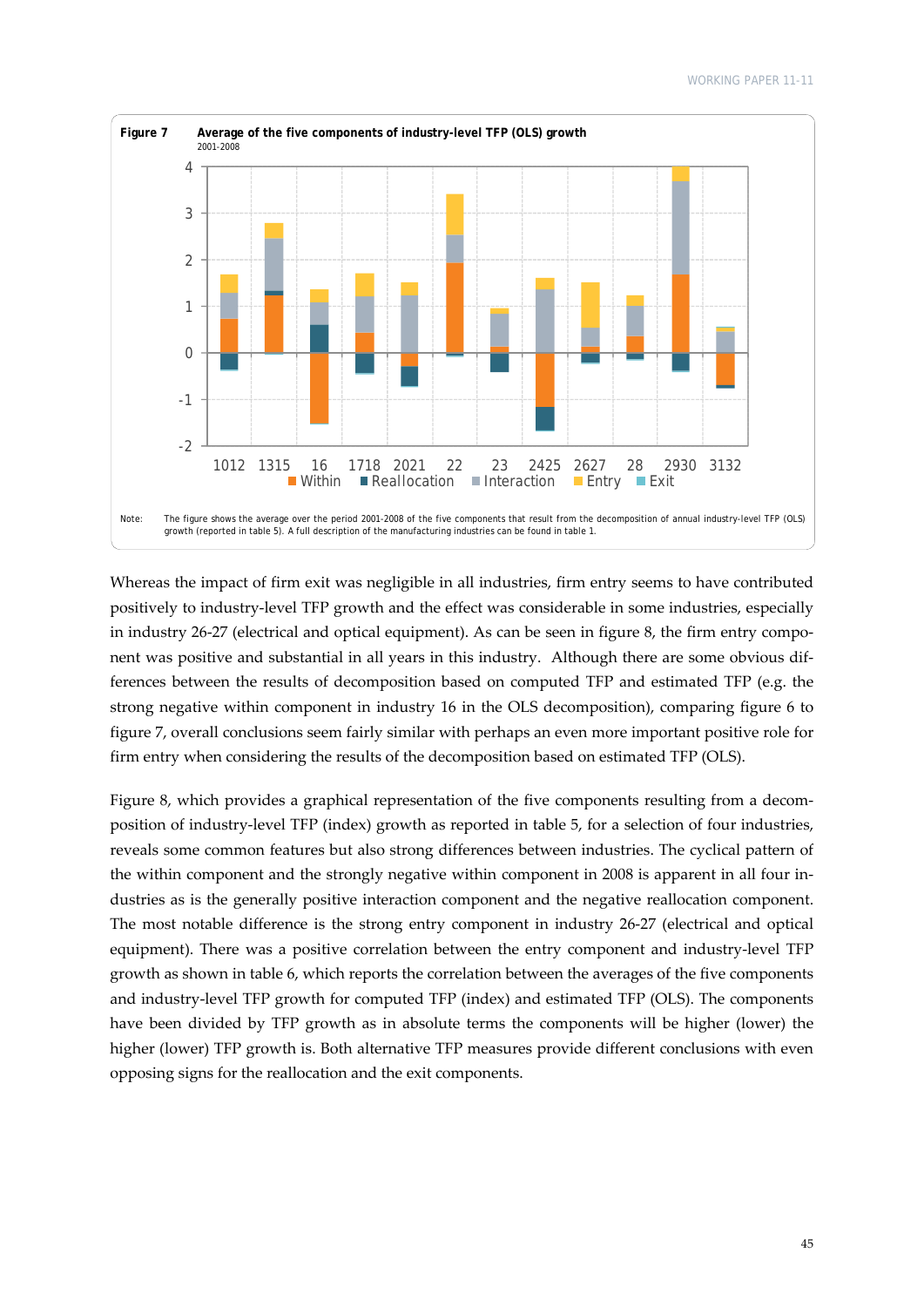**Figure 7 Average of the five components of industry-level TFP (OLS) growth**
2001-2008

Note: The figure shows the average over the period 2001-2008 of the five components that result from the decomposition of annual industry-level TFP (OLS) growth (reported in table 5). A full description of the manufacturing industries can be found in table 1.

Whereas the impact of firm exit was negligible in all industries, firm entry seems to have contributed positively to industry-level TFP growth and the effect was considerable in some industries, especially in industry 26-27 (electrical and optical equipment). As can be seen in figure 8, the firm entry component was positive and substantial in all years in this industry. Although there are some obvious differences between the results of decomposition based on computed TFP and estimated TFP (e.g. the strong negative within component in industry 16 in the OLS decomposition), comparing figure 6 to figure 7, overall conclusions seem fairly similar with perhaps an even more important positive role for firm entry when considering the results of the decomposition based on estimated TFP (OLS).

Figure 8, which provides a graphical representation of the five components resulting from a decomposition of industry-level TFP (index) growth as reported in table 5, for a selection of four industries, reveals some common features but also strong differences between industries. The cyclical pattern of the within component and the strongly negative within component in 2008 is apparent in all four industries as is the generally positive interaction component and the negative reallocation component. The most notable difference is the strong entry component in industry 26-27 (electrical and optical equipment). There was a positive correlation between the entry component and industry-level TFP growth as shown in table 6, which reports the correlation between the averages of the five components and industry-level TFP growth for computed TFP (index) and estimated TFP (OLS). The components have been divided by TFP growth as in absolute terms the components will be higher (lower) the higher (lower) TFP growth is. Both alternative TFP measures provide different conclusions with even opposing signs for the reallocation and the exit components.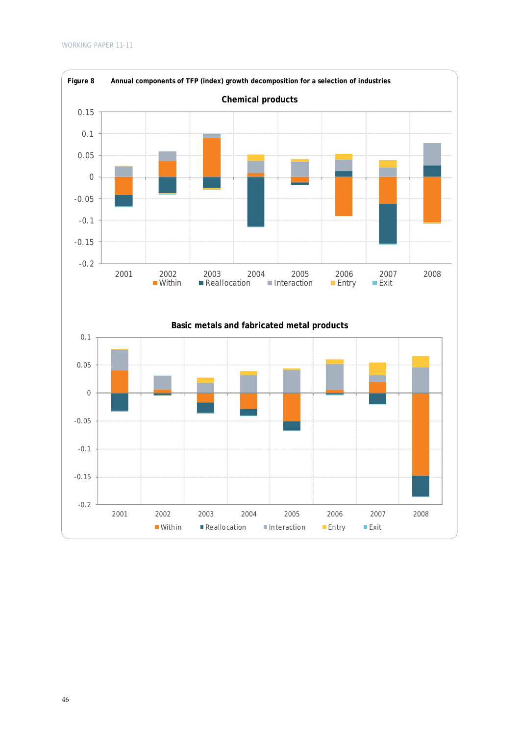**Figure 8 Annual components of TFP (index) growth decomposition for a selection of industries**

**Chemical products**

0.15
0.1
0.05
0
-0.05
-0.1
-0.15
-0.2

2001 2002 2003 2004 2005 2006 2007 2008

Within Reallocation Interaction Entry Exit

**Basic metals and fabricated metal products**

0.1
0.05
0
-0.05
-0.1
-0.15
-0.2

2001 2002 2003 2004 2005 2006 2007 2008

Within Reallocation Interaction Entry Exit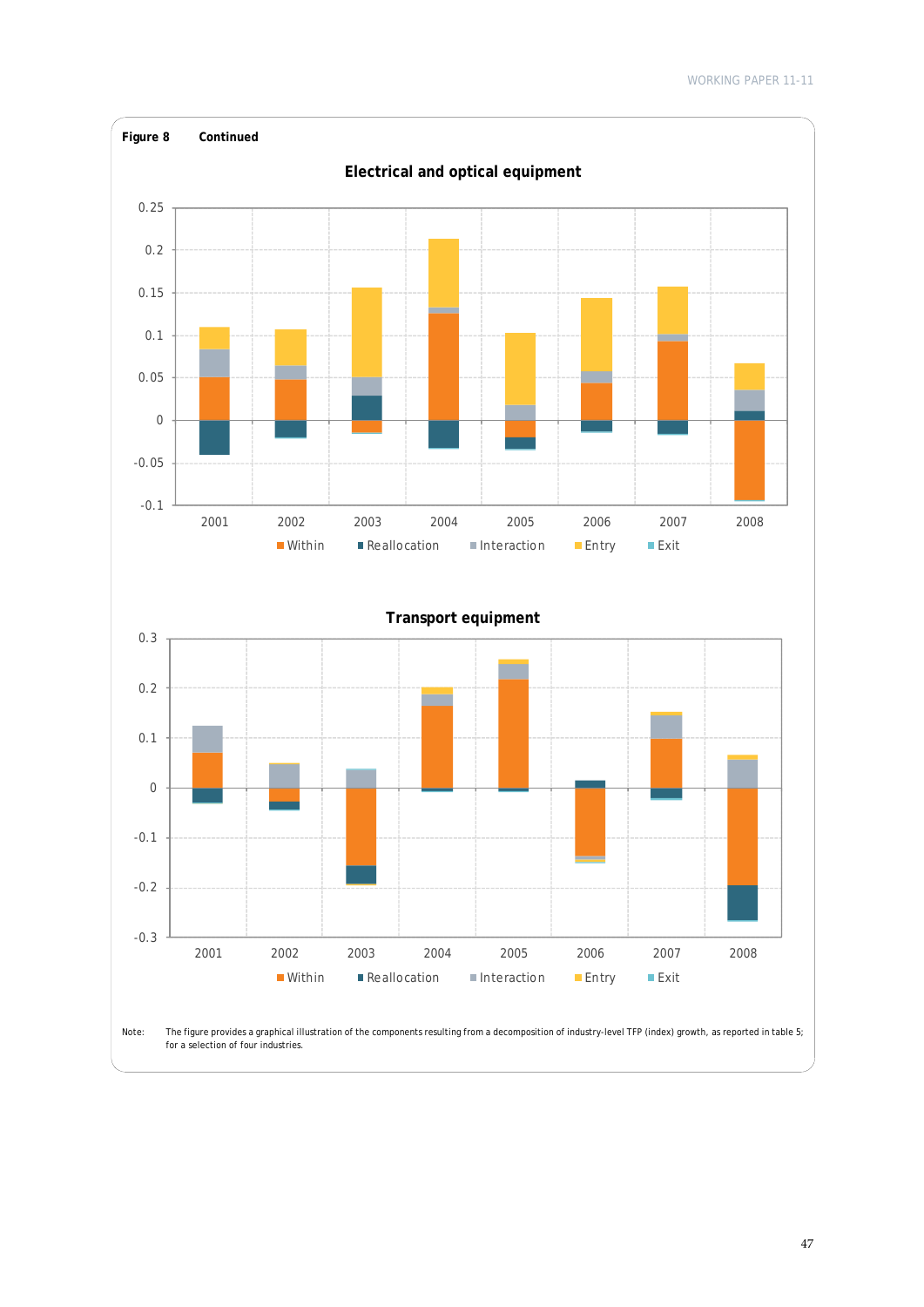**Figure 8 Continued**

**Electrical and optical equipment**

**Transport equipment**

Note: The figure provides a graphical illustration of the components resulting from a decomposition of industry-level TFP (index) growth, as reported in table 5; for a selection of four industries.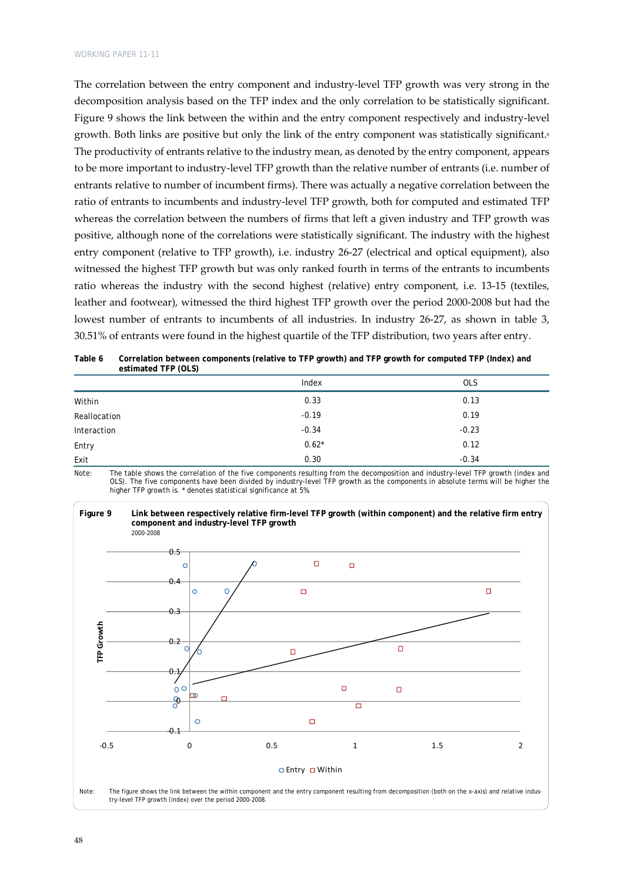The correlation between the entry component and industry-level TFP growth was very strong in the decomposition analysis based on the TFP index and the only correlation to be statistically significant. Figure 9 shows the link between the within and the entry component respectively and industry-level growth. Both links are positive but only the link of the entry component was statistically significant.[6] The productivity of entrants relative to the industry mean, as denoted by the entry component, appears to be more important to industry-level TFP growth than the relative number of entrants (i.e. number of entrants relative to number of incumbent firms). There was actually a negative correlation between the ratio of entrants to incumbents and industry-level TFP growth, both for computed and estimated TFP whereas the correlation between the numbers of firms that left a given industry and TFP growth was positive, although none of the correlations were statistically significant. The industry with the highest entry component (relative to TFP growth), i.e. industry 26-27 (electrical and optical equipment), also witnessed the highest TFP growth but was only ranked fourth in terms of the entrants to incumbents ratio whereas the industry with the second highest (relative) entry component, i.e. 13-15 (textiles, leather and footwear), witnessed the third highest TFP growth over the period 2000-2008 but had the lowest number of entrants to incumbents of all industries. In industry 26-27, as shown in table 3, 30.51% of entrants were found in the highest quartile of the TFP distribution, two years after entry.

**Table 6 Correlation between components (relative to TFP growth) and TFP growth for computed TFP (Index) and estimated TFP (OLS)**

| | Index | OLS |
|---|---|---|
| Within | 0.33 | 0.13 |
| Reallocation | -0.19 | 0.19 |
| Interaction | -0.34 | -0.23 |
| Entry | 0.62* | 0.12 |
| Exit | 0.30 | -0.34 |

Note: The table shows the correlation of the five components resulting from the decomposition and industry-level TFP growth (index and OLS). The five components have been divided by industry-level TFP growth as the components in absolute terms will be higher the higher TFP growth is. * denotes statistical significance at 5%

**Figure 9 Link between respectively relative firm-level TFP growth (within component) and the relative firm entry component and industry-level TFP growth**
2000-2008

Note: The figure shows the link between the within component and the entry component resulting from decomposition (both on the x-axis) and relative industry-level TFP growth (index) over the period 2000-2008.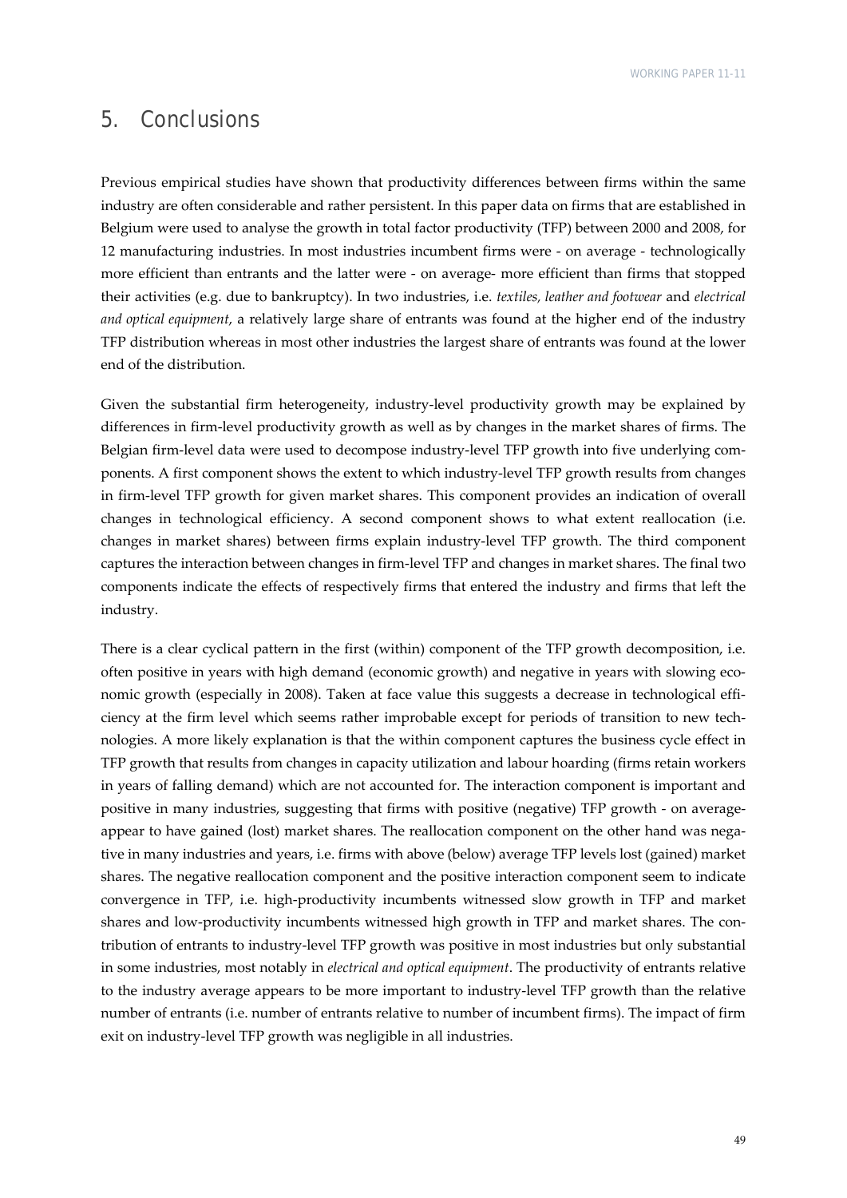# 5. Conclusions

Previous empirical studies have shown that productivity differences between firms within the same industry are often considerable and rather persistent. In this paper data on firms that are established in Belgium were used to analyse the growth in total factor productivity (TFP) between 2000 and 2008, for 12 manufacturing industries. In most industries incumbent firms were - on average - technologically more efficient than entrants and the latter were - on average- more efficient than firms that stopped their activities (e.g. due to bankruptcy). In two industries, i.e. *textiles, leather and footwear* and *electrical and optical equipment*, a relatively large share of entrants was found at the higher end of the industry TFP distribution whereas in most other industries the largest share of entrants was found at the lower end of the distribution.

Given the substantial firm heterogeneity, industry-level productivity growth may be explained by differences in firm-level productivity growth as well as by changes in the market shares of firms. The Belgian firm-level data were used to decompose industry-level TFP growth into five underlying components. A first component shows the extent to which industry-level TFP growth results from changes in firm-level TFP growth for given market shares. This component provides an indication of overall changes in technological efficiency. A second component shows to what extent reallocation (i.e. changes in market shares) between firms explain industry-level TFP growth. The third component captures the interaction between changes in firm-level TFP and changes in market shares. The final two components indicate the effects of respectively firms that entered the industry and firms that left the industry.

There is a clear cyclical pattern in the first (within) component of the TFP growth decomposition, i.e. often positive in years with high demand (economic growth) and negative in years with slowing economic growth (especially in 2008). Taken at face value this suggests a decrease in technological efficiency at the firm level which seems rather improbable except for periods of transition to new technologies. A more likely explanation is that the within component captures the business cycle effect in TFP growth that results from changes in capacity utilization and labour hoarding (firms retain workers in years of falling demand) which are not accounted for. The interaction component is important and positive in many industries, suggesting that firms with positive (negative) TFP growth - on average- appear to have gained (lost) market shares. The reallocation component on the other hand was negative in many industries and years, i.e. firms with above (below) average TFP levels lost (gained) market shares. The negative reallocation component and the positive interaction component seem to indicate convergence in TFP, i.e. high-productivity incumbents witnessed slow growth in TFP and market shares and low-productivity incumbents witnessed high growth in TFP and market shares. The contribution of entrants to industry-level TFP growth was positive in most industries but only substantial in some industries, most notably in *electrical and optical equipment*. The productivity of entrants relative to the industry average appears to be more important to industry-level TFP growth than the relative number of entrants (i.e. number of entrants relative to number of incumbent firms). The impact of firm exit on industry-level TFP growth was negligible in all industries.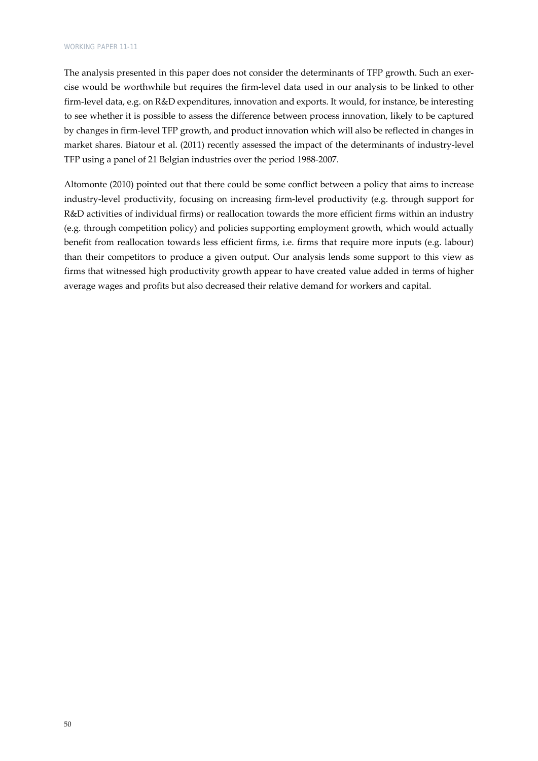The analysis presented in this paper does not consider the determinants of TFP growth. Such an exercise would be worthwhile but requires the firm-level data used in our analysis to be linked to other firm-level data, e.g. on R&D expenditures, innovation and exports. It would, for instance, be interesting to see whether it is possible to assess the difference between process innovation, likely to be captured by changes in firm-level TFP growth, and product innovation which will also be reflected in changes in market shares. Biatour et al. (2011) recently assessed the impact of the determinants of industry-level TFP using a panel of 21 Belgian industries over the period 1988-2007.

Altomonte (2010) pointed out that there could be some conflict between a policy that aims to increase industry-level productivity, focusing on increasing firm-level productivity (e.g. through support for R&D activities of individual firms) or reallocation towards the more efficient firms within an industry (e.g. through competition policy) and policies supporting employment growth, which would actually benefit from reallocation towards less efficient firms, i.e. firms that require more inputs (e.g. labour) than their competitors to produce a given output. Our analysis lends some support to this view as firms that witnessed high productivity growth appear to have created value added in terms of higher average wages and profits but also decreased their relative demand for workers and capital.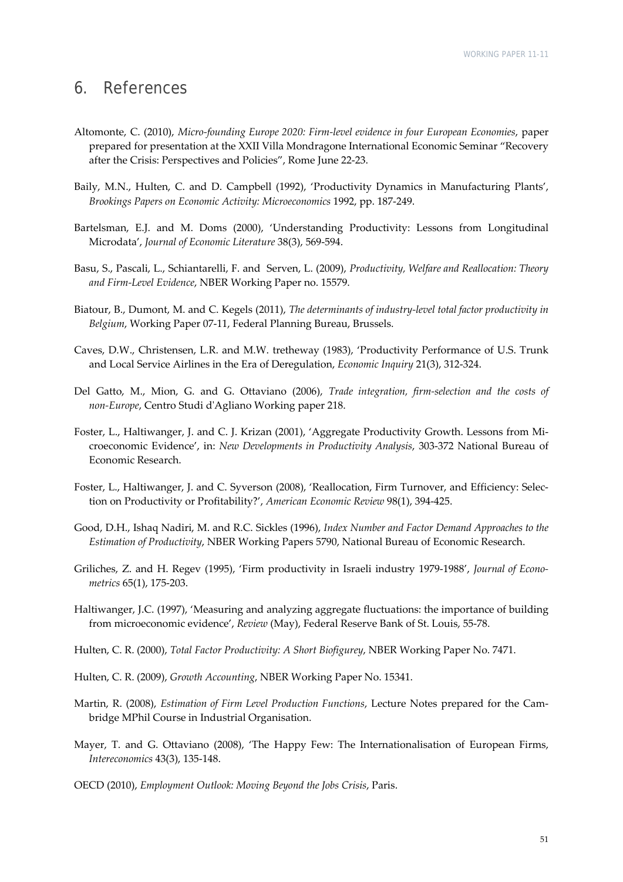# 6. References

Altomonte, C. (2010), *Micro-founding Europe 2020: Firm-level evidence in four European Economies*, paper prepared for presentation at the XXII Villa Mondragone International Economic Seminar "Recovery after the Crisis: Perspectives and Policies", Rome June 22-23.

Baily, M.N., Hulten, C. and D. Campbell (1992), 'Productivity Dynamics in Manufacturing Plants', *Brookings Papers on Economic Activity: Microeconomics* 1992, pp. 187-249.

Bartelsman, E.J. and M. Doms (2000), 'Understanding Productivity: Lessons from Longitudinal Microdata', *Journal of Economic Literature* 38(3), 569-594.

Basu, S., Pascali, L., Schiantarelli, F. and Serven, L. (2009), *Productivity, Welfare and Reallocation: Theory and Firm-Level Evidence*, NBER Working Paper no. 15579.

Biatour, B., Dumont, M. and C. Kegels (2011), *The determinants of industry-level total factor productivity in Belgium*, Working Paper 07-11, Federal Planning Bureau, Brussels.

Caves, D.W., Christensen, L.R. and M.W. tretheway (1983), 'Productivity Performance of U.S. Trunk and Local Service Airlines in the Era of Deregulation, *Economic Inquiry* 21(3), 312-324.

Del Gatto, M., Mion, G. and G. Ottaviano (2006), *Trade integration, firm-selection and the costs of non-Europe*, Centro Studi d'Agliano Working paper 218.

Foster, L., Haltiwanger, J. and C. J. Krizan (2001), 'Aggregate Productivity Growth. Lessons from Microeconomic Evidence', in: *New Developments in Productivity Analysis*, 303-372 National Bureau of Economic Research.

Foster, L., Haltiwanger, J. and C. Syverson (2008), 'Reallocation, Firm Turnover, and Efficiency: Selection on Productivity or Profitability?', *American Economic Review* 98(1), 394-425.

Good, D.H., Ishaq Nadiri, M. and R.C. Sickles (1996), *Index Number and Factor Demand Approaches to the Estimation of Productivity*, NBER Working Papers 5790, National Bureau of Economic Research.

Griliches, Z. and H. Regev (1995), 'Firm productivity in Israeli industry 1979-1988', *Journal of Econometrics* 65(1), 175-203.

Haltiwanger, J.C. (1997), 'Measuring and analyzing aggregate fluctuations: the importance of building from microeconomic evidence', *Review* (May), Federal Reserve Bank of St. Louis, 55-78.

Hulten, C. R. (2000), *Total Factor Productivity: A Short Biofigurey*, NBER Working Paper No. 7471.

Hulten, C. R. (2009), *Growth Accounting*, NBER Working Paper No. 15341.

Martin, R. (2008), *Estimation of Firm Level Production Functions*, Lecture Notes prepared for the Cambridge MPhil Course in Industrial Organisation.

Mayer, T. and G. Ottaviano (2008), 'The Happy Few: The Internationalisation of European Firms, *Intereconomics* 43(3), 135-148.

OECD (2010), *Employment Outlook: Moving Beyond the Jobs Crisis*, Paris.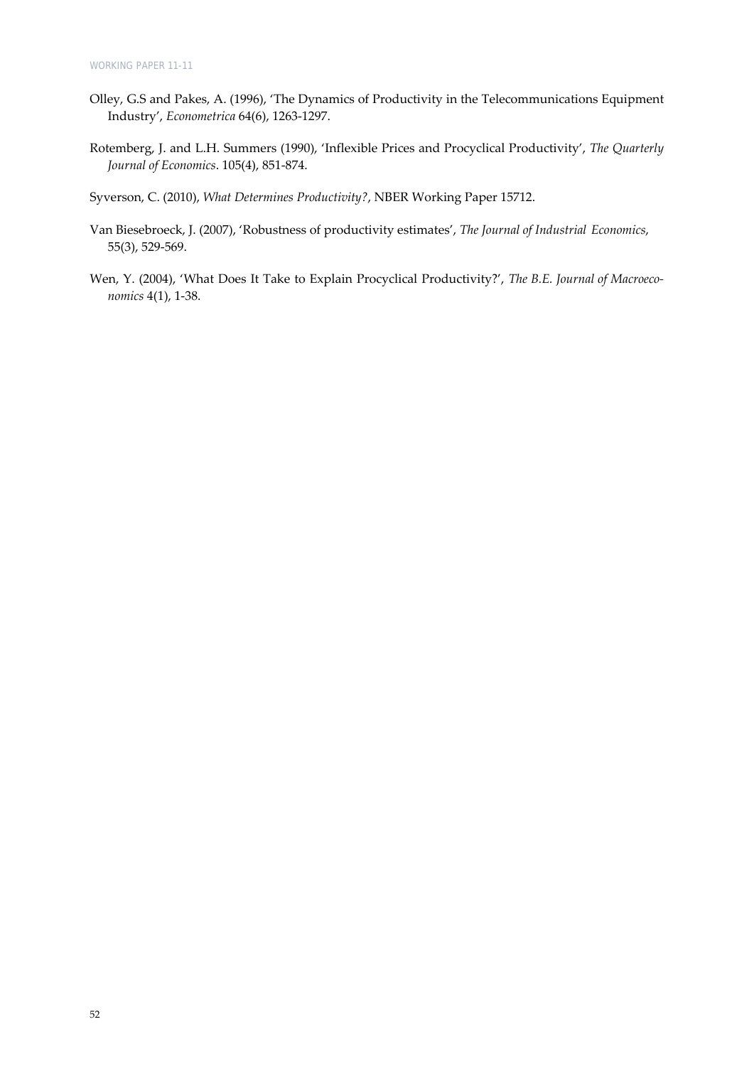Olley, G.S and Pakes, A. (1996), 'The Dynamics of Productivity in the Telecommunications Equipment Industry', *Econometrica* 64(6), 1263-1297.

Rotemberg, J. and L.H. Summers (1990), 'Inflexible Prices and Procyclical Productivity', *The Quarterly Journal of Economics*. 105(4), 851-874.

Syverson, C. (2010), *What Determines Productivity?*, NBER Working Paper 15712.

Van Biesebroeck, J. (2007), 'Robustness of productivity estimates', *The Journal of Industrial Economics*, 55(3), 529-569.

Wen, Y. (2004), 'What Does It Take to Explain Procyclical Productivity?', *The B.E. Journal of Macroeconomics* 4(1), 1-38.